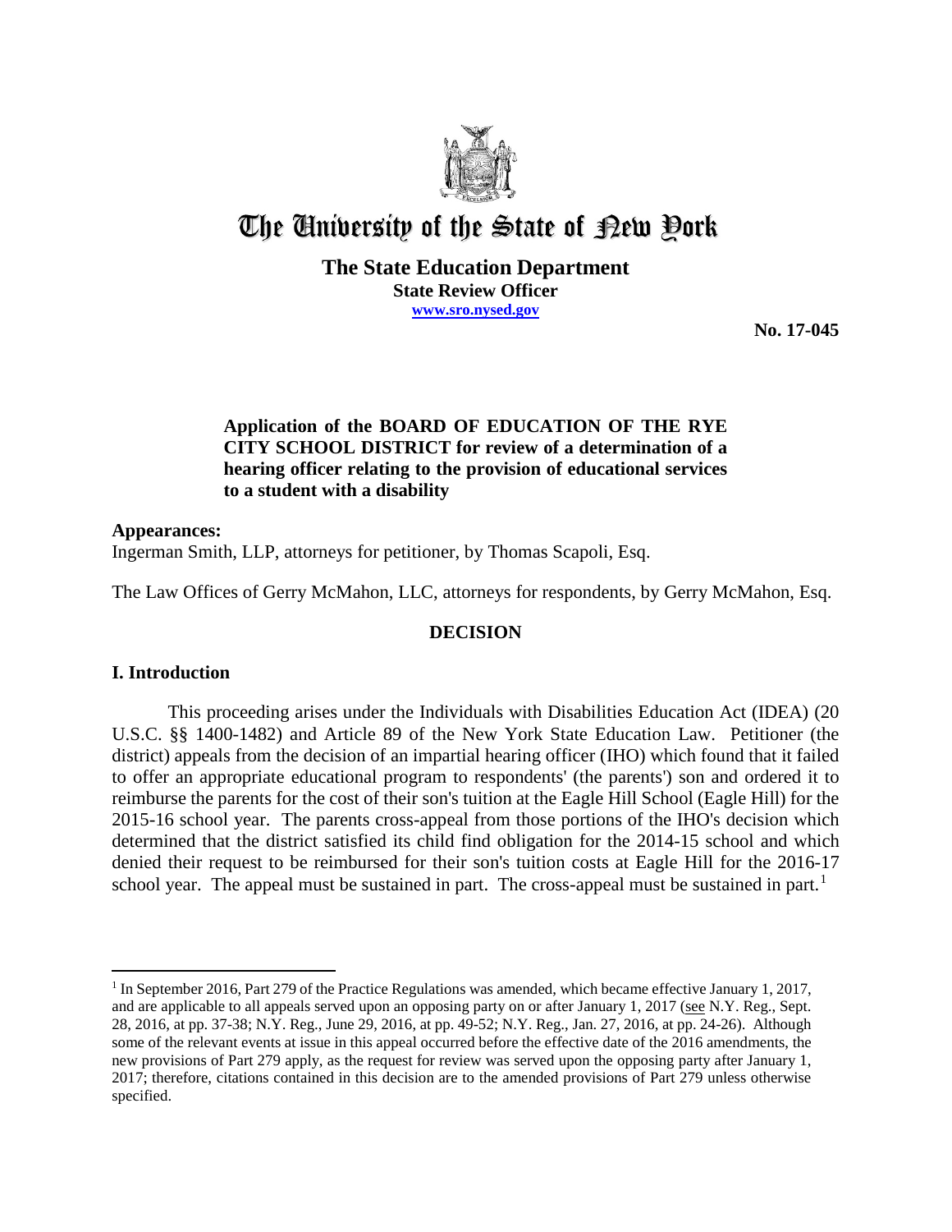# The University of the State of New York

**The State Education Department**
**State Review Officer**
**www.sro.nysed.gov**

**No. 17-045**

**Application of the BOARD OF EDUCATION OF THE RYE CITY SCHOOL DISTRICT for review of a determination of a hearing officer relating to the provision of educational services to a student with a disability**

**Appearances:**
Ingerman Smith, LLP, attorneys for petitioner, by Thomas Scapoli, Esq.

The Law Offices of Gerry McMahon, LLC, attorneys for respondents, by Gerry McMahon, Esq.

## DECISION

### I. Introduction

This proceeding arises under the Individuals with Disabilities Education Act (IDEA) (20 U.S.C. §§ 1400-1482) and Article 89 of the New York State Education Law. Petitioner (the district) appeals from the decision of an impartial hearing officer (IHO) which found that it failed to offer an appropriate educational program to respondents' (the parents') son and ordered it to reimburse the parents for the cost of their son's tuition at the Eagle Hill School (Eagle Hill) for the 2015-16 school year. The parents cross-appeal from those portions of the IHO's decision which determined that the district satisfied its child find obligation for the 2014-15 school and which denied their request to be reimbursed for their son's tuition costs at Eagle Hill for the 2016-17 school year. The appeal must be sustained in part. The cross-appeal must be sustained in part.[1]

---

[1] In September 2016, Part 279 of the Practice Regulations was amended, which became effective January 1, 2017, and are applicable to all appeals served upon an opposing party on or after January 1, 2017 (see N.Y. Reg., Sept. 28, 2016, at pp. 37-38; N.Y. Reg., June 29, 2016, at pp. 49-52; N.Y. Reg., Jan. 27, 2016, at pp. 24-26). Although some of the relevant events at issue in this appeal occurred before the effective date of the 2016 amendments, the new provisions of Part 279 apply, as the request for review was served upon the opposing party after January 1, 2017; therefore, citations contained in this decision are to the amended provisions of Part 279 unless otherwise specified.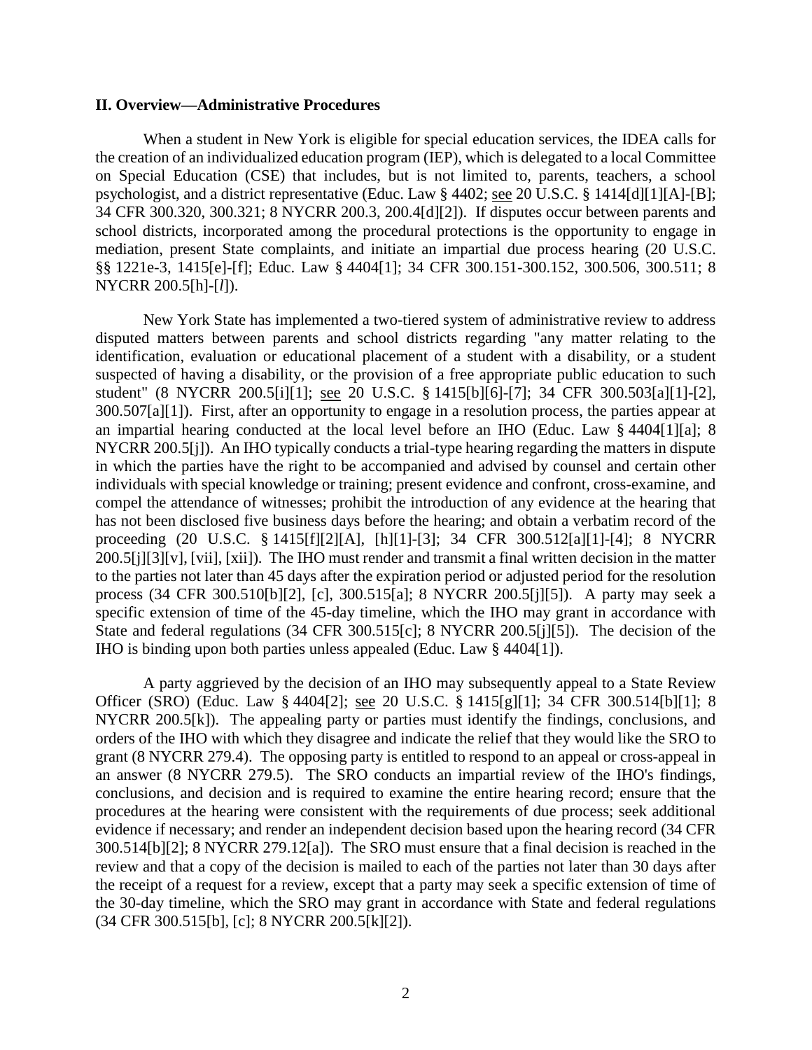**II. Overview—Administrative Procedures**

When a student in New York is eligible for special education services, the IDEA calls for the creation of an individualized education program (IEP), which is delegated to a local Committee on Special Education (CSE) that includes, but is not limited to, parents, teachers, a school psychologist, and a district representative (Educ. Law § 4402; see 20 U.S.C. § 1414[d][1][A]-[B]; 34 CFR 300.320, 300.321; 8 NYCRR 200.3, 200.4[d][2]). If disputes occur between parents and school districts, incorporated among the procedural protections is the opportunity to engage in mediation, present State complaints, and initiate an impartial due process hearing (20 U.S.C. §§ 1221e-3, 1415[e]-[f]; Educ. Law § 4404[1]; 34 CFR 300.151-300.152, 300.506, 300.511; 8 NYCRR 200.5[h]-[*l*]).

New York State has implemented a two-tiered system of administrative review to address disputed matters between parents and school districts regarding "any matter relating to the identification, evaluation or educational placement of a student with a disability, or a student suspected of having a disability, or the provision of a free appropriate public education to such student" (8 NYCRR 200.5[i][1]; see 20 U.S.C. § 1415[b][6]-[7]; 34 CFR 300.503[a][1]-[2], 300.507[a][1]). First, after an opportunity to engage in a resolution process, the parties appear at an impartial hearing conducted at the local level before an IHO (Educ. Law § 4404[1][a]; 8 NYCRR 200.5[j]). An IHO typically conducts a trial-type hearing regarding the matters in dispute in which the parties have the right to be accompanied and advised by counsel and certain other individuals with special knowledge or training; present evidence and confront, cross-examine, and compel the attendance of witnesses; prohibit the introduction of any evidence at the hearing that has not been disclosed five business days before the hearing; and obtain a verbatim record of the proceeding (20 U.S.C. § 1415[f][2][A], [h][1]-[3]; 34 CFR 300.512[a][1]-[4]; 8 NYCRR 200.5[j][3][v], [vii], [xii]). The IHO must render and transmit a final written decision in the matter to the parties not later than 45 days after the expiration period or adjusted period for the resolution process (34 CFR 300.510[b][2], [c], 300.515[a]; 8 NYCRR 200.5[j][5]). A party may seek a specific extension of time of the 45-day timeline, which the IHO may grant in accordance with State and federal regulations (34 CFR 300.515[c]; 8 NYCRR 200.5[j][5]). The decision of the IHO is binding upon both parties unless appealed (Educ. Law § 4404[1]).

A party aggrieved by the decision of an IHO may subsequently appeal to a State Review Officer (SRO) (Educ. Law § 4404[2]; see 20 U.S.C. § 1415[g][1]; 34 CFR 300.514[b][1]; 8 NYCRR 200.5[k]). The appealing party or parties must identify the findings, conclusions, and orders of the IHO with which they disagree and indicate the relief that they would like the SRO to grant (8 NYCRR 279.4). The opposing party is entitled to respond to an appeal or cross-appeal in an answer (8 NYCRR 279.5). The SRO conducts an impartial review of the IHO's findings, conclusions, and decision and is required to examine the entire hearing record; ensure that the procedures at the hearing were consistent with the requirements of due process; seek additional evidence if necessary; and render an independent decision based upon the hearing record (34 CFR 300.514[b][2]; 8 NYCRR 279.12[a]). The SRO must ensure that a final decision is reached in the review and that a copy of the decision is mailed to each of the parties not later than 30 days after the receipt of a request for a review, except that a party may seek a specific extension of time of the 30-day timeline, which the SRO may grant in accordance with State and federal regulations (34 CFR 300.515[b], [c]; 8 NYCRR 200.5[k][2]).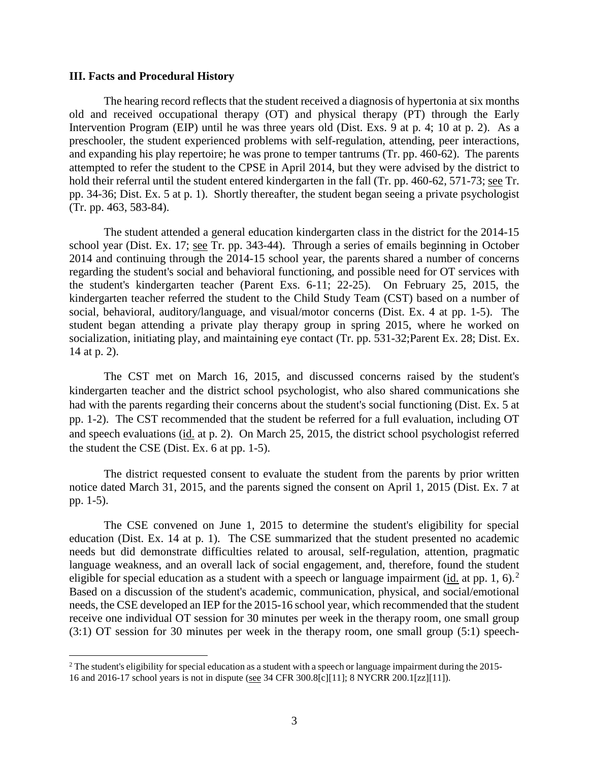**III. Facts and Procedural History**

The hearing record reflects that the student received a diagnosis of hypertonia at six months old and received occupational therapy (OT) and physical therapy (PT) through the Early Intervention Program (EIP) until he was three years old (Dist. Exs. 9 at p. 4; 10 at p. 2). As a preschooler, the student experienced problems with self-regulation, attending, peer interactions, and expanding his play repertoire; he was prone to temper tantrums (Tr. pp. 460-62). The parents attempted to refer the student to the CPSE in April 2014, but they were advised by the district to hold their referral until the student entered kindergarten in the fall (Tr. pp. 460-62, 571-73; see Tr. pp. 34-36; Dist. Ex. 5 at p. 1). Shortly thereafter, the student began seeing a private psychologist (Tr. pp. 463, 583-84).

The student attended a general education kindergarten class in the district for the 2014-15 school year (Dist. Ex. 17; see Tr. pp. 343-44). Through a series of emails beginning in October 2014 and continuing through the 2014-15 school year, the parents shared a number of concerns regarding the student's social and behavioral functioning, and possible need for OT services with the student's kindergarten teacher (Parent Exs. 6-11; 22-25). On February 25, 2015, the kindergarten teacher referred the student to the Child Study Team (CST) based on a number of social, behavioral, auditory/language, and visual/motor concerns (Dist. Ex. 4 at pp. 1-5). The student began attending a private play therapy group in spring 2015, where he worked on socialization, initiating play, and maintaining eye contact (Tr. pp. 531-32;Parent Ex. 28; Dist. Ex. 14 at p. 2).

The CST met on March 16, 2015, and discussed concerns raised by the student's kindergarten teacher and the district school psychologist, who also shared communications she had with the parents regarding their concerns about the student's social functioning (Dist. Ex. 5 at pp. 1-2). The CST recommended that the student be referred for a full evaluation, including OT and speech evaluations (id. at p. 2). On March 25, 2015, the district school psychologist referred the student the CSE (Dist. Ex. 6 at pp. 1-5).

The district requested consent to evaluate the student from the parents by prior written notice dated March 31, 2015, and the parents signed the consent on April 1, 2015 (Dist. Ex. 7 at pp. 1-5).

The CSE convened on June 1, 2015 to determine the student's eligibility for special education (Dist. Ex. 14 at p. 1). The CSE summarized that the student presented no academic needs but did demonstrate difficulties related to arousal, self-regulation, attention, pragmatic language weakness, and an overall lack of social engagement, and, therefore, found the student eligible for special education as a student with a speech or language impairment (id. at pp. 1, 6).[2] Based on a discussion of the student's academic, communication, physical, and social/emotional needs, the CSE developed an IEP for the 2015-16 school year, which recommended that the student receive one individual OT session for 30 minutes per week in the therapy room, one small group (3:1) OT session for 30 minutes per week in the therapy room, one small group (5:1) speech-

[2] The student's eligibility for special education as a student with a speech or language impairment during the 2015-16 and 2016-17 school years is not in dispute (see 34 CFR 300.8[c][11]; 8 NYCRR 200.1[zz][11]).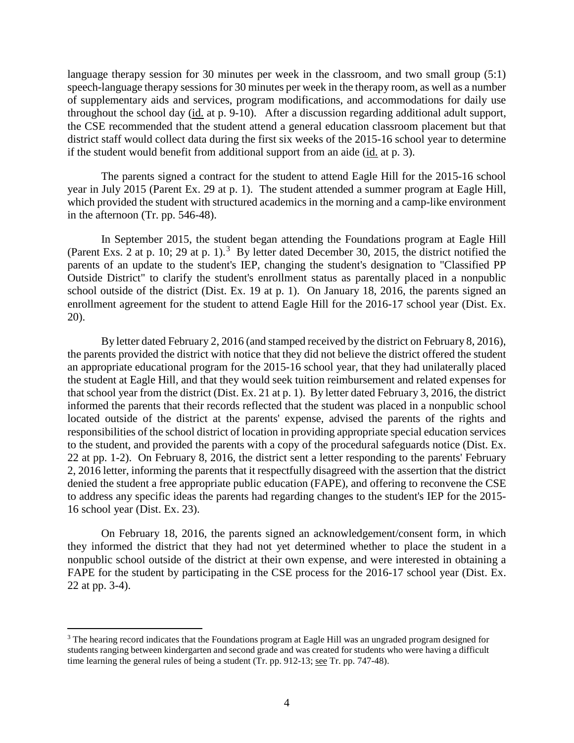language therapy session for 30 minutes per week in the classroom, and two small group (5:1) speech-language therapy sessions for 30 minutes per week in the therapy room, as well as a number of supplementary aids and services, program modifications, and accommodations for daily use throughout the school day (id. at p. 9-10). After a discussion regarding additional adult support, the CSE recommended that the student attend a general education classroom placement but that district staff would collect data during the first six weeks of the 2015-16 school year to determine if the student would benefit from additional support from an aide (id. at p. 3).

The parents signed a contract for the student to attend Eagle Hill for the 2015-16 school year in July 2015 (Parent Ex. 29 at p. 1). The student attended a summer program at Eagle Hill, which provided the student with structured academics in the morning and a camp-like environment in the afternoon (Tr. pp. 546-48).

In September 2015, the student began attending the Foundations program at Eagle Hill (Parent Exs. 2 at p. 10; 29 at p. 1).[3] By letter dated December 30, 2015, the district notified the parents of an update to the student's IEP, changing the student's designation to "Classified PP Outside District" to clarify the student's enrollment status as parentally placed in a nonpublic school outside of the district (Dist. Ex. 19 at p. 1). On January 18, 2016, the parents signed an enrollment agreement for the student to attend Eagle Hill for the 2016-17 school year (Dist. Ex. 20).

By letter dated February 2, 2016 (and stamped received by the district on February 8, 2016), the parents provided the district with notice that they did not believe the district offered the student an appropriate educational program for the 2015-16 school year, that they had unilaterally placed the student at Eagle Hill, and that they would seek tuition reimbursement and related expenses for that school year from the district (Dist. Ex. 21 at p. 1). By letter dated February 3, 2016, the district informed the parents that their records reflected that the student was placed in a nonpublic school located outside of the district at the parents' expense, advised the parents of the rights and responsibilities of the school district of location in providing appropriate special education services to the student, and provided the parents with a copy of the procedural safeguards notice (Dist. Ex. 22 at pp. 1-2). On February 8, 2016, the district sent a letter responding to the parents' February 2, 2016 letter, informing the parents that it respectfully disagreed with the assertion that the district denied the student a free appropriate public education (FAPE), and offering to reconvene the CSE to address any specific ideas the parents had regarding changes to the student's IEP for the 2015-16 school year (Dist. Ex. 23).

On February 18, 2016, the parents signed an acknowledgement/consent form, in which they informed the district that they had not yet determined whether to place the student in a nonpublic school outside of the district at their own expense, and were interested in obtaining a FAPE for the student by participating in the CSE process for the 2016-17 school year (Dist. Ex. 22 at pp. 3-4).

---

[3] The hearing record indicates that the Foundations program at Eagle Hill was an ungraded program designed for students ranging between kindergarten and second grade and was created for students who were having a difficult time learning the general rules of being a student (Tr. pp. 912-13; see Tr. pp. 747-48).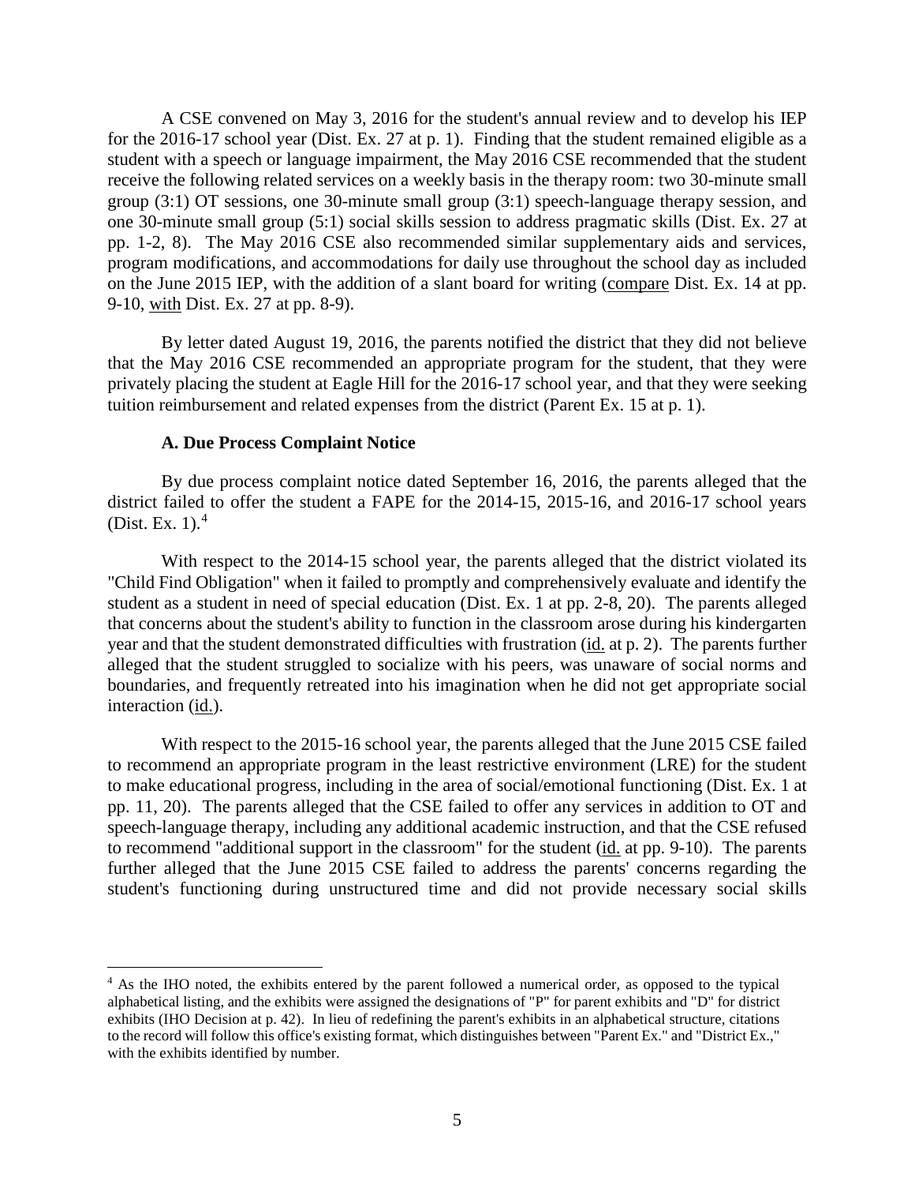A CSE convened on May 3, 2016 for the student's annual review and to develop his IEP for the 2016-17 school year (Dist. Ex. 27 at p. 1). Finding that the student remained eligible as a student with a speech or language impairment, the May 2016 CSE recommended that the student receive the following related services on a weekly basis in the therapy room: two 30-minute small group (3:1) OT sessions, one 30-minute small group (3:1) speech-language therapy session, and one 30-minute small group (5:1) social skills session to address pragmatic skills (Dist. Ex. 27 at pp. 1-2, 8). The May 2016 CSE also recommended similar supplementary aids and services, program modifications, and accommodations for daily use throughout the school day as included on the June 2015 IEP, with the addition of a slant board for writing (compare Dist. Ex. 14 at pp. 9-10, with Dist. Ex. 27 at pp. 8-9).

By letter dated August 19, 2016, the parents notified the district that they did not believe that the May 2016 CSE recommended an appropriate program for the student, that they were privately placing the student at Eagle Hill for the 2016-17 school year, and that they were seeking tuition reimbursement and related expenses from the district (Parent Ex. 15 at p. 1).

### A. Due Process Complaint Notice

By due process complaint notice dated September 16, 2016, the parents alleged that the district failed to offer the student a FAPE for the 2014-15, 2015-16, and 2016-17 school years (Dist. Ex. 1).[4]

With respect to the 2014-15 school year, the parents alleged that the district violated its "Child Find Obligation" when it failed to promptly and comprehensively evaluate and identify the student as a student in need of special education (Dist. Ex. 1 at pp. 2-8, 20). The parents alleged that concerns about the student's ability to function in the classroom arose during his kindergarten year and that the student demonstrated difficulties with frustration (id. at p. 2). The parents further alleged that the student struggled to socialize with his peers, was unaware of social norms and boundaries, and frequently retreated into his imagination when he did not get appropriate social interaction (id.).

With respect to the 2015-16 school year, the parents alleged that the June 2015 CSE failed to recommend an appropriate program in the least restrictive environment (LRE) for the student to make educational progress, including in the area of social/emotional functioning (Dist. Ex. 1 at pp. 11, 20). The parents alleged that the CSE failed to offer any services in addition to OT and speech-language therapy, including any additional academic instruction, and that the CSE refused to recommend "additional support in the classroom" for the student (id. at pp. 9-10). The parents further alleged that the June 2015 CSE failed to address the parents' concerns regarding the student's functioning during unstructured time and did not provide necessary social skills

---

[4] As the IHO noted, the exhibits entered by the parent followed a numerical order, as opposed to the typical alphabetical listing, and the exhibits were assigned the designations of "P" for parent exhibits and "D" for district exhibits (IHO Decision at p. 42). In lieu of redefining the parent's exhibits in an alphabetical structure, citations to the record will follow this office's existing format, which distinguishes between "Parent Ex." and "District Ex.," with the exhibits identified by number.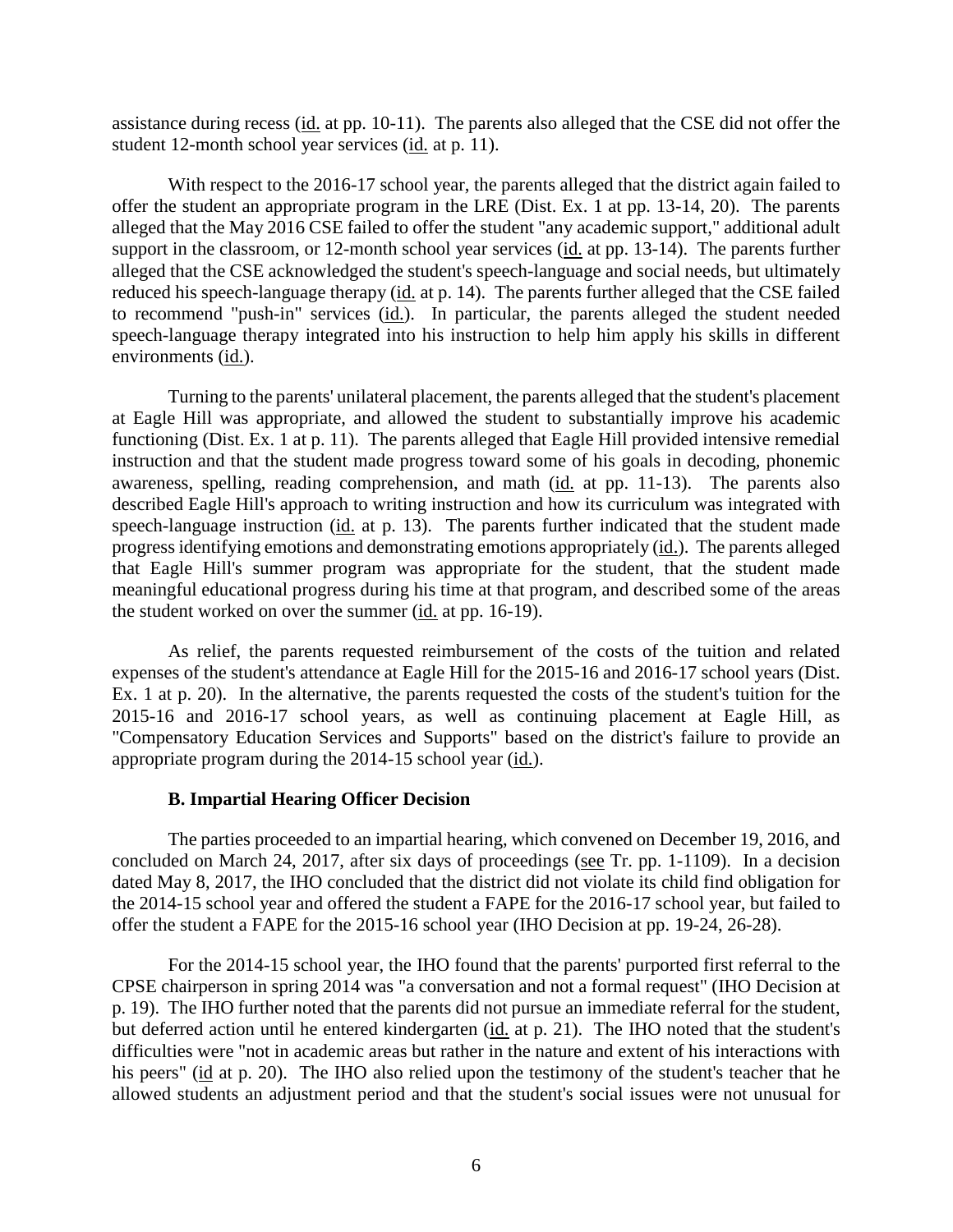assistance during recess (id. at pp. 10-11). The parents also alleged that the CSE did not offer the student 12-month school year services (id. at p. 11).

With respect to the 2016-17 school year, the parents alleged that the district again failed to offer the student an appropriate program in the LRE (Dist. Ex. 1 at pp. 13-14, 20). The parents alleged that the May 2016 CSE failed to offer the student "any academic support," additional adult support in the classroom, or 12-month school year services (id. at pp. 13-14). The parents further alleged that the CSE acknowledged the student's speech-language and social needs, but ultimately reduced his speech-language therapy (id. at p. 14). The parents further alleged that the CSE failed to recommend "push-in" services (id.). In particular, the parents alleged the student needed speech-language therapy integrated into his instruction to help him apply his skills in different environments (id.).

Turning to the parents' unilateral placement, the parents alleged that the student's placement at Eagle Hill was appropriate, and allowed the student to substantially improve his academic functioning (Dist. Ex. 1 at p. 11). The parents alleged that Eagle Hill provided intensive remedial instruction and that the student made progress toward some of his goals in decoding, phonemic awareness, spelling, reading comprehension, and math (id. at pp. 11-13). The parents also described Eagle Hill's approach to writing instruction and how its curriculum was integrated with speech-language instruction (id. at p. 13). The parents further indicated that the student made progress identifying emotions and demonstrating emotions appropriately (id.). The parents alleged that Eagle Hill's summer program was appropriate for the student, that the student made meaningful educational progress during his time at that program, and described some of the areas the student worked on over the summer (id. at pp. 16-19).

As relief, the parents requested reimbursement of the costs of the tuition and related expenses of the student's attendance at Eagle Hill for the 2015-16 and 2016-17 school years (Dist. Ex. 1 at p. 20). In the alternative, the parents requested the costs of the student's tuition for the 2015-16 and 2016-17 school years, as well as continuing placement at Eagle Hill, as "Compensatory Education Services and Supports" based on the district's failure to provide an appropriate program during the 2014-15 school year (id.).

### B. Impartial Hearing Officer Decision

The parties proceeded to an impartial hearing, which convened on December 19, 2016, and concluded on March 24, 2017, after six days of proceedings (see Tr. pp. 1-1109). In a decision dated May 8, 2017, the IHO concluded that the district did not violate its child find obligation for the 2014-15 school year and offered the student a FAPE for the 2016-17 school year, but failed to offer the student a FAPE for the 2015-16 school year (IHO Decision at pp. 19-24, 26-28).

For the 2014-15 school year, the IHO found that the parents' purported first referral to the CPSE chairperson in spring 2014 was "a conversation and not a formal request" (IHO Decision at p. 19). The IHO further noted that the parents did not pursue an immediate referral for the student, but deferred action until he entered kindergarten (id. at p. 21). The IHO noted that the student's difficulties were "not in academic areas but rather in the nature and extent of his interactions with his peers" (id at p. 20). The IHO also relied upon the testimony of the student's teacher that he allowed students an adjustment period and that the student's social issues were not unusual for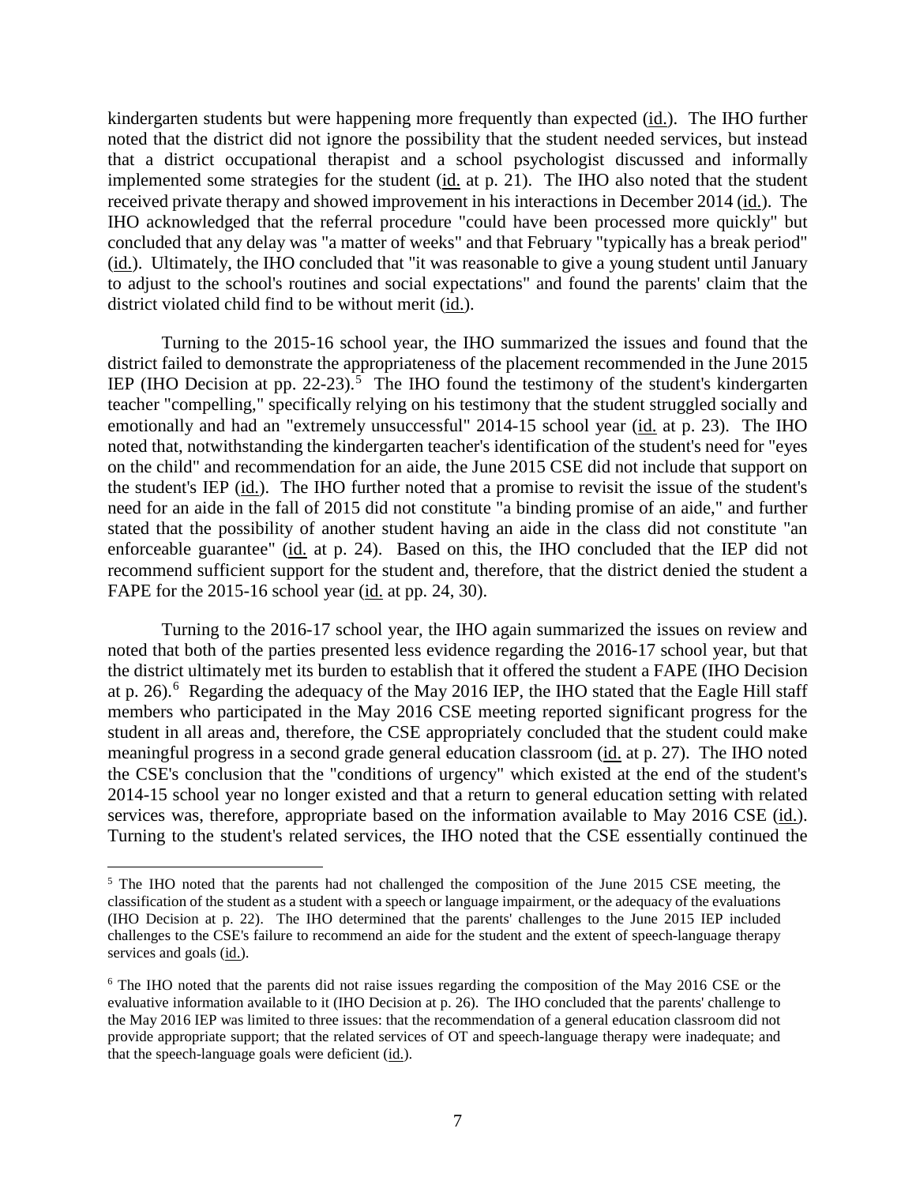kindergarten students but were happening more frequently than expected (id.). The IHO further noted that the district did not ignore the possibility that the student needed services, but instead that a district occupational therapist and a school psychologist discussed and informally implemented some strategies for the student (id. at p. 21). The IHO also noted that the student received private therapy and showed improvement in his interactions in December 2014 (id.). The IHO acknowledged that the referral procedure "could have been processed more quickly" but concluded that any delay was "a matter of weeks" and that February "typically has a break period" (id.). Ultimately, the IHO concluded that "it was reasonable to give a young student until January to adjust to the school's routines and social expectations" and found the parents' claim that the district violated child find to be without merit (id.).

Turning to the 2015-16 school year, the IHO summarized the issues and found that the district failed to demonstrate the appropriateness of the placement recommended in the June 2015 IEP (IHO Decision at pp. 22-23).[5] The IHO found the testimony of the student's kindergarten teacher "compelling," specifically relying on his testimony that the student struggled socially and emotionally and had an "extremely unsuccessful" 2014-15 school year (id. at p. 23). The IHO noted that, notwithstanding the kindergarten teacher's identification of the student's need for "eyes on the child" and recommendation for an aide, the June 2015 CSE did not include that support on the student's IEP (id.). The IHO further noted that a promise to revisit the issue of the student's need for an aide in the fall of 2015 did not constitute "a binding promise of an aide," and further stated that the possibility of another student having an aide in the class did not constitute "an enforceable guarantee" (id. at p. 24). Based on this, the IHO concluded that the IEP did not recommend sufficient support for the student and, therefore, that the district denied the student a FAPE for the 2015-16 school year (id. at pp. 24, 30).

Turning to the 2016-17 school year, the IHO again summarized the issues on review and noted that both of the parties presented less evidence regarding the 2016-17 school year, but that the district ultimately met its burden to establish that it offered the student a FAPE (IHO Decision at p. 26).[6] Regarding the adequacy of the May 2016 IEP, the IHO stated that the Eagle Hill staff members who participated in the May 2016 CSE meeting reported significant progress for the student in all areas and, therefore, the CSE appropriately concluded that the student could make meaningful progress in a second grade general education classroom (id. at p. 27). The IHO noted the CSE's conclusion that the "conditions of urgency" which existed at the end of the student's 2014-15 school year no longer existed and that a return to general education setting with related services was, therefore, appropriate based on the information available to May 2016 CSE (id.). Turning to the student's related services, the IHO noted that the CSE essentially continued the

[5] The IHO noted that the parents had not challenged the composition of the June 2015 CSE meeting, the classification of the student as a student with a speech or language impairment, or the adequacy of the evaluations (IHO Decision at p. 22). The IHO determined that the parents' challenges to the June 2015 IEP included challenges to the CSE's failure to recommend an aide for the student and the extent of speech-language therapy services and goals (id.).

[6] The IHO noted that the parents did not raise issues regarding the composition of the May 2016 CSE or the evaluative information available to it (IHO Decision at p. 26). The IHO concluded that the parents' challenge to the May 2016 IEP was limited to three issues: that the recommendation of a general education classroom did not provide appropriate support; that the related services of OT and speech-language therapy were inadequate; and that the speech-language goals were deficient (id.).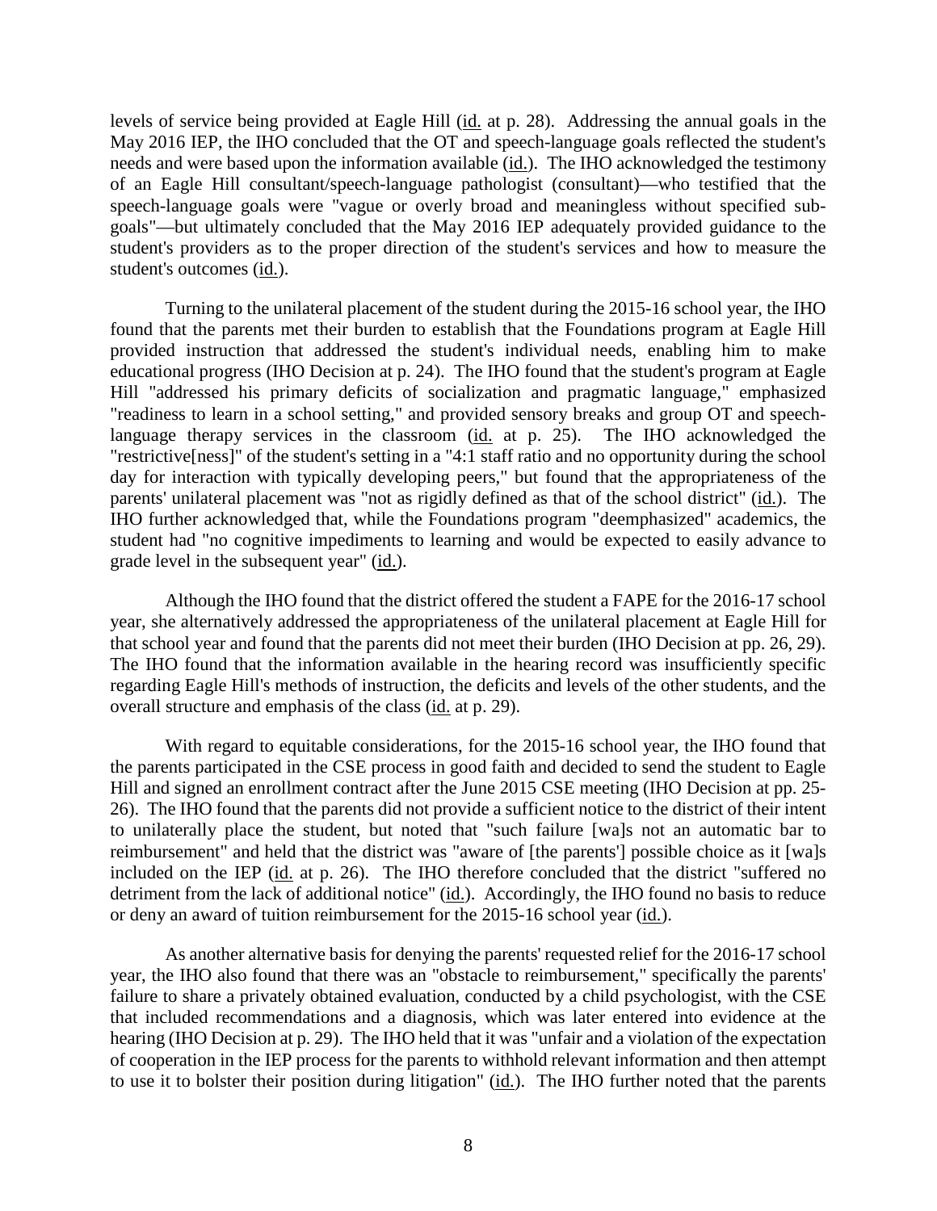levels of service being provided at Eagle Hill (id. at p. 28). Addressing the annual goals in the May 2016 IEP, the IHO concluded that the OT and speech-language goals reflected the student's needs and were based upon the information available (id.). The IHO acknowledged the testimony of an Eagle Hill consultant/speech-language pathologist (consultant)—who testified that the speech-language goals were "vague or overly broad and meaningless without specified sub-goals"—but ultimately concluded that the May 2016 IEP adequately provided guidance to the student's providers as to the proper direction of the student's services and how to measure the student's outcomes (id.).

Turning to the unilateral placement of the student during the 2015-16 school year, the IHO found that the parents met their burden to establish that the Foundations program at Eagle Hill provided instruction that addressed the student's individual needs, enabling him to make educational progress (IHO Decision at p. 24). The IHO found that the student's program at Eagle Hill "addressed his primary deficits of socialization and pragmatic language," emphasized "readiness to learn in a school setting," and provided sensory breaks and group OT and speech-language therapy services in the classroom (id. at p. 25). The IHO acknowledged the "restrictive[ness]" of the student's setting in a "4:1 staff ratio and no opportunity during the school day for interaction with typically developing peers," but found that the appropriateness of the parents' unilateral placement was "not as rigidly defined as that of the school district" (id.). The IHO further acknowledged that, while the Foundations program "deemphasized" academics, the student had "no cognitive impediments to learning and would be expected to easily advance to grade level in the subsequent year" (id.).

Although the IHO found that the district offered the student a FAPE for the 2016-17 school year, she alternatively addressed the appropriateness of the unilateral placement at Eagle Hill for that school year and found that the parents did not meet their burden (IHO Decision at pp. 26, 29). The IHO found that the information available in the hearing record was insufficiently specific regarding Eagle Hill's methods of instruction, the deficits and levels of the other students, and the overall structure and emphasis of the class (id. at p. 29).

With regard to equitable considerations, for the 2015-16 school year, the IHO found that the parents participated in the CSE process in good faith and decided to send the student to Eagle Hill and signed an enrollment contract after the June 2015 CSE meeting (IHO Decision at pp. 25-26). The IHO found that the parents did not provide a sufficient notice to the district of their intent to unilaterally place the student, but noted that "such failure [wa]s not an automatic bar to reimbursement" and held that the district was "aware of [the parents'] possible choice as it [wa]s included on the IEP (id. at p. 26). The IHO therefore concluded that the district "suffered no detriment from the lack of additional notice" (id.). Accordingly, the IHO found no basis to reduce or deny an award of tuition reimbursement for the 2015-16 school year (id.).

As another alternative basis for denying the parents' requested relief for the 2016-17 school year, the IHO also found that there was an "obstacle to reimbursement," specifically the parents' failure to share a privately obtained evaluation, conducted by a child psychologist, with the CSE that included recommendations and a diagnosis, which was later entered into evidence at the hearing (IHO Decision at p. 29). The IHO held that it was "unfair and a violation of the expectation of cooperation in the IEP process for the parents to withhold relevant information and then attempt to use it to bolster their position during litigation" (id.). The IHO further noted that the parents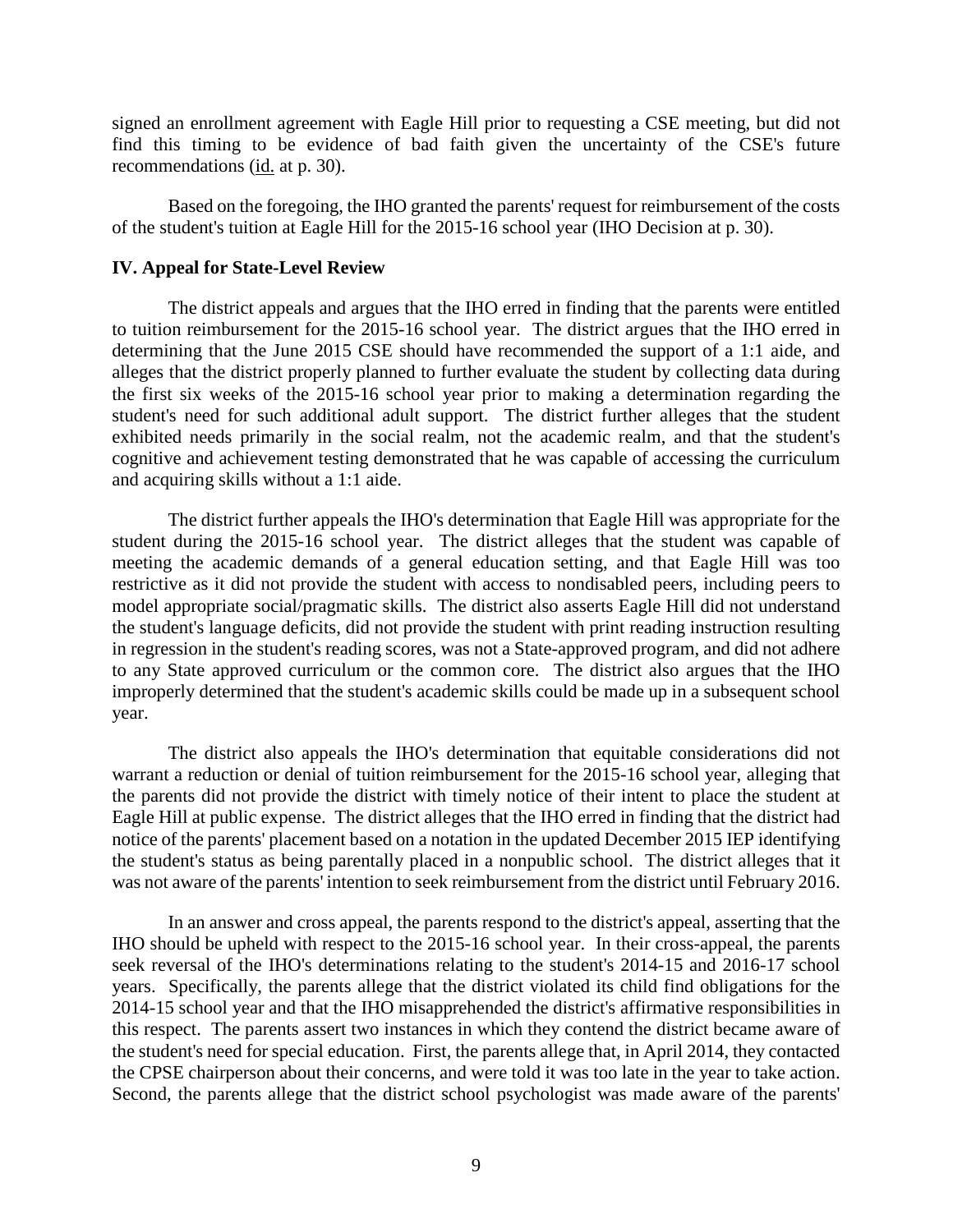signed an enrollment agreement with Eagle Hill prior to requesting a CSE meeting, but did not find this timing to be evidence of bad faith given the uncertainty of the CSE's future recommendations (id. at p. 30).

Based on the foregoing, the IHO granted the parents' request for reimbursement of the costs of the student's tuition at Eagle Hill for the 2015-16 school year (IHO Decision at p. 30).

## IV. Appeal for State-Level Review

The district appeals and argues that the IHO erred in finding that the parents were entitled to tuition reimbursement for the 2015-16 school year. The district argues that the IHO erred in determining that the June 2015 CSE should have recommended the support of a 1:1 aide, and alleges that the district properly planned to further evaluate the student by collecting data during the first six weeks of the 2015-16 school year prior to making a determination regarding the student's need for such additional adult support. The district further alleges that the student exhibited needs primarily in the social realm, not the academic realm, and that the student's cognitive and achievement testing demonstrated that he was capable of accessing the curriculum and acquiring skills without a 1:1 aide.

The district further appeals the IHO's determination that Eagle Hill was appropriate for the student during the 2015-16 school year. The district alleges that the student was capable of meeting the academic demands of a general education setting, and that Eagle Hill was too restrictive as it did not provide the student with access to nondisabled peers, including peers to model appropriate social/pragmatic skills. The district also asserts Eagle Hill did not understand the student's language deficits, did not provide the student with print reading instruction resulting in regression in the student's reading scores, was not a State-approved program, and did not adhere to any State approved curriculum or the common core. The district also argues that the IHO improperly determined that the student's academic skills could be made up in a subsequent school year.

The district also appeals the IHO's determination that equitable considerations did not warrant a reduction or denial of tuition reimbursement for the 2015-16 school year, alleging that the parents did not provide the district with timely notice of their intent to place the student at Eagle Hill at public expense. The district alleges that the IHO erred in finding that the district had notice of the parents' placement based on a notation in the updated December 2015 IEP identifying the student's status as being parentally placed in a nonpublic school. The district alleges that it was not aware of the parents' intention to seek reimbursement from the district until February 2016.

In an answer and cross appeal, the parents respond to the district's appeal, asserting that the IHO should be upheld with respect to the 2015-16 school year. In their cross-appeal, the parents seek reversal of the IHO's determinations relating to the student's 2014-15 and 2016-17 school years. Specifically, the parents allege that the district violated its child find obligations for the 2014-15 school year and that the IHO misapprehended the district's affirmative responsibilities in this respect. The parents assert two instances in which they contend the district became aware of the student's need for special education. First, the parents allege that, in April 2014, they contacted the CPSE chairperson about their concerns, and were told it was too late in the year to take action. Second, the parents allege that the district school psychologist was made aware of the parents'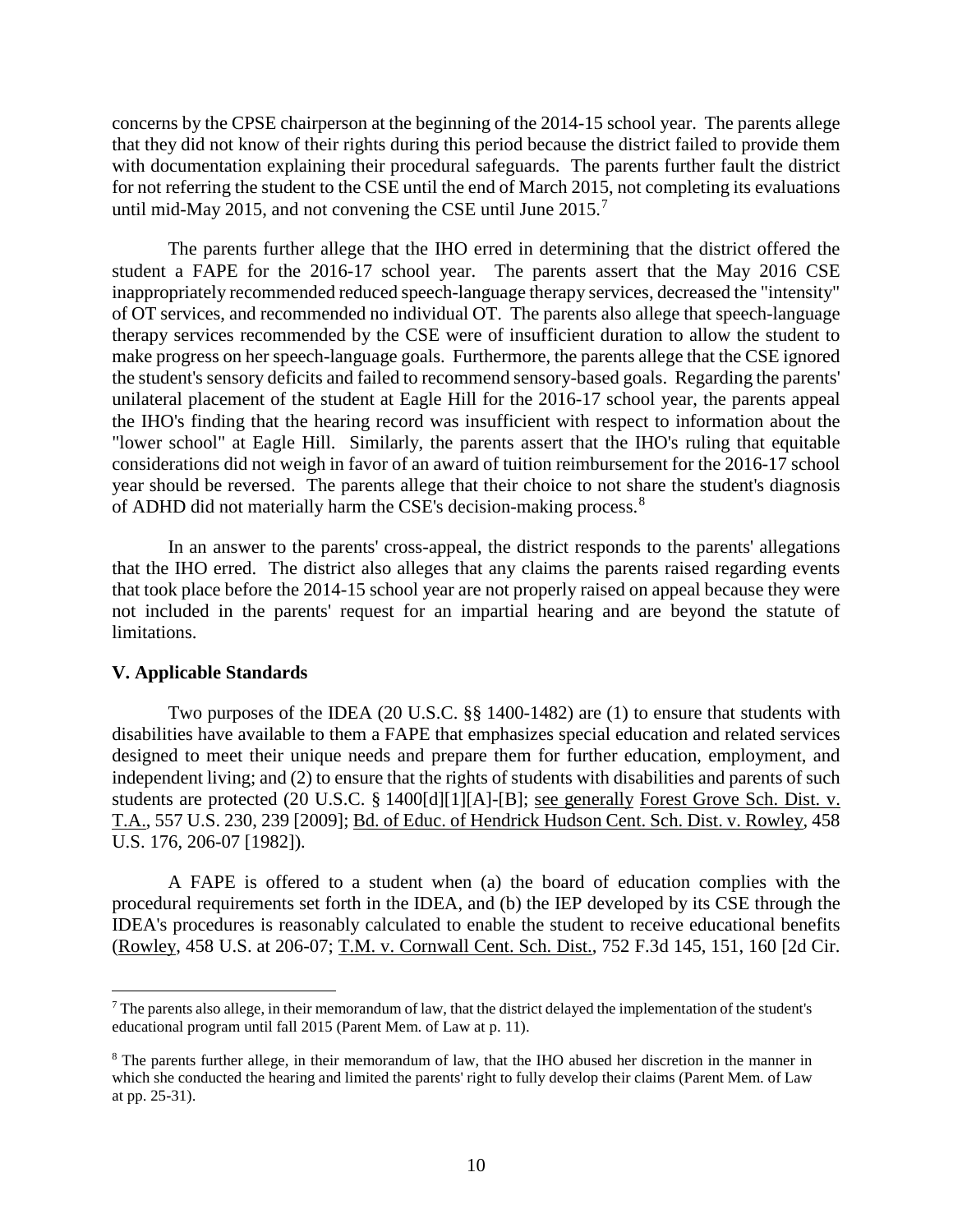concerns by the CPSE chairperson at the beginning of the 2014-15 school year. The parents allege that they did not know of their rights during this period because the district failed to provide them with documentation explaining their procedural safeguards. The parents further fault the district for not referring the student to the CSE until the end of March 2015, not completing its evaluations until mid-May 2015, and not convening the CSE until June 2015.[7]

The parents further allege that the IHO erred in determining that the district offered the student a FAPE for the 2016-17 school year. The parents assert that the May 2016 CSE inappropriately recommended reduced speech-language therapy services, decreased the "intensity" of OT services, and recommended no individual OT. The parents also allege that speech-language therapy services recommended by the CSE were of insufficient duration to allow the student to make progress on her speech-language goals. Furthermore, the parents allege that the CSE ignored the student's sensory deficits and failed to recommend sensory-based goals. Regarding the parents' unilateral placement of the student at Eagle Hill for the 2016-17 school year, the parents appeal the IHO's finding that the hearing record was insufficient with respect to information about the "lower school" at Eagle Hill. Similarly, the parents assert that the IHO's ruling that equitable considerations did not weigh in favor of an award of tuition reimbursement for the 2016-17 school year should be reversed. The parents allege that their choice to not share the student's diagnosis of ADHD did not materially harm the CSE's decision-making process.[8]

In an answer to the parents' cross-appeal, the district responds to the parents' allegations that the IHO erred. The district also alleges that any claims the parents raised regarding events that took place before the 2014-15 school year are not properly raised on appeal because they were not included in the parents' request for an impartial hearing and are beyond the statute of limitations.

## V. Applicable Standards

Two purposes of the IDEA (20 U.S.C. §§ 1400-1482) are (1) to ensure that students with disabilities have available to them a FAPE that emphasizes special education and related services designed to meet their unique needs and prepare them for further education, employment, and independent living; and (2) to ensure that the rights of students with disabilities and parents of such students are protected (20 U.S.C. § 1400[d][1][A]-[B]; see generally Forest Grove Sch. Dist. v. T.A., 557 U.S. 230, 239 [2009]; Bd. of Educ. of Hendrick Hudson Cent. Sch. Dist. v. Rowley, 458 U.S. 176, 206-07 [1982]).

A FAPE is offered to a student when (a) the board of education complies with the procedural requirements set forth in the IDEA, and (b) the IEP developed by its CSE through the IDEA's procedures is reasonably calculated to enable the student to receive educational benefits (Rowley, 458 U.S. at 206-07; T.M. v. Cornwall Cent. Sch. Dist., 752 F.3d 145, 151, 160 [2d Cir.

---

[7] The parents also allege, in their memorandum of law, that the district delayed the implementation of the student's educational program until fall 2015 (Parent Mem. of Law at p. 11).

[8] The parents further allege, in their memorandum of law, that the IHO abused her discretion in the manner in which she conducted the hearing and limited the parents' right to fully develop their claims (Parent Mem. of Law at pp. 25-31).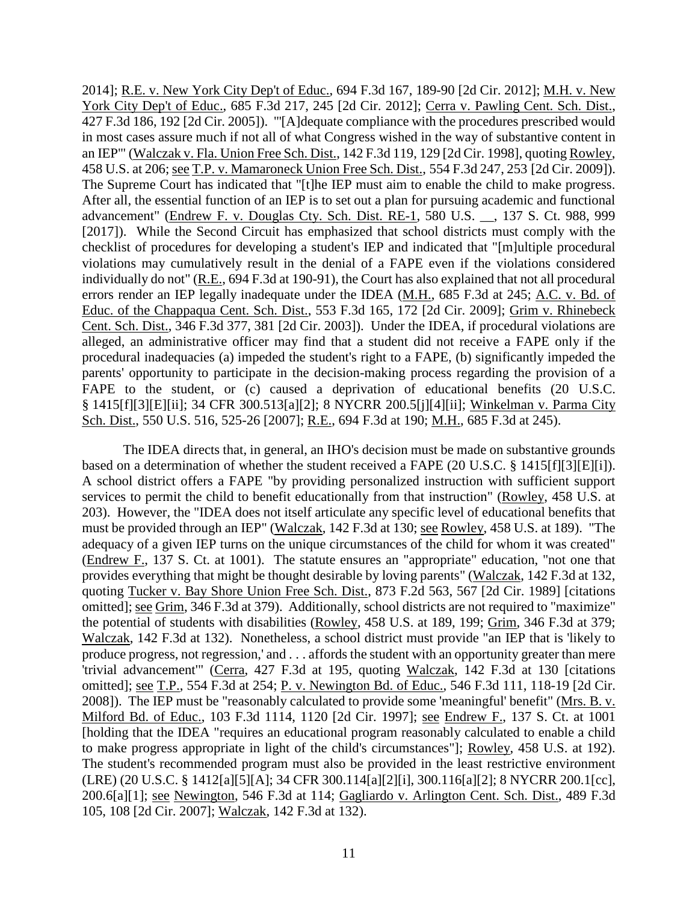2014]; R.E. v. New York City Dep't of Educ., 694 F.3d 167, 189-90 [2d Cir. 2012]; M.H. v. New York City Dep't of Educ., 685 F.3d 217, 245 [2d Cir. 2012]; Cerra v. Pawling Cent. Sch. Dist., 427 F.3d 186, 192 [2d Cir. 2005]). "'[A]dequate compliance with the procedures prescribed would in most cases assure much if not all of what Congress wished in the way of substantive content in an IEP'" (Walczak v. Fla. Union Free Sch. Dist., 142 F.3d 119, 129 [2d Cir. 1998], quoting Rowley, 458 U.S. at 206; see T.P. v. Mamaroneck Union Free Sch. Dist., 554 F.3d 247, 253 [2d Cir. 2009]). The Supreme Court has indicated that "[t]he IEP must aim to enable the child to make progress. After all, the essential function of an IEP is to set out a plan for pursuing academic and functional advancement" (Endrew F. v. Douglas Cty. Sch. Dist. RE-1, 580 U.S. __, 137 S. Ct. 988, 999 [2017]). While the Second Circuit has emphasized that school districts must comply with the checklist of procedures for developing a student's IEP and indicated that "[m]ultiple procedural violations may cumulatively result in the denial of a FAPE even if the violations considered individually do not" (R.E., 694 F.3d at 190-91), the Court has also explained that not all procedural errors render an IEP legally inadequate under the IDEA (M.H., 685 F.3d at 245; A.C. v. Bd. of Educ. of the Chappaqua Cent. Sch. Dist., 553 F.3d 165, 172 [2d Cir. 2009]; Grim v. Rhinebeck Cent. Sch. Dist., 346 F.3d 377, 381 [2d Cir. 2003]). Under the IDEA, if procedural violations are alleged, an administrative officer may find that a student did not receive a FAPE only if the procedural inadequacies (a) impeded the student's right to a FAPE, (b) significantly impeded the parents' opportunity to participate in the decision-making process regarding the provision of a FAPE to the student, or (c) caused a deprivation of educational benefits (20 U.S.C. § 1415[f][3][E][ii]; 34 CFR 300.513[a][2]; 8 NYCRR 200.5[j][4][ii]; Winkelman v. Parma City Sch. Dist., 550 U.S. 516, 525-26 [2007]; R.E., 694 F.3d at 190; M.H., 685 F.3d at 245).

The IDEA directs that, in general, an IHO's decision must be made on substantive grounds based on a determination of whether the student received a FAPE (20 U.S.C. § 1415[f][3][E][i]). A school district offers a FAPE "by providing personalized instruction with sufficient support services to permit the child to benefit educationally from that instruction" (Rowley, 458 U.S. at 203). However, the "IDEA does not itself articulate any specific level of educational benefits that must be provided through an IEP" (Walczak, 142 F.3d at 130; see Rowley, 458 U.S. at 189). "The adequacy of a given IEP turns on the unique circumstances of the child for whom it was created" (Endrew F., 137 S. Ct. at 1001). The statute ensures an "appropriate" education, "not one that provides everything that might be thought desirable by loving parents" (Walczak, 142 F.3d at 132, quoting Tucker v. Bay Shore Union Free Sch. Dist., 873 F.2d 563, 567 [2d Cir. 1989] [citations omitted]; see Grim, 346 F.3d at 379). Additionally, school districts are not required to "maximize" the potential of students with disabilities (Rowley, 458 U.S. at 189, 199; Grim, 346 F.3d at 379; Walczak, 142 F.3d at 132). Nonetheless, a school district must provide "an IEP that is 'likely to produce progress, not regression,' and . . . affords the student with an opportunity greater than mere 'trivial advancement'" (Cerra, 427 F.3d at 195, quoting Walczak, 142 F.3d at 130 [citations omitted]; see T.P., 554 F.3d at 254; P. v. Newington Bd. of Educ., 546 F.3d 111, 118-19 [2d Cir. 2008]). The IEP must be "reasonably calculated to provide some 'meaningful' benefit" (Mrs. B. v. Milford Bd. of Educ., 103 F.3d 1114, 1120 [2d Cir. 1997]; see Endrew F., 137 S. Ct. at 1001 [holding that the IDEA "requires an educational program reasonably calculated to enable a child to make progress appropriate in light of the child's circumstances"]; Rowley, 458 U.S. at 192). The student's recommended program must also be provided in the least restrictive environment (LRE) (20 U.S.C. § 1412[a][5][A]; 34 CFR 300.114[a][2][i], 300.116[a][2]; 8 NYCRR 200.1[cc], 200.6[a][1]; see Newington, 546 F.3d at 114; Gagliardo v. Arlington Cent. Sch. Dist., 489 F.3d 105, 108 [2d Cir. 2007]; Walczak, 142 F.3d at 132).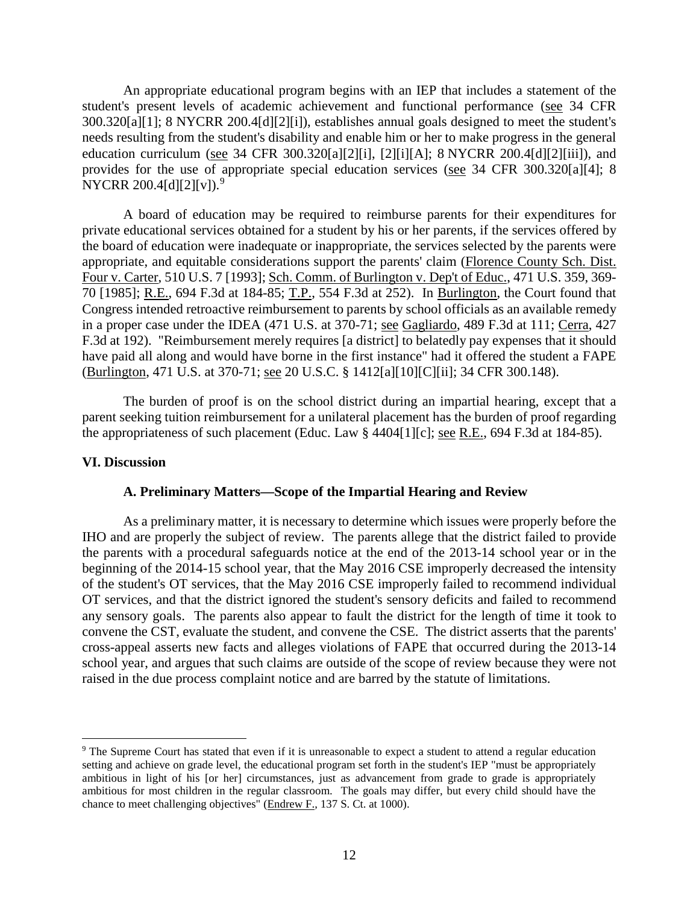An appropriate educational program begins with an IEP that includes a statement of the student's present levels of academic achievement and functional performance (see 34 CFR 300.320[a][1]; 8 NYCRR 200.4[d][2][i]), establishes annual goals designed to meet the student's needs resulting from the student's disability and enable him or her to make progress in the general education curriculum (see 34 CFR 300.320[a][2][i], [2][i][A]; 8 NYCRR 200.4[d][2][iii]), and provides for the use of appropriate special education services (see 34 CFR 300.320[a][4]; 8 NYCRR 200.4[d][2][v]).[9]

A board of education may be required to reimburse parents for their expenditures for private educational services obtained for a student by his or her parents, if the services offered by the board of education were inadequate or inappropriate, the services selected by the parents were appropriate, and equitable considerations support the parents' claim (Florence County Sch. Dist. Four v. Carter, 510 U.S. 7 [1993]; Sch. Comm. of Burlington v. Dep't of Educ., 471 U.S. 359, 369-70 [1985]; R.E., 694 F.3d at 184-85; T.P., 554 F.3d at 252). In Burlington, the Court found that Congress intended retroactive reimbursement to parents by school officials as an available remedy in a proper case under the IDEA (471 U.S. at 370-71; see Gagliardo, 489 F.3d at 111; Cerra, 427 F.3d at 192). "Reimbursement merely requires [a district] to belatedly pay expenses that it should have paid all along and would have borne in the first instance" had it offered the student a FAPE (Burlington, 471 U.S. at 370-71; see 20 U.S.C. § 1412[a][10][C][ii]; 34 CFR 300.148).

The burden of proof is on the school district during an impartial hearing, except that a parent seeking tuition reimbursement for a unilateral placement has the burden of proof regarding the appropriateness of such placement (Educ. Law § 4404[1][c]; see R.E., 694 F.3d at 184-85).

## VI. Discussion

### A. Preliminary Matters—Scope of the Impartial Hearing and Review

As a preliminary matter, it is necessary to determine which issues were properly before the IHO and are properly the subject of review. The parents allege that the district failed to provide the parents with a procedural safeguards notice at the end of the 2013-14 school year or in the beginning of the 2014-15 school year, that the May 2016 CSE improperly decreased the intensity of the student's OT services, that the May 2016 CSE improperly failed to recommend individual OT services, and that the district ignored the student's sensory deficits and failed to recommend any sensory goals. The parents also appear to fault the district for the length of time it took to convene the CST, evaluate the student, and convene the CSE. The district asserts that the parents' cross-appeal asserts new facts and alleges violations of FAPE that occurred during the 2013-14 school year, and argues that such claims are outside of the scope of review because they were not raised in the due process complaint notice and are barred by the statute of limitations.

[9] The Supreme Court has stated that even if it is unreasonable to expect a student to attend a regular education setting and achieve on grade level, the educational program set forth in the student's IEP "must be appropriately ambitious in light of his [or her] circumstances, just as advancement from grade to grade is appropriately ambitious for most children in the regular classroom. The goals may differ, but every child should have the chance to meet challenging objectives" (Endrew F., 137 S. Ct. at 1000).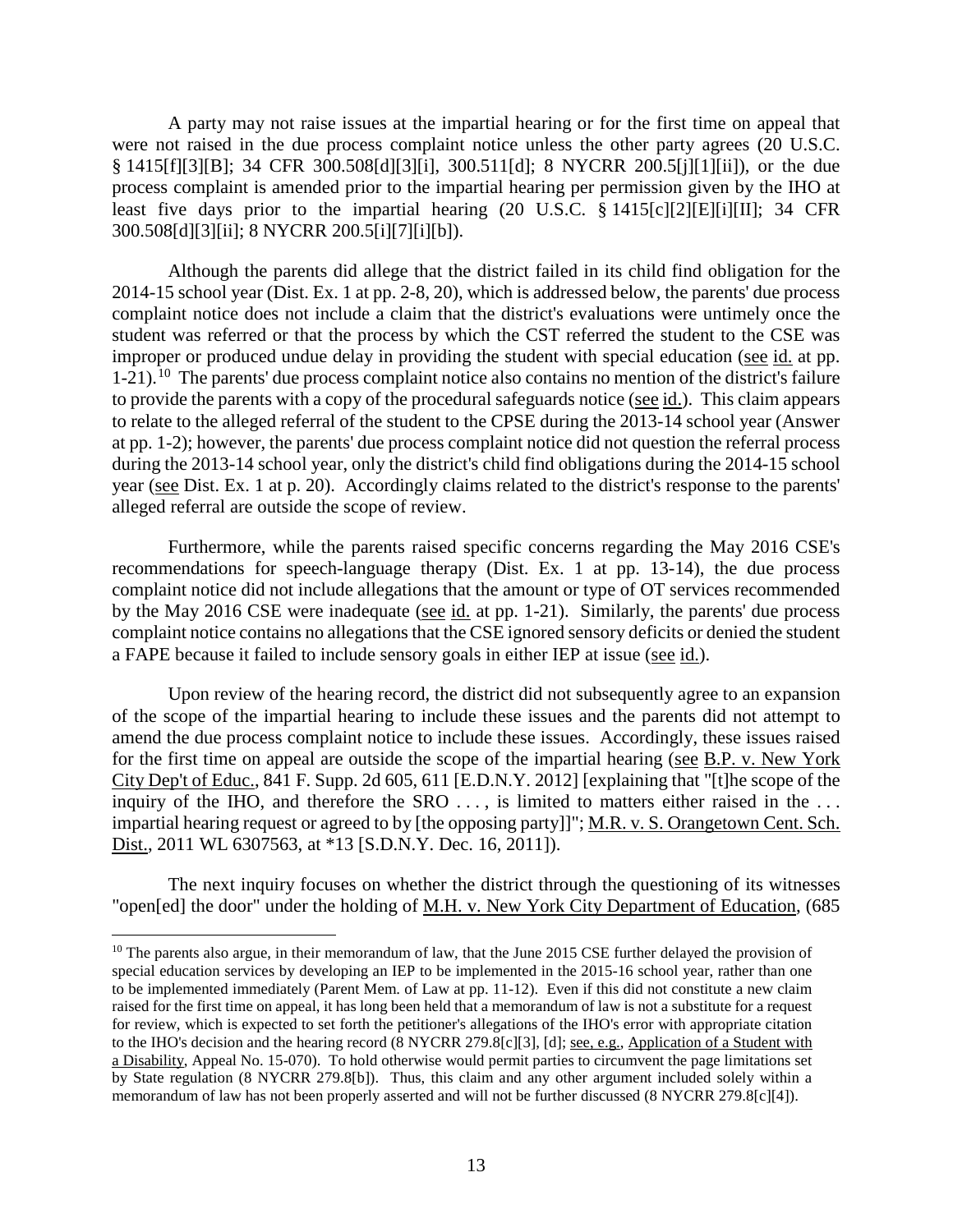A party may not raise issues at the impartial hearing or for the first time on appeal that were not raised in the due process complaint notice unless the other party agrees (20 U.S.C. § 1415[f][3][B]; 34 CFR 300.508[d][3][i], 300.511[d]; 8 NYCRR 200.5[j][1][ii]), or the due process complaint is amended prior to the impartial hearing per permission given by the IHO at least five days prior to the impartial hearing (20 U.S.C. § 1415[c][2][E][i][II]; 34 CFR 300.508[d][3][ii]; 8 NYCRR 200.5[i][7][i][b]).

Although the parents did allege that the district failed in its child find obligation for the 2014-15 school year (Dist. Ex. 1 at pp. 2-8, 20), which is addressed below, the parents' due process complaint notice does not include a claim that the district's evaluations were untimely once the student was referred or that the process by which the CST referred the student to the CSE was improper or produced undue delay in providing the student with special education (see id. at pp. 1-21).[10] The parents' due process complaint notice also contains no mention of the district's failure to provide the parents with a copy of the procedural safeguards notice (see id.). This claim appears to relate to the alleged referral of the student to the CPSE during the 2013-14 school year (Answer at pp. 1-2); however, the parents' due process complaint notice did not question the referral process during the 2013-14 school year, only the district's child find obligations during the 2014-15 school year (see Dist. Ex. 1 at p. 20). Accordingly claims related to the district's response to the parents' alleged referral are outside the scope of review.

Furthermore, while the parents raised specific concerns regarding the May 2016 CSE's recommendations for speech-language therapy (Dist. Ex. 1 at pp. 13-14), the due process complaint notice did not include allegations that the amount or type of OT services recommended by the May 2016 CSE were inadequate (see id. at pp. 1-21). Similarly, the parents' due process complaint notice contains no allegations that the CSE ignored sensory deficits or denied the student a FAPE because it failed to include sensory goals in either IEP at issue (see id.).

Upon review of the hearing record, the district did not subsequently agree to an expansion of the scope of the impartial hearing to include these issues and the parents did not attempt to amend the due process complaint notice to include these issues. Accordingly, these issues raised for the first time on appeal are outside the scope of the impartial hearing (see B.P. v. New York City Dep't of Educ., 841 F. Supp. 2d 605, 611 [E.D.N.Y. 2012] [explaining that "[t]he scope of the inquiry of the IHO, and therefore the SRO . . . , is limited to matters either raised in the . . . impartial hearing request or agreed to by [the opposing party]]"; M.R. v. S. Orangetown Cent. Sch. Dist., 2011 WL 6307563, at *13 [S.D.N.Y. Dec. 16, 2011]).

The next inquiry focuses on whether the district through the questioning of its witnesses "open[ed] the door" under the holding of M.H. v. New York City Department of Education, (685

---

[10] The parents also argue, in their memorandum of law, that the June 2015 CSE further delayed the provision of special education services by developing an IEP to be implemented in the 2015-16 school year, rather than one to be implemented immediately (Parent Mem. of Law at pp. 11-12). Even if this did not constitute a new claim raised for the first time on appeal, it has long been held that a memorandum of law is not a substitute for a request for review, which is expected to set forth the petitioner's allegations of the IHO's error with appropriate citation to the IHO's decision and the hearing record (8 NYCRR 279.8[c][3], [d]; see, e.g., Application of a Student with a Disability, Appeal No. 15-070). To hold otherwise would permit parties to circumvent the page limitations set by State regulation (8 NYCRR 279.8[b]). Thus, this claim and any other argument included solely within a memorandum of law has not been properly asserted and will not be further discussed (8 NYCRR 279.8[c][4]).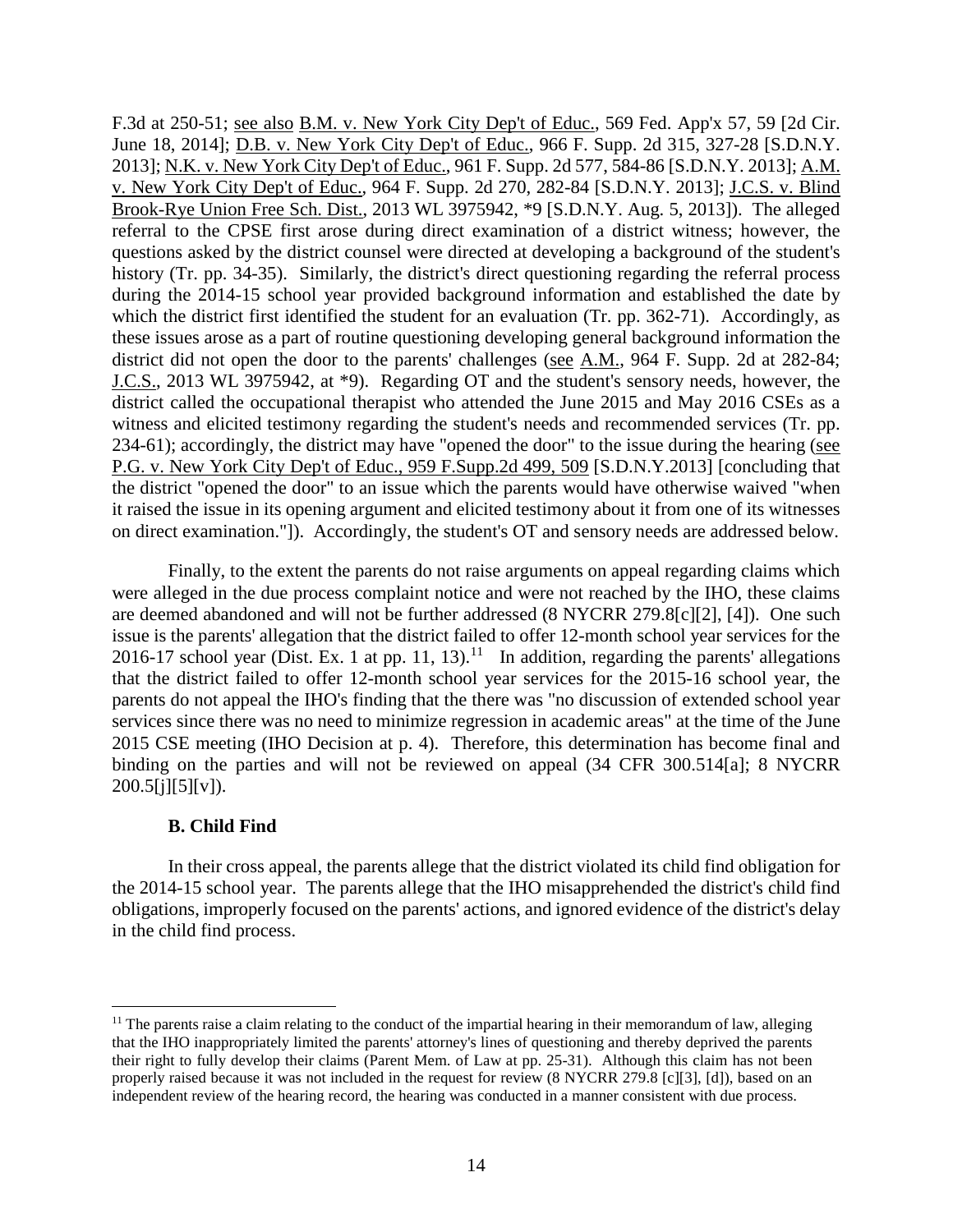F.3d at 250-51; see also B.M. v. New York City Dep't of Educ., 569 Fed. App'x 57, 59 [2d Cir. June 18, 2014]; D.B. v. New York City Dep't of Educ., 966 F. Supp. 2d 315, 327-28 [S.D.N.Y. 2013]; N.K. v. New York City Dep't of Educ., 961 F. Supp. 2d 577, 584-86 [S.D.N.Y. 2013]; A.M. v. New York City Dep't of Educ., 964 F. Supp. 2d 270, 282-84 [S.D.N.Y. 2013]; J.C.S. v. Blind Brook-Rye Union Free Sch. Dist., 2013 WL 3975942, *9 [S.D.N.Y. Aug. 5, 2013]). The alleged referral to the CPSE first arose during direct examination of a district witness; however, the questions asked by the district counsel were directed at developing a background of the student's history (Tr. pp. 34-35). Similarly, the district's direct questioning regarding the referral process during the 2014-15 school year provided background information and established the date by which the district first identified the student for an evaluation (Tr. pp. 362-71). Accordingly, as these issues arose as a part of routine questioning developing general background information the district did not open the door to the parents' challenges (see A.M., 964 F. Supp. 2d at 282-84; J.C.S., 2013 WL 3975942, at *9). Regarding OT and the student's sensory needs, however, the district called the occupational therapist who attended the June 2015 and May 2016 CSEs as a witness and elicited testimony regarding the student's needs and recommended services (Tr. pp. 234-61); accordingly, the district may have "opened the door" to the issue during the hearing (see P.G. v. New York City Dep't of Educ., 959 F.Supp.2d 499, 509 [S.D.N.Y.2013] [concluding that the district "opened the door" to an issue which the parents would have otherwise waived "when it raised the issue in its opening argument and elicited testimony about it from one of its witnesses on direct examination."]). Accordingly, the student's OT and sensory needs are addressed below.

Finally, to the extent the parents do not raise arguments on appeal regarding claims which were alleged in the due process complaint notice and were not reached by the IHO, these claims are deemed abandoned and will not be further addressed (8 NYCRR 279.8[c][2], [4]). One such issue is the parents' allegation that the district failed to offer 12-month school year services for the 2016-17 school year (Dist. Ex. 1 at pp. 11, 13).[11] In addition, regarding the parents' allegations that the district failed to offer 12-month school year services for the 2015-16 school year, the parents do not appeal the IHO's finding that the there was "no discussion of extended school year services since there was no need to minimize regression in academic areas" at the time of the June 2015 CSE meeting (IHO Decision at p. 4). Therefore, this determination has become final and binding on the parties and will not be reviewed on appeal (34 CFR 300.514[a]; 8 NYCRR 200.5[j][5][v]).

### B. Child Find

In their cross appeal, the parents allege that the district violated its child find obligation for the 2014-15 school year. The parents allege that the IHO misapprehended the district's child find obligations, improperly focused on the parents' actions, and ignored evidence of the district's delay in the child find process.

[11] The parents raise a claim relating to the conduct of the impartial hearing in their memorandum of law, alleging that the IHO inappropriately limited the parents' attorney's lines of questioning and thereby deprived the parents their right to fully develop their claims (Parent Mem. of Law at pp. 25-31). Although this claim has not been properly raised because it was not included in the request for review (8 NYCRR 279.8 [c][3], [d]), based on an independent review of the hearing record, the hearing was conducted in a manner consistent with due process.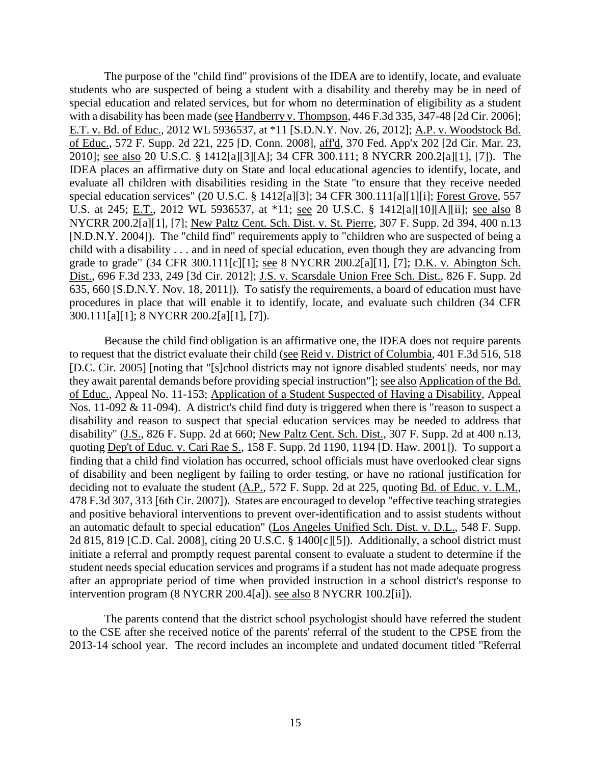The purpose of the "child find" provisions of the IDEA are to identify, locate, and evaluate students who are suspected of being a student with a disability and thereby may be in need of special education and related services, but for whom no determination of eligibility as a student with a disability has been made (see Handberry v. Thompson, 446 F.3d 335, 347-48 [2d Cir. 2006]; E.T. v. Bd. of Educ., 2012 WL 5936537, at *11 [S.D.N.Y. Nov. 26, 2012]; A.P. v. Woodstock Bd. of Educ., 572 F. Supp. 2d 221, 225 [D. Conn. 2008], aff'd, 370 Fed. App'x 202 [2d Cir. Mar. 23, 2010]; see also 20 U.S.C. § 1412[a][3][A]; 34 CFR 300.111; 8 NYCRR 200.2[a][1], [7]). The IDEA places an affirmative duty on State and local educational agencies to identify, locate, and evaluate all children with disabilities residing in the State "to ensure that they receive needed special education services" (20 U.S.C. § 1412[a][3]; 34 CFR 300.111[a][1][i]; Forest Grove, 557 U.S. at 245; E.T., 2012 WL 5936537, at *11; see 20 U.S.C. § 1412[a][10][A][ii]; see also 8 NYCRR 200.2[a][1], [7]; New Paltz Cent. Sch. Dist. v. St. Pierre, 307 F. Supp. 2d 394, 400 n.13 [N.D.N.Y. 2004]). The "child find" requirements apply to "children who are suspected of being a child with a disability . . . and in need of special education, even though they are advancing from grade to grade" (34 CFR 300.111[c][1]; see 8 NYCRR 200.2[a][1], [7]; D.K. v. Abington Sch. Dist., 696 F.3d 233, 249 [3d Cir. 2012]; J.S. v. Scarsdale Union Free Sch. Dist., 826 F. Supp. 2d 635, 660 [S.D.N.Y. Nov. 18, 2011]). To satisfy the requirements, a board of education must have procedures in place that will enable it to identify, locate, and evaluate such children (34 CFR 300.111[a][1]; 8 NYCRR 200.2[a][1], [7]).

Because the child find obligation is an affirmative one, the IDEA does not require parents to request that the district evaluate their child (see Reid v. District of Columbia, 401 F.3d 516, 518 [D.C. Cir. 2005] [noting that "[s]chool districts may not ignore disabled students' needs, nor may they await parental demands before providing special instruction"]; see also Application of the Bd. of Educ., Appeal No. 11-153; Application of a Student Suspected of Having a Disability, Appeal Nos. 11-092 & 11-094). A district's child find duty is triggered when there is "reason to suspect a disability and reason to suspect that special education services may be needed to address that disability" (J.S., 826 F. Supp. 2d at 660; New Paltz Cent. Sch. Dist., 307 F. Supp. 2d at 400 n.13, quoting Dep't of Educ. v. Cari Rae S., 158 F. Supp. 2d 1190, 1194 [D. Haw. 2001]). To support a finding that a child find violation has occurred, school officials must have overlooked clear signs of disability and been negligent by failing to order testing, or have no rational justification for deciding not to evaluate the student (A.P., 572 F. Supp. 2d at 225, quoting Bd. of Educ. v. L.M., 478 F.3d 307, 313 [6th Cir. 2007]). States are encouraged to develop "effective teaching strategies and positive behavioral interventions to prevent over-identification and to assist students without an automatic default to special education" (Los Angeles Unified Sch. Dist. v. D.L., 548 F. Supp. 2d 815, 819 [C.D. Cal. 2008], citing 20 U.S.C. § 1400[c][5]). Additionally, a school district must initiate a referral and promptly request parental consent to evaluate a student to determine if the student needs special education services and programs if a student has not made adequate progress after an appropriate period of time when provided instruction in a school district's response to intervention program (8 NYCRR 200.4[a]). see also 8 NYCRR 100.2[ii]).

The parents contend that the district school psychologist should have referred the student to the CSE after she received notice of the parents' referral of the student to the CPSE from the 2013-14 school year. The record includes an incomplete and undated document titled "Referral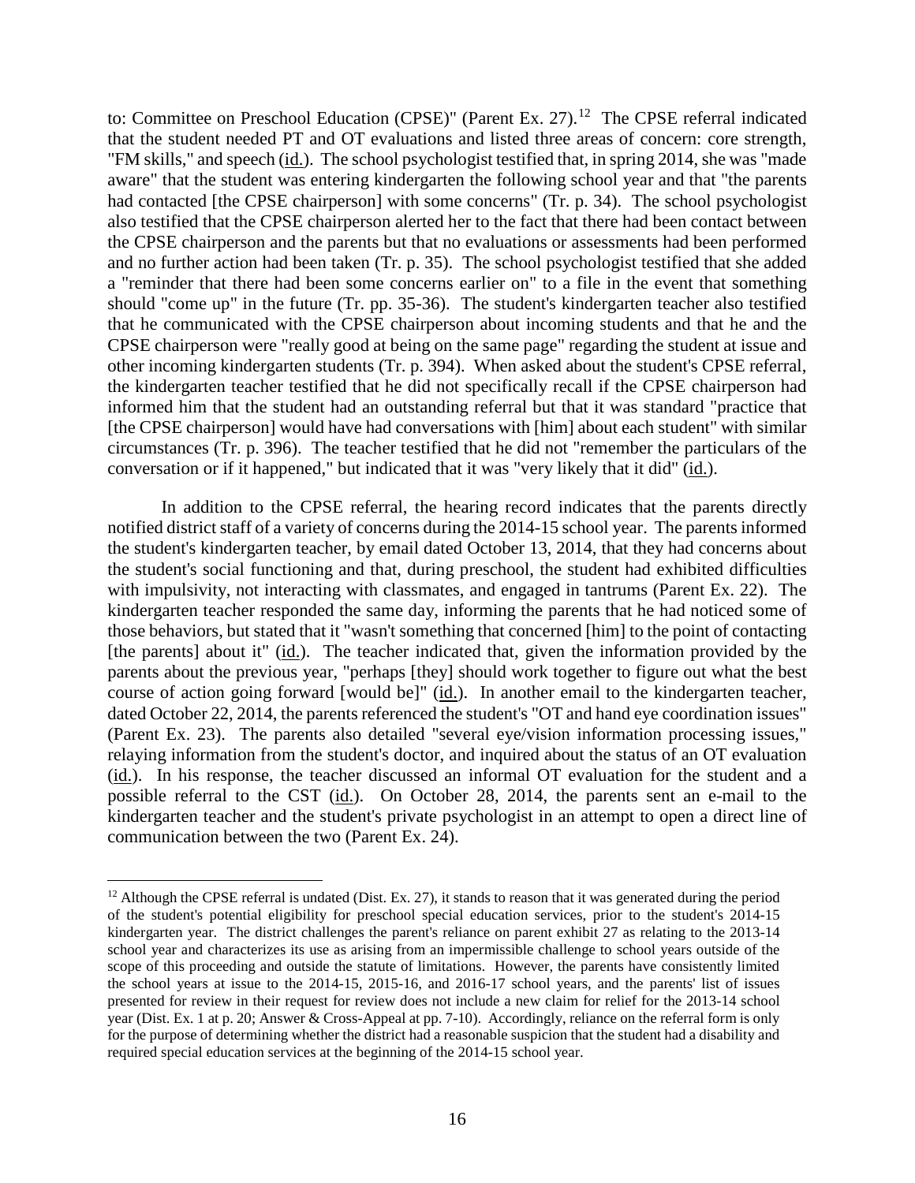to: Committee on Preschool Education (CPSE)" (Parent Ex. 27).[12] The CPSE referral indicated that the student needed PT and OT evaluations and listed three areas of concern: core strength, "FM skills," and speech (id.). The school psychologist testified that, in spring 2014, she was "made aware" that the student was entering kindergarten the following school year and that "the parents had contacted [the CPSE chairperson] with some concerns" (Tr. p. 34). The school psychologist also testified that the CPSE chairperson alerted her to the fact that there had been contact between the CPSE chairperson and the parents but that no evaluations or assessments had been performed and no further action had been taken (Tr. p. 35). The school psychologist testified that she added a "reminder that there had been some concerns earlier on" to a file in the event that something should "come up" in the future (Tr. pp. 35-36). The student's kindergarten teacher also testified that he communicated with the CPSE chairperson about incoming students and that he and the CPSE chairperson were "really good at being on the same page" regarding the student at issue and other incoming kindergarten students (Tr. p. 394). When asked about the student's CPSE referral, the kindergarten teacher testified that he did not specifically recall if the CPSE chairperson had informed him that the student had an outstanding referral but that it was standard "practice that [the CPSE chairperson] would have had conversations with [him] about each student" with similar circumstances (Tr. p. 396). The teacher testified that he did not "remember the particulars of the conversation or if it happened," but indicated that it was "very likely that it did" (id.).

In addition to the CPSE referral, the hearing record indicates that the parents directly notified district staff of a variety of concerns during the 2014-15 school year. The parents informed the student's kindergarten teacher, by email dated October 13, 2014, that they had concerns about the student's social functioning and that, during preschool, the student had exhibited difficulties with impulsivity, not interacting with classmates, and engaged in tantrums (Parent Ex. 22). The kindergarten teacher responded the same day, informing the parents that he had noticed some of those behaviors, but stated that it "wasn't something that concerned [him] to the point of contacting [the parents] about it" (id.). The teacher indicated that, given the information provided by the parents about the previous year, "perhaps [they] should work together to figure out what the best course of action going forward [would be]" (id.). In another email to the kindergarten teacher, dated October 22, 2014, the parents referenced the student's "OT and hand eye coordination issues" (Parent Ex. 23). The parents also detailed "several eye/vision information processing issues," relaying information from the student's doctor, and inquired about the status of an OT evaluation (id.). In his response, the teacher discussed an informal OT evaluation for the student and a possible referral to the CST (id.). On October 28, 2014, the parents sent an e-mail to the kindergarten teacher and the student's private psychologist in an attempt to open a direct line of communication between the two (Parent Ex. 24).

---

[12] Although the CPSE referral is undated (Dist. Ex. 27), it stands to reason that it was generated during the period of the student's potential eligibility for preschool special education services, prior to the student's 2014-15 kindergarten year. The district challenges the parent's reliance on parent exhibit 27 as relating to the 2013-14 school year and characterizes its use as arising from an impermissible challenge to school years outside of the scope of this proceeding and outside the statute of limitations. However, the parents have consistently limited the school years at issue to the 2014-15, 2015-16, and 2016-17 school years, and the parents' list of issues presented for review in their request for review does not include a new claim for relief for the 2013-14 school year (Dist. Ex. 1 at p. 20; Answer & Cross-Appeal at pp. 7-10). Accordingly, reliance on the referral form is only for the purpose of determining whether the district had a reasonable suspicion that the student had a disability and required special education services at the beginning of the 2014-15 school year.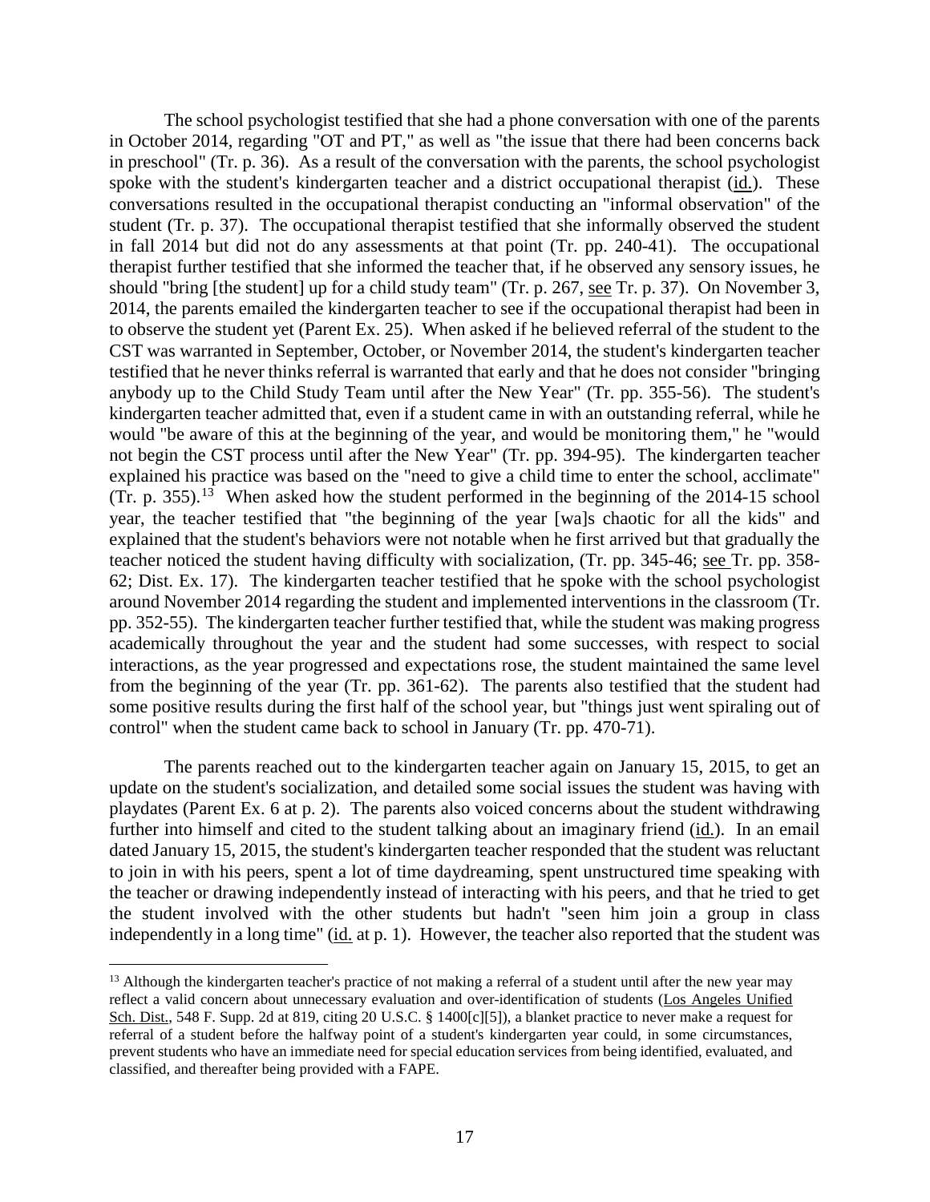The school psychologist testified that she had a phone conversation with one of the parents in October 2014, regarding "OT and PT," as well as "the issue that there had been concerns back in preschool" (Tr. p. 36). As a result of the conversation with the parents, the school psychologist spoke with the student's kindergarten teacher and a district occupational therapist (id.). These conversations resulted in the occupational therapist conducting an "informal observation" of the student (Tr. p. 37). The occupational therapist testified that she informally observed the student in fall 2014 but did not do any assessments at that point (Tr. pp. 240-41). The occupational therapist further testified that she informed the teacher that, if he observed any sensory issues, he should "bring [the student] up for a child study team" (Tr. p. 267, see Tr. p. 37). On November 3, 2014, the parents emailed the kindergarten teacher to see if the occupational therapist had been in to observe the student yet (Parent Ex. 25). When asked if he believed referral of the student to the CST was warranted in September, October, or November 2014, the student's kindergarten teacher testified that he never thinks referral is warranted that early and that he does not consider "bringing anybody up to the Child Study Team until after the New Year" (Tr. pp. 355-56). The student's kindergarten teacher admitted that, even if a student came in with an outstanding referral, while he would "be aware of this at the beginning of the year, and would be monitoring them," he "would not begin the CST process until after the New Year" (Tr. pp. 394-95). The kindergarten teacher explained his practice was based on the "need to give a child time to enter the school, acclimate" (Tr. p. 355).[13] When asked how the student performed in the beginning of the 2014-15 school year, the teacher testified that "the beginning of the year [wa]s chaotic for all the kids" and explained that the student's behaviors were not notable when he first arrived but that gradually the teacher noticed the student having difficulty with socialization, (Tr. pp. 345-46; see Tr. pp. 358-62; Dist. Ex. 17). The kindergarten teacher testified that he spoke with the school psychologist around November 2014 regarding the student and implemented interventions in the classroom (Tr. pp. 352-55). The kindergarten teacher further testified that, while the student was making progress academically throughout the year and the student had some successes, with respect to social interactions, as the year progressed and expectations rose, the student maintained the same level from the beginning of the year (Tr. pp. 361-62). The parents also testified that the student had some positive results during the first half of the school year, but "things just went spiraling out of control" when the student came back to school in January (Tr. pp. 470-71).

The parents reached out to the kindergarten teacher again on January 15, 2015, to get an update on the student's socialization, and detailed some social issues the student was having with playdates (Parent Ex. 6 at p. 2). The parents also voiced concerns about the student withdrawing further into himself and cited to the student talking about an imaginary friend (id.). In an email dated January 15, 2015, the student's kindergarten teacher responded that the student was reluctant to join in with his peers, spent a lot of time daydreaming, spent unstructured time speaking with the teacher or drawing independently instead of interacting with his peers, and that he tried to get the student involved with the other students but hadn't "seen him join a group in class independently in a long time" (id. at p. 1). However, the teacher also reported that the student was

---

[13] Although the kindergarten teacher's practice of not making a referral of a student until after the new year may reflect a valid concern about unnecessary evaluation and over-identification of students (Los Angeles Unified Sch. Dist., 548 F. Supp. 2d at 819, citing 20 U.S.C. § 1400[c][5]), a blanket practice to never make a request for referral of a student before the halfway point of a student's kindergarten year could, in some circumstances, prevent students who have an immediate need for special education services from being identified, evaluated, and classified, and thereafter being provided with a FAPE.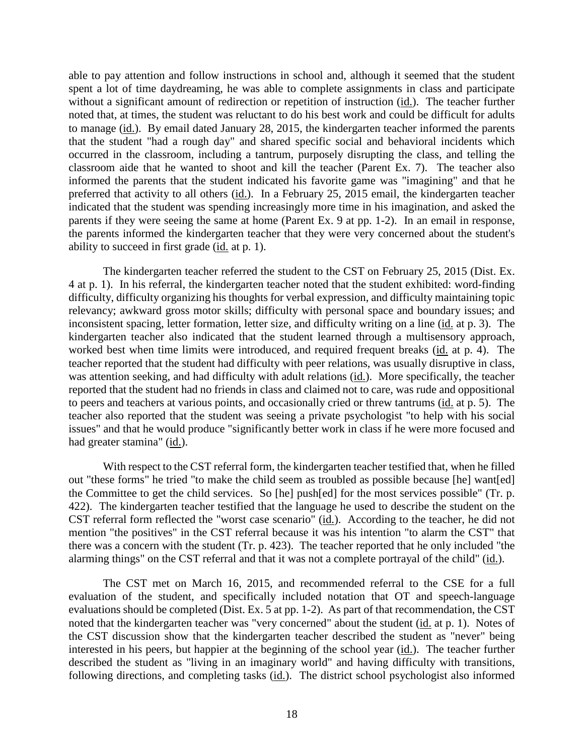able to pay attention and follow instructions in school and, although it seemed that the student spent a lot of time daydreaming, he was able to complete assignments in class and participate without a significant amount of redirection or repetition of instruction (id.). The teacher further noted that, at times, the student was reluctant to do his best work and could be difficult for adults to manage (id.). By email dated January 28, 2015, the kindergarten teacher informed the parents that the student "had a rough day" and shared specific social and behavioral incidents which occurred in the classroom, including a tantrum, purposely disrupting the class, and telling the classroom aide that he wanted to shoot and kill the teacher (Parent Ex. 7). The teacher also informed the parents that the student indicated his favorite game was "imagining" and that he preferred that activity to all others (id.). In a February 25, 2015 email, the kindergarten teacher indicated that the student was spending increasingly more time in his imagination, and asked the parents if they were seeing the same at home (Parent Ex. 9 at pp. 1-2). In an email in response, the parents informed the kindergarten teacher that they were very concerned about the student's ability to succeed in first grade (id. at p. 1).

The kindergarten teacher referred the student to the CST on February 25, 2015 (Dist. Ex. 4 at p. 1). In his referral, the kindergarten teacher noted that the student exhibited: word-finding difficulty, difficulty organizing his thoughts for verbal expression, and difficulty maintaining topic relevancy; awkward gross motor skills; difficulty with personal space and boundary issues; and inconsistent spacing, letter formation, letter size, and difficulty writing on a line (id. at p. 3). The kindergarten teacher also indicated that the student learned through a multisensory approach, worked best when time limits were introduced, and required frequent breaks (id. at p. 4). The teacher reported that the student had difficulty with peer relations, was usually disruptive in class, was attention seeking, and had difficulty with adult relations (id.). More specifically, the teacher reported that the student had no friends in class and claimed not to care, was rude and oppositional to peers and teachers at various points, and occasionally cried or threw tantrums (id. at p. 5). The teacher also reported that the student was seeing a private psychologist "to help with his social issues" and that he would produce "significantly better work in class if he were more focused and had greater stamina" (id.).

With respect to the CST referral form, the kindergarten teacher testified that, when he filled out "these forms" he tried "to make the child seem as troubled as possible because [he] want[ed] the Committee to get the child services. So [he] push[ed] for the most services possible" (Tr. p. 422). The kindergarten teacher testified that the language he used to describe the student on the CST referral form reflected the "worst case scenario" (id.). According to the teacher, he did not mention "the positives" in the CST referral because it was his intention "to alarm the CST" that there was a concern with the student (Tr. p. 423). The teacher reported that he only included "the alarming things" on the CST referral and that it was not a complete portrayal of the child" (id.).

The CST met on March 16, 2015, and recommended referral to the CSE for a full evaluation of the student, and specifically included notation that OT and speech-language evaluations should be completed (Dist. Ex. 5 at pp. 1-2). As part of that recommendation, the CST noted that the kindergarten teacher was "very concerned" about the student (id. at p. 1). Notes of the CST discussion show that the kindergarten teacher described the student as "never" being interested in his peers, but happier at the beginning of the school year (id.). The teacher further described the student as "living in an imaginary world" and having difficulty with transitions, following directions, and completing tasks (id.). The district school psychologist also informed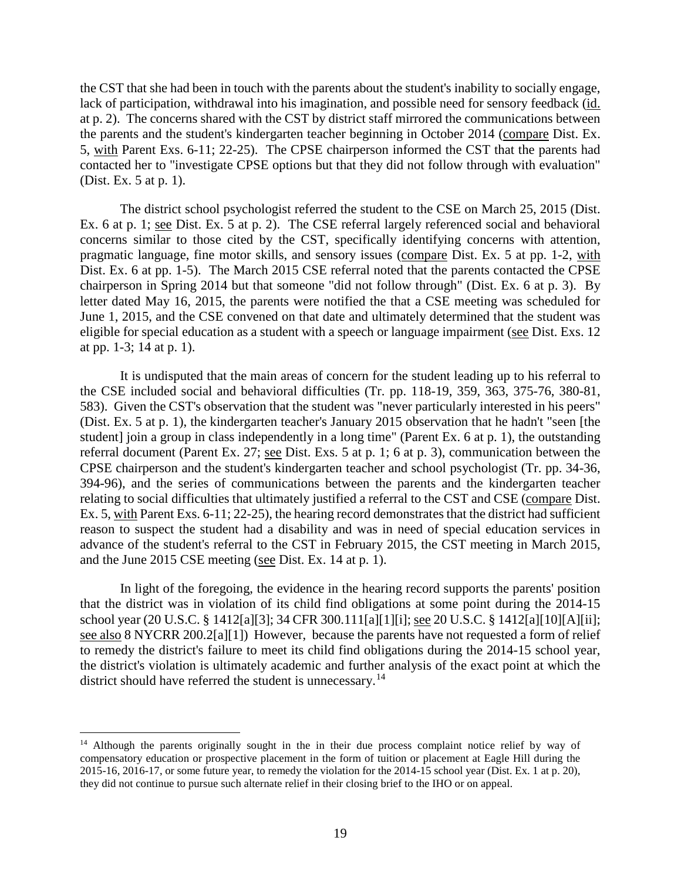the CST that she had been in touch with the parents about the student's inability to socially engage, lack of participation, withdrawal into his imagination, and possible need for sensory feedback (id. at p. 2). The concerns shared with the CST by district staff mirrored the communications between the parents and the student's kindergarten teacher beginning in October 2014 (compare Dist. Ex. 5, with Parent Exs. 6-11; 22-25). The CPSE chairperson informed the CST that the parents had contacted her to "investigate CPSE options but that they did not follow through with evaluation" (Dist. Ex. 5 at p. 1).

The district school psychologist referred the student to the CSE on March 25, 2015 (Dist. Ex. 6 at p. 1; see Dist. Ex. 5 at p. 2). The CSE referral largely referenced social and behavioral concerns similar to those cited by the CST, specifically identifying concerns with attention, pragmatic language, fine motor skills, and sensory issues (compare Dist. Ex. 5 at pp. 1-2, with Dist. Ex. 6 at pp. 1-5). The March 2015 CSE referral noted that the parents contacted the CPSE chairperson in Spring 2014 but that someone "did not follow through" (Dist. Ex. 6 at p. 3). By letter dated May 16, 2015, the parents were notified the that a CSE meeting was scheduled for June 1, 2015, and the CSE convened on that date and ultimately determined that the student was eligible for special education as a student with a speech or language impairment (see Dist. Exs. 12 at pp. 1-3; 14 at p. 1).

It is undisputed that the main areas of concern for the student leading up to his referral to the CSE included social and behavioral difficulties (Tr. pp. 118-19, 359, 363, 375-76, 380-81, 583). Given the CST's observation that the student was "never particularly interested in his peers" (Dist. Ex. 5 at p. 1), the kindergarten teacher's January 2015 observation that he hadn't "seen [the student] join a group in class independently in a long time" (Parent Ex. 6 at p. 1), the outstanding referral document (Parent Ex. 27; see Dist. Exs. 5 at p. 1; 6 at p. 3), communication between the CPSE chairperson and the student's kindergarten teacher and school psychologist (Tr. pp. 34-36, 394-96), and the series of communications between the parents and the kindergarten teacher relating to social difficulties that ultimately justified a referral to the CST and CSE (compare Dist. Ex. 5, with Parent Exs. 6-11; 22-25), the hearing record demonstrates that the district had sufficient reason to suspect the student had a disability and was in need of special education services in advance of the student's referral to the CST in February 2015, the CST meeting in March 2015, and the June 2015 CSE meeting (see Dist. Ex. 14 at p. 1).

In light of the foregoing, the evidence in the hearing record supports the parents' position that the district was in violation of its child find obligations at some point during the 2014-15 school year (20 U.S.C. § 1412[a][3]; 34 CFR 300.111[a][1][i]; see 20 U.S.C. § 1412[a][10][A][ii]; see also 8 NYCRR 200.2[a][1]) However, because the parents have not requested a form of relief to remedy the district's failure to meet its child find obligations during the 2014-15 school year, the district's violation is ultimately academic and further analysis of the exact point at which the district should have referred the student is unnecessary.[14]

[14] Although the parents originally sought in the in their due process complaint notice relief by way of compensatory education or prospective placement in the form of tuition or placement at Eagle Hill during the 2015-16, 2016-17, or some future year, to remedy the violation for the 2014-15 school year (Dist. Ex. 1 at p. 20), they did not continue to pursue such alternate relief in their closing brief to the IHO or on appeal.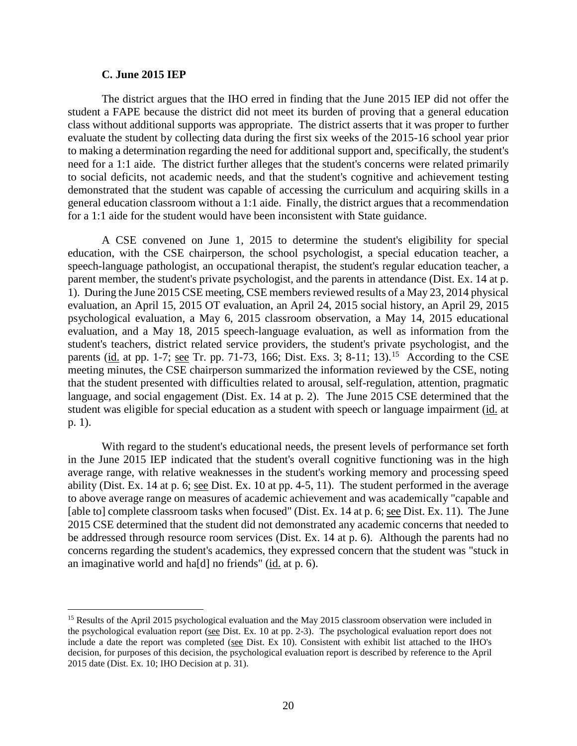### C. June 2015 IEP

The district argues that the IHO erred in finding that the June 2015 IEP did not offer the student a FAPE because the district did not meet its burden of proving that a general education class without additional supports was appropriate. The district asserts that it was proper to further evaluate the student by collecting data during the first six weeks of the 2015-16 school year prior to making a determination regarding the need for additional support and, specifically, the student's need for a 1:1 aide. The district further alleges that the student's concerns were related primarily to social deficits, not academic needs, and that the student's cognitive and achievement testing demonstrated that the student was capable of accessing the curriculum and acquiring skills in a general education classroom without a 1:1 aide. Finally, the district argues that a recommendation for a 1:1 aide for the student would have been inconsistent with State guidance.

A CSE convened on June 1, 2015 to determine the student's eligibility for special education, with the CSE chairperson, the school psychologist, a special education teacher, a speech-language pathologist, an occupational therapist, the student's regular education teacher, a parent member, the student's private psychologist, and the parents in attendance (Dist. Ex. 14 at p. 1). During the June 2015 CSE meeting, CSE members reviewed results of a May 23, 2014 physical evaluation, an April 15, 2015 OT evaluation, an April 24, 2015 social history, an April 29, 2015 psychological evaluation, a May 6, 2015 classroom observation, a May 14, 2015 educational evaluation, and a May 18, 2015 speech-language evaluation, as well as information from the student's teachers, district related service providers, the student's private psychologist, and the parents (id. at pp. 1-7; see Tr. pp. 71-73, 166; Dist. Exs. 3; 8-11; 13).[15] According to the CSE meeting minutes, the CSE chairperson summarized the information reviewed by the CSE, noting that the student presented with difficulties related to arousal, self-regulation, attention, pragmatic language, and social engagement (Dist. Ex. 14 at p. 2). The June 2015 CSE determined that the student was eligible for special education as a student with speech or language impairment (id. at p. 1).

With regard to the student's educational needs, the present levels of performance set forth in the June 2015 IEP indicated that the student's overall cognitive functioning was in the high average range, with relative weaknesses in the student's working memory and processing speed ability (Dist. Ex. 14 at p. 6; see Dist. Ex. 10 at pp. 4-5, 11). The student performed in the average to above average range on measures of academic achievement and was academically "capable and [able to] complete classroom tasks when focused" (Dist. Ex. 14 at p. 6; see Dist. Ex. 11). The June 2015 CSE determined that the student did not demonstrated any academic concerns that needed to be addressed through resource room services (Dist. Ex. 14 at p. 6). Although the parents had no concerns regarding the student's academics, they expressed concern that the student was "stuck in an imaginative world and ha[d] no friends" (id. at p. 6).

---

[15] Results of the April 2015 psychological evaluation and the May 2015 classroom observation were included in the psychological evaluation report (see Dist. Ex. 10 at pp. 2-3). The psychological evaluation report does not include a date the report was completed (see Dist. Ex 10). Consistent with exhibit list attached to the IHO's decision, for purposes of this decision, the psychological evaluation report is described by reference to the April 2015 date (Dist. Ex. 10; IHO Decision at p. 31).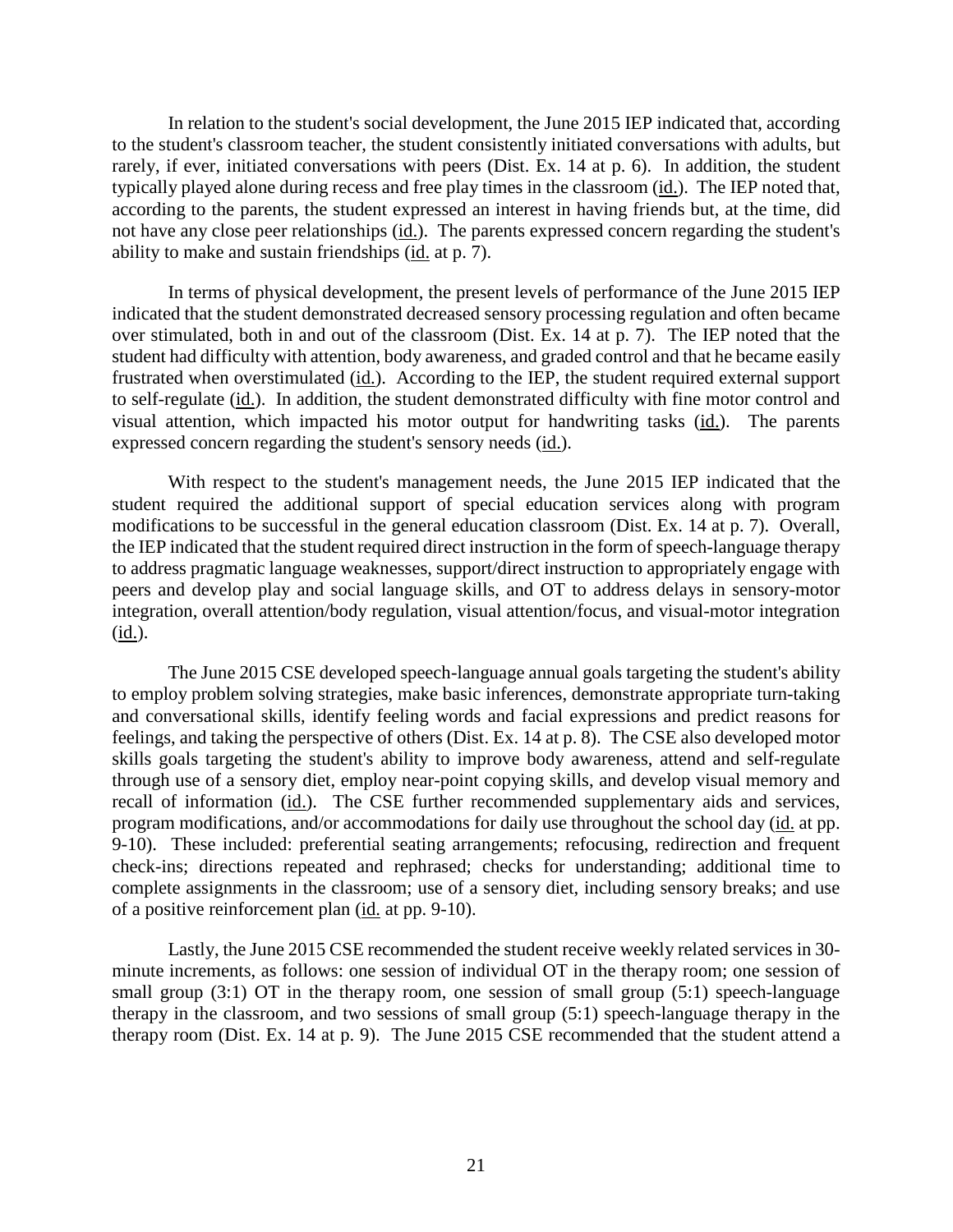In relation to the student's social development, the June 2015 IEP indicated that, according to the student's classroom teacher, the student consistently initiated conversations with adults, but rarely, if ever, initiated conversations with peers (Dist. Ex. 14 at p. 6). In addition, the student typically played alone during recess and free play times in the classroom (id.). The IEP noted that, according to the parents, the student expressed an interest in having friends but, at the time, did not have any close peer relationships (id.). The parents expressed concern regarding the student's ability to make and sustain friendships (id. at p. 7).

In terms of physical development, the present levels of performance of the June 2015 IEP indicated that the student demonstrated decreased sensory processing regulation and often became over stimulated, both in and out of the classroom (Dist. Ex. 14 at p. 7). The IEP noted that the student had difficulty with attention, body awareness, and graded control and that he became easily frustrated when overstimulated (id.). According to the IEP, the student required external support to self-regulate (id.). In addition, the student demonstrated difficulty with fine motor control and visual attention, which impacted his motor output for handwriting tasks (id.). The parents expressed concern regarding the student's sensory needs (id.).

With respect to the student's management needs, the June 2015 IEP indicated that the student required the additional support of special education services along with program modifications to be successful in the general education classroom (Dist. Ex. 14 at p. 7). Overall, the IEP indicated that the student required direct instruction in the form of speech-language therapy to address pragmatic language weaknesses, support/direct instruction to appropriately engage with peers and develop play and social language skills, and OT to address delays in sensory-motor integration, overall attention/body regulation, visual attention/focus, and visual-motor integration (id.).

The June 2015 CSE developed speech-language annual goals targeting the student's ability to employ problem solving strategies, make basic inferences, demonstrate appropriate turn-taking and conversational skills, identify feeling words and facial expressions and predict reasons for feelings, and taking the perspective of others (Dist. Ex. 14 at p. 8). The CSE also developed motor skills goals targeting the student's ability to improve body awareness, attend and self-regulate through use of a sensory diet, employ near-point copying skills, and develop visual memory and recall of information (id.). The CSE further recommended supplementary aids and services, program modifications, and/or accommodations for daily use throughout the school day (id. at pp. 9-10). These included: preferential seating arrangements; refocusing, redirection and frequent check-ins; directions repeated and rephrased; checks for understanding; additional time to complete assignments in the classroom; use of a sensory diet, including sensory breaks; and use of a positive reinforcement plan (id. at pp. 9-10).

Lastly, the June 2015 CSE recommended the student receive weekly related services in 30-minute increments, as follows: one session of individual OT in the therapy room; one session of small group (3:1) OT in the therapy room, one session of small group (5:1) speech-language therapy in the classroom, and two sessions of small group (5:1) speech-language therapy in the therapy room (Dist. Ex. 14 at p. 9). The June 2015 CSE recommended that the student attend a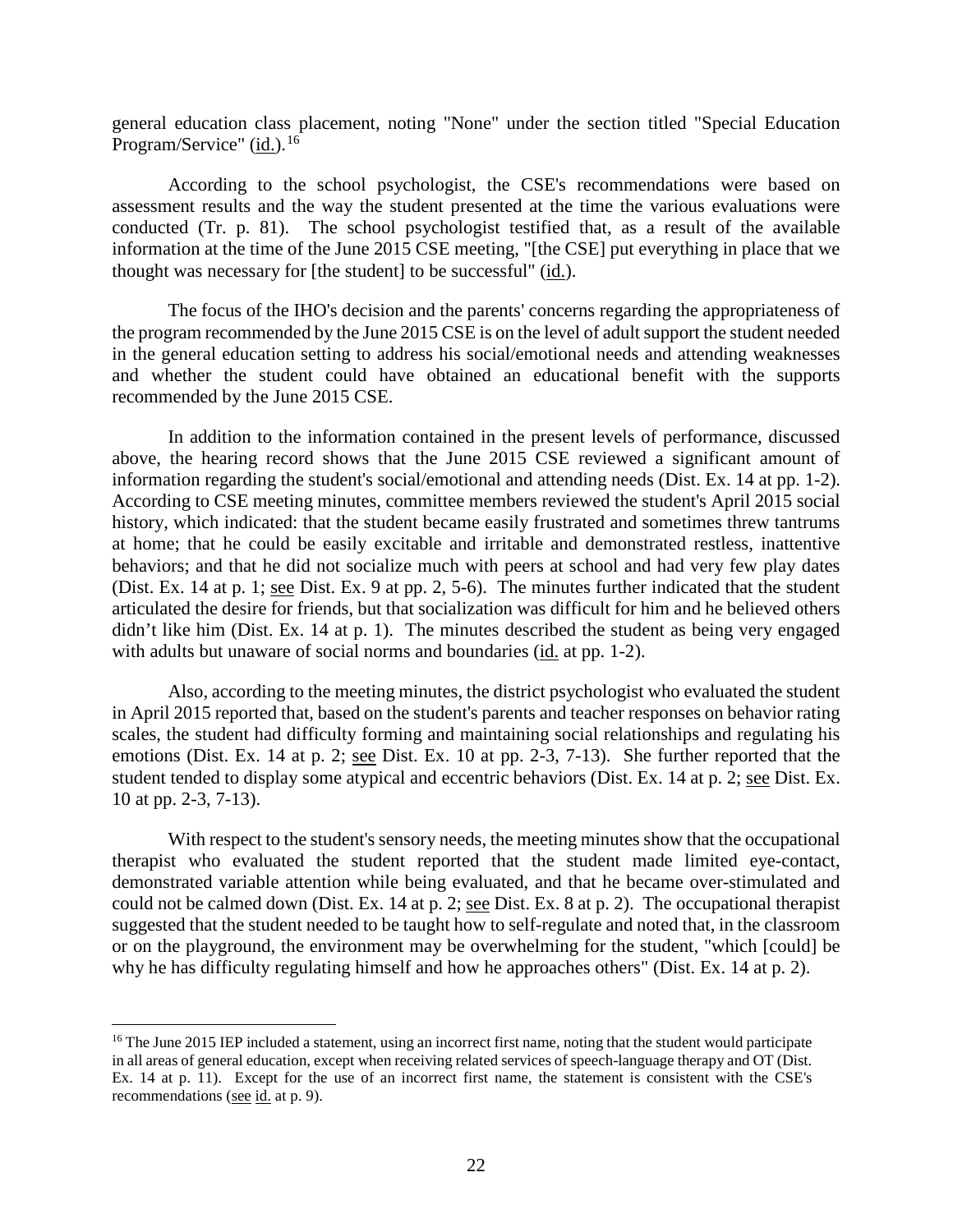general education class placement, noting "None" under the section titled "Special Education Program/Service" (id.).[16]

According to the school psychologist, the CSE's recommendations were based on assessment results and the way the student presented at the time the various evaluations were conducted (Tr. p. 81). The school psychologist testified that, as a result of the available information at the time of the June 2015 CSE meeting, "[the CSE] put everything in place that we thought was necessary for [the student] to be successful" (id.).

The focus of the IHO's decision and the parents' concerns regarding the appropriateness of the program recommended by the June 2015 CSE is on the level of adult support the student needed in the general education setting to address his social/emotional needs and attending weaknesses and whether the student could have obtained an educational benefit with the supports recommended by the June 2015 CSE.

In addition to the information contained in the present levels of performance, discussed above, the hearing record shows that the June 2015 CSE reviewed a significant amount of information regarding the student's social/emotional and attending needs (Dist. Ex. 14 at pp. 1-2). According to CSE meeting minutes, committee members reviewed the student's April 2015 social history, which indicated: that the student became easily frustrated and sometimes threw tantrums at home; that he could be easily excitable and irritable and demonstrated restless, inattentive behaviors; and that he did not socialize much with peers at school and had very few play dates (Dist. Ex. 14 at p. 1; see Dist. Ex. 9 at pp. 2, 5-6). The minutes further indicated that the student articulated the desire for friends, but that socialization was difficult for him and he believed others didn't like him (Dist. Ex. 14 at p. 1). The minutes described the student as being very engaged with adults but unaware of social norms and boundaries (id. at pp. 1-2).

Also, according to the meeting minutes, the district psychologist who evaluated the student in April 2015 reported that, based on the student's parents and teacher responses on behavior rating scales, the student had difficulty forming and maintaining social relationships and regulating his emotions (Dist. Ex. 14 at p. 2; see Dist. Ex. 10 at pp. 2-3, 7-13). She further reported that the student tended to display some atypical and eccentric behaviors (Dist. Ex. 14 at p. 2; see Dist. Ex. 10 at pp. 2-3, 7-13).

With respect to the student's sensory needs, the meeting minutes show that the occupational therapist who evaluated the student reported that the student made limited eye-contact, demonstrated variable attention while being evaluated, and that he became over-stimulated and could not be calmed down (Dist. Ex. 14 at p. 2; see Dist. Ex. 8 at p. 2). The occupational therapist suggested that the student needed to be taught how to self-regulate and noted that, in the classroom or on the playground, the environment may be overwhelming for the student, "which [could] be why he has difficulty regulating himself and how he approaches others" (Dist. Ex. 14 at p. 2).

[16] The June 2015 IEP included a statement, using an incorrect first name, noting that the student would participate in all areas of general education, except when receiving related services of speech-language therapy and OT (Dist. Ex. 14 at p. 11). Except for the use of an incorrect first name, the statement is consistent with the CSE's recommendations (see id. at p. 9).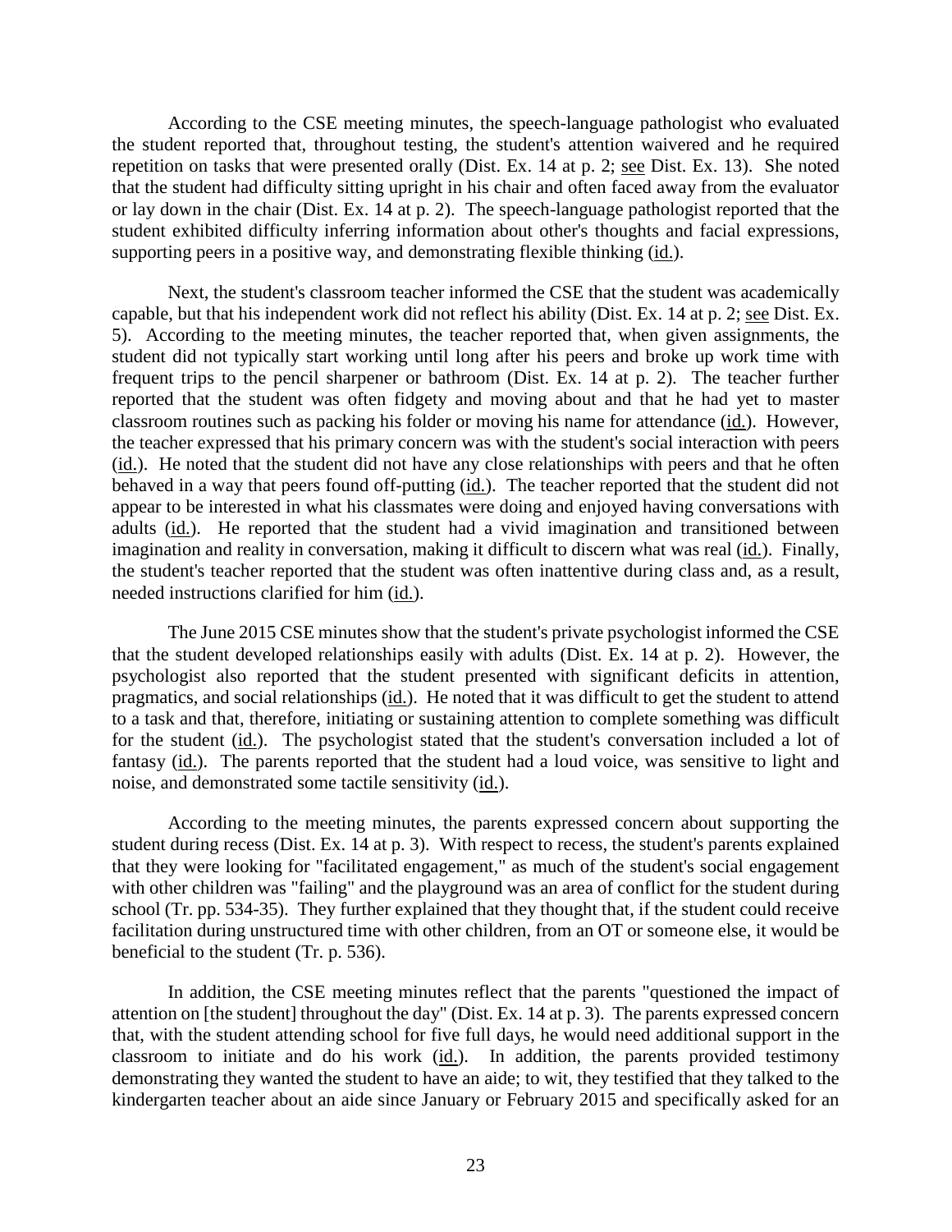According to the CSE meeting minutes, the speech-language pathologist who evaluated the student reported that, throughout testing, the student's attention waivered and he required repetition on tasks that were presented orally (Dist. Ex. 14 at p. 2; see Dist. Ex. 13). She noted that the student had difficulty sitting upright in his chair and often faced away from the evaluator or lay down in the chair (Dist. Ex. 14 at p. 2). The speech-language pathologist reported that the student exhibited difficulty inferring information about other's thoughts and facial expressions, supporting peers in a positive way, and demonstrating flexible thinking (id.).

Next, the student's classroom teacher informed the CSE that the student was academically capable, but that his independent work did not reflect his ability (Dist. Ex. 14 at p. 2; see Dist. Ex. 5). According to the meeting minutes, the teacher reported that, when given assignments, the student did not typically start working until long after his peers and broke up work time with frequent trips to the pencil sharpener or bathroom (Dist. Ex. 14 at p. 2). The teacher further reported that the student was often fidgety and moving about and that he had yet to master classroom routines such as packing his folder or moving his name for attendance (id.). However, the teacher expressed that his primary concern was with the student's social interaction with peers (id.). He noted that the student did not have any close relationships with peers and that he often behaved in a way that peers found off-putting (id.). The teacher reported that the student did not appear to be interested in what his classmates were doing and enjoyed having conversations with adults (id.). He reported that the student had a vivid imagination and transitioned between imagination and reality in conversation, making it difficult to discern what was real (id.). Finally, the student's teacher reported that the student was often inattentive during class and, as a result, needed instructions clarified for him (id.).

The June 2015 CSE minutes show that the student's private psychologist informed the CSE that the student developed relationships easily with adults (Dist. Ex. 14 at p. 2). However, the psychologist also reported that the student presented with significant deficits in attention, pragmatics, and social relationships (id.). He noted that it was difficult to get the student to attend to a task and that, therefore, initiating or sustaining attention to complete something was difficult for the student (id.). The psychologist stated that the student's conversation included a lot of fantasy (id.). The parents reported that the student had a loud voice, was sensitive to light and noise, and demonstrated some tactile sensitivity (id.).

According to the meeting minutes, the parents expressed concern about supporting the student during recess (Dist. Ex. 14 at p. 3). With respect to recess, the student's parents explained that they were looking for "facilitated engagement," as much of the student's social engagement with other children was "failing" and the playground was an area of conflict for the student during school (Tr. pp. 534-35). They further explained that they thought that, if the student could receive facilitation during unstructured time with other children, from an OT or someone else, it would be beneficial to the student (Tr. p. 536).

In addition, the CSE meeting minutes reflect that the parents "questioned the impact of attention on [the student] throughout the day" (Dist. Ex. 14 at p. 3). The parents expressed concern that, with the student attending school for five full days, he would need additional support in the classroom to initiate and do his work (id.). In addition, the parents provided testimony demonstrating they wanted the student to have an aide; to wit, they testified that they talked to the kindergarten teacher about an aide since January or February 2015 and specifically asked for an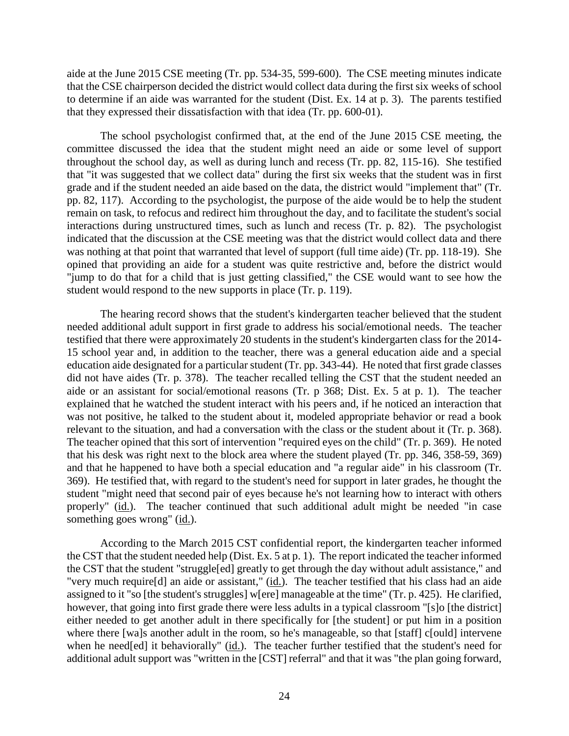aide at the June 2015 CSE meeting (Tr. pp. 534-35, 599-600). The CSE meeting minutes indicate that the CSE chairperson decided the district would collect data during the first six weeks of school to determine if an aide was warranted for the student (Dist. Ex. 14 at p. 3). The parents testified that they expressed their dissatisfaction with that idea (Tr. pp. 600-01).

The school psychologist confirmed that, at the end of the June 2015 CSE meeting, the committee discussed the idea that the student might need an aide or some level of support throughout the school day, as well as during lunch and recess (Tr. pp. 82, 115-16). She testified that "it was suggested that we collect data" during the first six weeks that the student was in first grade and if the student needed an aide based on the data, the district would "implement that" (Tr. pp. 82, 117). According to the psychologist, the purpose of the aide would be to help the student remain on task, to refocus and redirect him throughout the day, and to facilitate the student's social interactions during unstructured times, such as lunch and recess (Tr. p. 82). The psychologist indicated that the discussion at the CSE meeting was that the district would collect data and there was nothing at that point that warranted that level of support (full time aide) (Tr. pp. 118-19). She opined that providing an aide for a student was quite restrictive and, before the district would "jump to do that for a child that is just getting classified," the CSE would want to see how the student would respond to the new supports in place (Tr. p. 119).

The hearing record shows that the student's kindergarten teacher believed that the student needed additional adult support in first grade to address his social/emotional needs. The teacher testified that there were approximately 20 students in the student's kindergarten class for the 2014-15 school year and, in addition to the teacher, there was a general education aide and a special education aide designated for a particular student (Tr. pp. 343-44). He noted that first grade classes did not have aides (Tr. p. 378). The teacher recalled telling the CST that the student needed an aide or an assistant for social/emotional reasons (Tr. p 368; Dist. Ex. 5 at p. 1). The teacher explained that he watched the student interact with his peers and, if he noticed an interaction that was not positive, he talked to the student about it, modeled appropriate behavior or read a book relevant to the situation, and had a conversation with the class or the student about it (Tr. p. 368). The teacher opined that this sort of intervention "required eyes on the child" (Tr. p. 369). He noted that his desk was right next to the block area where the student played (Tr. pp. 346, 358-59, 369) and that he happened to have both a special education and "a regular aide" in his classroom (Tr. 369). He testified that, with regard to the student's need for support in later grades, he thought the student "might need that second pair of eyes because he's not learning how to interact with others properly" (id.). The teacher continued that such additional adult might be needed "in case something goes wrong" (id.).

According to the March 2015 CST confidential report, the kindergarten teacher informed the CST that the student needed help (Dist. Ex. 5 at p. 1). The report indicated the teacher informed the CST that the student "struggle[ed] greatly to get through the day without adult assistance," and "very much require[d] an aide or assistant," (id.). The teacher testified that his class had an aide assigned to it "so [the student's struggles] w[ere] manageable at the time" (Tr. p. 425). He clarified, however, that going into first grade there were less adults in a typical classroom "[s]o [the district] either needed to get another adult in there specifically for [the student] or put him in a position where there [wa]s another adult in the room, so he's manageable, so that [staff] c[ould] intervene when he need[ed] it behaviorally" (id.). The teacher further testified that the student's need for additional adult support was "written in the [CST] referral" and that it was "the plan going forward,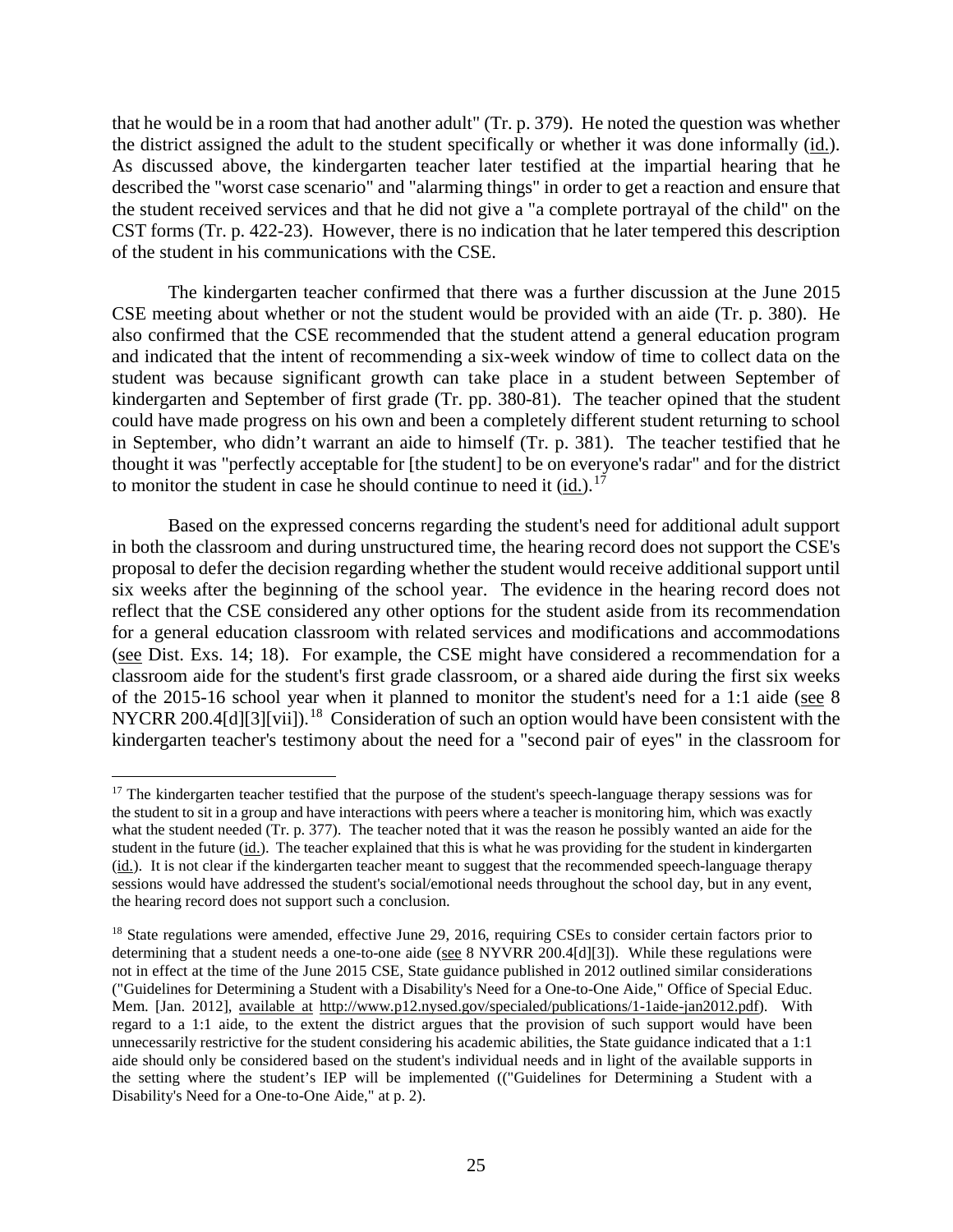that he would be in a room that had another adult" (Tr. p. 379). He noted the question was whether the district assigned the adult to the student specifically or whether it was done informally (id.). As discussed above, the kindergarten teacher later testified at the impartial hearing that he described the "worst case scenario" and "alarming things" in order to get a reaction and ensure that the student received services and that he did not give a "a complete portrayal of the child" on the CST forms (Tr. p. 422-23). However, there is no indication that he later tempered this description of the student in his communications with the CSE.

The kindergarten teacher confirmed that there was a further discussion at the June 2015 CSE meeting about whether or not the student would be provided with an aide (Tr. p. 380). He also confirmed that the CSE recommended that the student attend a general education program and indicated that the intent of recommending a six-week window of time to collect data on the student was because significant growth can take place in a student between September of kindergarten and September of first grade (Tr. pp. 380-81). The teacher opined that the student could have made progress on his own and been a completely different student returning to school in September, who didn't warrant an aide to himself (Tr. p. 381). The teacher testified that he thought it was "perfectly acceptable for [the student] to be on everyone's radar" and for the district to monitor the student in case he should continue to need it (id.).[17]

Based on the expressed concerns regarding the student's need for additional adult support in both the classroom and during unstructured time, the hearing record does not support the CSE's proposal to defer the decision regarding whether the student would receive additional support until six weeks after the beginning of the school year. The evidence in the hearing record does not reflect that the CSE considered any other options for the student aside from its recommendation for a general education classroom with related services and modifications and accommodations (see Dist. Exs. 14; 18). For example, the CSE might have considered a recommendation for a classroom aide for the student's first grade classroom, or a shared aide during the first six weeks of the 2015-16 school year when it planned to monitor the student's need for a 1:1 aide (see 8 NYCRR 200.4[d][3][vii]).[18] Consideration of such an option would have been consistent with the kindergarten teacher's testimony about the need for a "second pair of eyes" in the classroom for

---

[17] The kindergarten teacher testified that the purpose of the student's speech-language therapy sessions was for the student to sit in a group and have interactions with peers where a teacher is monitoring him, which was exactly what the student needed (Tr. p. 377). The teacher noted that it was the reason he possibly wanted an aide for the student in the future (id.). The teacher explained that this is what he was providing for the student in kindergarten (id.). It is not clear if the kindergarten teacher meant to suggest that the recommended speech-language therapy sessions would have addressed the student's social/emotional needs throughout the school day, but in any event, the hearing record does not support such a conclusion.

[18] State regulations were amended, effective June 29, 2016, requiring CSEs to consider certain factors prior to determining that a student needs a one-to-one aide (see 8 NYVRR 200.4[d][3]). While these regulations were not in effect at the time of the June 2015 CSE, State guidance published in 2012 outlined similar considerations ("Guidelines for Determining a Student with a Disability's Need for a One-to-One Aide," Office of Special Educ. Mem. [Jan. 2012], available at http://www.p12.nysed.gov/specialed/publications/1-1aide-jan2012.pdf). With regard to a 1:1 aide, to the extent the district argues that the provision of such support would have been unnecessarily restrictive for the student considering his academic abilities, the State guidance indicated that a 1:1 aide should only be considered based on the student's individual needs and in light of the available supports in the setting where the student's IEP will be implemented (("Guidelines for Determining a Student with a Disability's Need for a One-to-One Aide," at p. 2).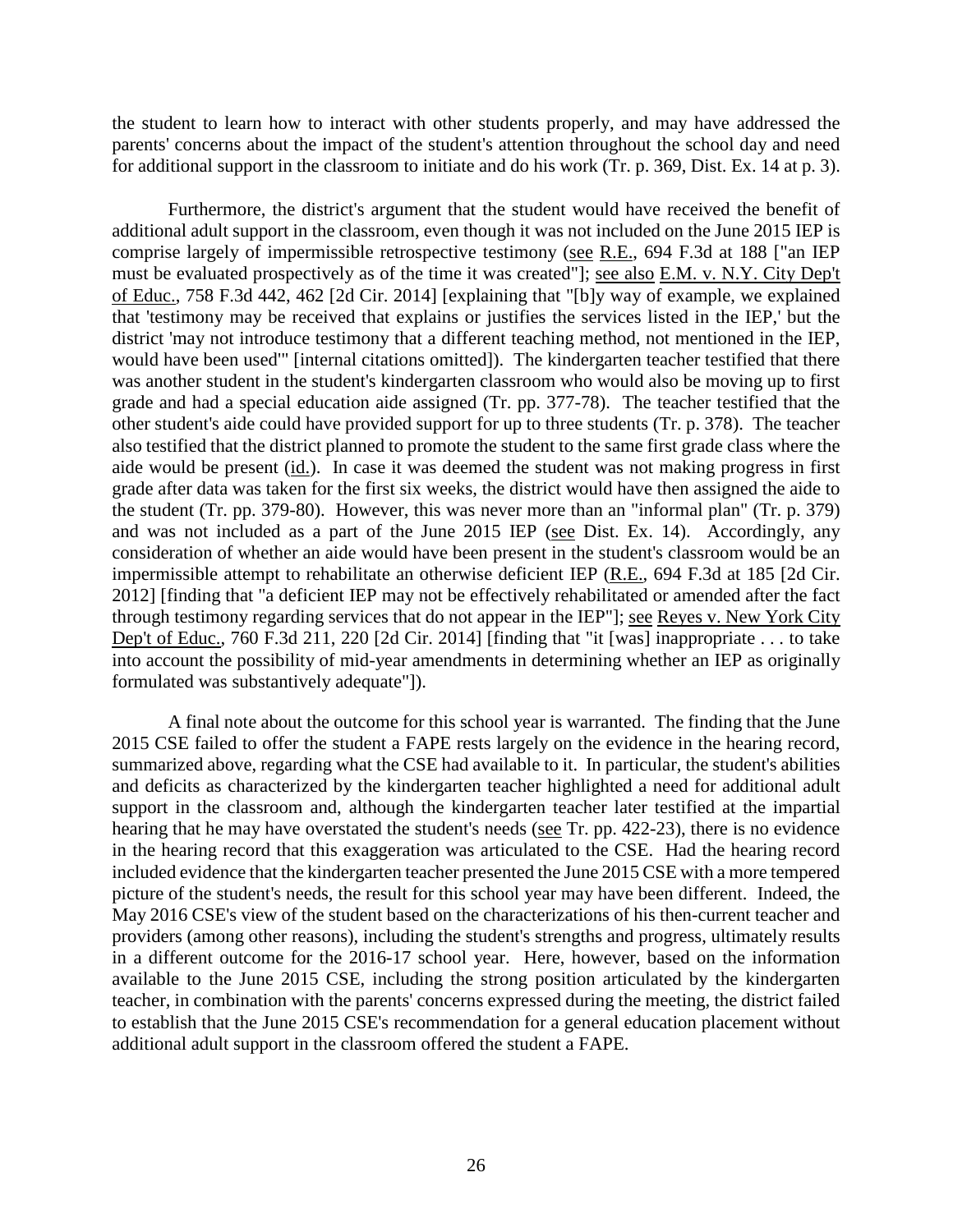the student to learn how to interact with other students properly, and may have addressed the parents' concerns about the impact of the student's attention throughout the school day and need for additional support in the classroom to initiate and do his work (Tr. p. 369, Dist. Ex. 14 at p. 3).

Furthermore, the district's argument that the student would have received the benefit of additional adult support in the classroom, even though it was not included on the June 2015 IEP is comprise largely of impermissible retrospective testimony (see R.E., 694 F.3d at 188 ["an IEP must be evaluated prospectively as of the time it was created"]; see also E.M. v. N.Y. City Dep't of Educ., 758 F.3d 442, 462 [2d Cir. 2014] [explaining that "[b]y way of example, we explained that 'testimony may be received that explains or justifies the services listed in the IEP,' but the district 'may not introduce testimony that a different teaching method, not mentioned in the IEP, would have been used'" [internal citations omitted]). The kindergarten teacher testified that there was another student in the student's kindergarten classroom who would also be moving up to first grade and had a special education aide assigned (Tr. pp. 377-78). The teacher testified that the other student's aide could have provided support for up to three students (Tr. p. 378). The teacher also testified that the district planned to promote the student to the same first grade class where the aide would be present (id.). In case it was deemed the student was not making progress in first grade after data was taken for the first six weeks, the district would have then assigned the aide to the student (Tr. pp. 379-80). However, this was never more than an "informal plan" (Tr. p. 379) and was not included as a part of the June 2015 IEP (see Dist. Ex. 14). Accordingly, any consideration of whether an aide would have been present in the student's classroom would be an impermissible attempt to rehabilitate an otherwise deficient IEP (R.E., 694 F.3d at 185 [2d Cir. 2012] [finding that "a deficient IEP may not be effectively rehabilitated or amended after the fact through testimony regarding services that do not appear in the IEP"]; see Reyes v. New York City Dep't of Educ., 760 F.3d 211, 220 [2d Cir. 2014] [finding that "it [was] inappropriate . . . to take into account the possibility of mid-year amendments in determining whether an IEP as originally formulated was substantively adequate"]).

A final note about the outcome for this school year is warranted. The finding that the June 2015 CSE failed to offer the student a FAPE rests largely on the evidence in the hearing record, summarized above, regarding what the CSE had available to it. In particular, the student's abilities and deficits as characterized by the kindergarten teacher highlighted a need for additional adult support in the classroom and, although the kindergarten teacher later testified at the impartial hearing that he may have overstated the student's needs (see Tr. pp. 422-23), there is no evidence in the hearing record that this exaggeration was articulated to the CSE. Had the hearing record included evidence that the kindergarten teacher presented the June 2015 CSE with a more tempered picture of the student's needs, the result for this school year may have been different. Indeed, the May 2016 CSE's view of the student based on the characterizations of his then-current teacher and providers (among other reasons), including the student's strengths and progress, ultimately results in a different outcome for the 2016-17 school year. Here, however, based on the information available to the June 2015 CSE, including the strong position articulated by the kindergarten teacher, in combination with the parents' concerns expressed during the meeting, the district failed to establish that the June 2015 CSE's recommendation for a general education placement without additional adult support in the classroom offered the student a FAPE.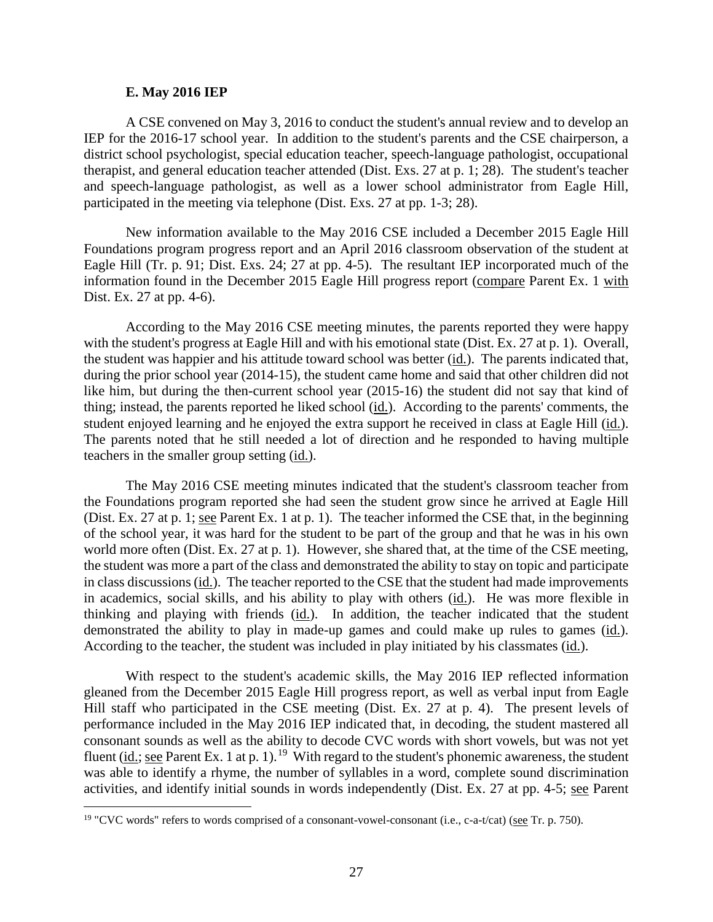### E. May 2016 IEP

A CSE convened on May 3, 2016 to conduct the student's annual review and to develop an IEP for the 2016-17 school year. In addition to the student's parents and the CSE chairperson, a district school psychologist, special education teacher, speech-language pathologist, occupational therapist, and general education teacher attended (Dist. Exs. 27 at p. 1; 28). The student's teacher and speech-language pathologist, as well as a lower school administrator from Eagle Hill, participated in the meeting via telephone (Dist. Exs. 27 at pp. 1-3; 28).

New information available to the May 2016 CSE included a December 2015 Eagle Hill Foundations program progress report and an April 2016 classroom observation of the student at Eagle Hill (Tr. p. 91; Dist. Exs. 24; 27 at pp. 4-5). The resultant IEP incorporated much of the information found in the December 2015 Eagle Hill progress report (compare Parent Ex. 1 with Dist. Ex. 27 at pp. 4-6).

According to the May 2016 CSE meeting minutes, the parents reported they were happy with the student's progress at Eagle Hill and with his emotional state (Dist. Ex. 27 at p. 1). Overall, the student was happier and his attitude toward school was better (id.). The parents indicated that, during the prior school year (2014-15), the student came home and said that other children did not like him, but during the then-current school year (2015-16) the student did not say that kind of thing; instead, the parents reported he liked school (id.). According to the parents' comments, the student enjoyed learning and he enjoyed the extra support he received in class at Eagle Hill (id.). The parents noted that he still needed a lot of direction and he responded to having multiple teachers in the smaller group setting (id.).

The May 2016 CSE meeting minutes indicated that the student's classroom teacher from the Foundations program reported she had seen the student grow since he arrived at Eagle Hill (Dist. Ex. 27 at p. 1; see Parent Ex. 1 at p. 1). The teacher informed the CSE that, in the beginning of the school year, it was hard for the student to be part of the group and that he was in his own world more often (Dist. Ex. 27 at p. 1). However, she shared that, at the time of the CSE meeting, the student was more a part of the class and demonstrated the ability to stay on topic and participate in class discussions (id.). The teacher reported to the CSE that the student had made improvements in academics, social skills, and his ability to play with others (id.). He was more flexible in thinking and playing with friends (id.). In addition, the teacher indicated that the student demonstrated the ability to play in made-up games and could make up rules to games (id.). According to the teacher, the student was included in play initiated by his classmates (id.).

With respect to the student's academic skills, the May 2016 IEP reflected information gleaned from the December 2015 Eagle Hill progress report, as well as verbal input from Eagle Hill staff who participated in the CSE meeting (Dist. Ex. 27 at p. 4). The present levels of performance included in the May 2016 IEP indicated that, in decoding, the student mastered all consonant sounds as well as the ability to decode CVC words with short vowels, but was not yet fluent (id.; see Parent Ex. 1 at p. 1).[19] With regard to the student's phonemic awareness, the student was able to identify a rhyme, the number of syllables in a word, complete sound discrimination activities, and identify initial sounds in words independently (Dist. Ex. 27 at pp. 4-5; see Parent

[19] "CVC words" refers to words comprised of a consonant-vowel-consonant (i.e., c-a-t/cat) (see Tr. p. 750).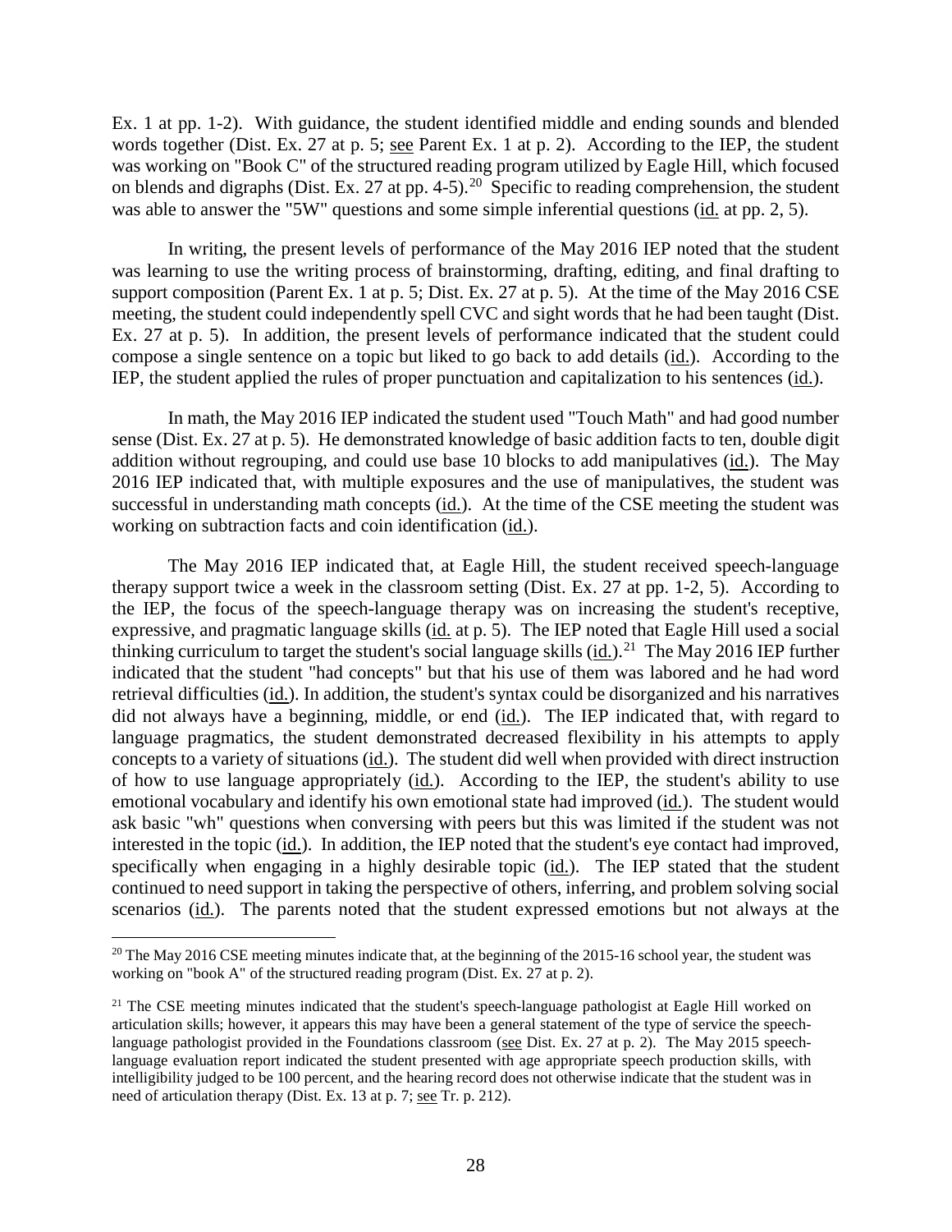Ex. 1 at pp. 1-2). With guidance, the student identified middle and ending sounds and blended words together (Dist. Ex. 27 at p. 5; see Parent Ex. 1 at p. 2). According to the IEP, the student was working on "Book C" of the structured reading program utilized by Eagle Hill, which focused on blends and digraphs (Dist. Ex. 27 at pp. 4-5).[20] Specific to reading comprehension, the student was able to answer the "5W" questions and some simple inferential questions (id. at pp. 2, 5).

In writing, the present levels of performance of the May 2016 IEP noted that the student was learning to use the writing process of brainstorming, drafting, editing, and final drafting to support composition (Parent Ex. 1 at p. 5; Dist. Ex. 27 at p. 5). At the time of the May 2016 CSE meeting, the student could independently spell CVC and sight words that he had been taught (Dist. Ex. 27 at p. 5). In addition, the present levels of performance indicated that the student could compose a single sentence on a topic but liked to go back to add details (id.). According to the IEP, the student applied the rules of proper punctuation and capitalization to his sentences (id.).

In math, the May 2016 IEP indicated the student used "Touch Math" and had good number sense (Dist. Ex. 27 at p. 5). He demonstrated knowledge of basic addition facts to ten, double digit addition without regrouping, and could use base 10 blocks to add manipulatives (id.). The May 2016 IEP indicated that, with multiple exposures and the use of manipulatives, the student was successful in understanding math concepts (id.). At the time of the CSE meeting the student was working on subtraction facts and coin identification (id.).

The May 2016 IEP indicated that, at Eagle Hill, the student received speech-language therapy support twice a week in the classroom setting (Dist. Ex. 27 at pp. 1-2, 5). According to the IEP, the focus of the speech-language therapy was on increasing the student's receptive, expressive, and pragmatic language skills (id. at p. 5). The IEP noted that Eagle Hill used a social thinking curriculum to target the student's social language skills (id.).[21] The May 2016 IEP further indicated that the student "had concepts" but that his use of them was labored and he had word retrieval difficulties (id.). In addition, the student's syntax could be disorganized and his narratives did not always have a beginning, middle, or end (id.). The IEP indicated that, with regard to language pragmatics, the student demonstrated decreased flexibility in his attempts to apply concepts to a variety of situations (id.). The student did well when provided with direct instruction of how to use language appropriately (id.). According to the IEP, the student's ability to use emotional vocabulary and identify his own emotional state had improved (id.). The student would ask basic "wh" questions when conversing with peers but this was limited if the student was not interested in the topic (id.). In addition, the IEP noted that the student's eye contact had improved, specifically when engaging in a highly desirable topic (id.). The IEP stated that the student continued to need support in taking the perspective of others, inferring, and problem solving social scenarios (id.). The parents noted that the student expressed emotions but not always at the

[20] The May 2016 CSE meeting minutes indicate that, at the beginning of the 2015-16 school year, the student was working on "book A" of the structured reading program (Dist. Ex. 27 at p. 2).

[21] The CSE meeting minutes indicated that the student's speech-language pathologist at Eagle Hill worked on articulation skills; however, it appears this may have been a general statement of the type of service the speech-language pathologist provided in the Foundations classroom (see Dist. Ex. 27 at p. 2). The May 2015 speech-language evaluation report indicated the student presented with age appropriate speech production skills, with intelligibility judged to be 100 percent, and the hearing record does not otherwise indicate that the student was in need of articulation therapy (Dist. Ex. 13 at p. 7; see Tr. p. 212).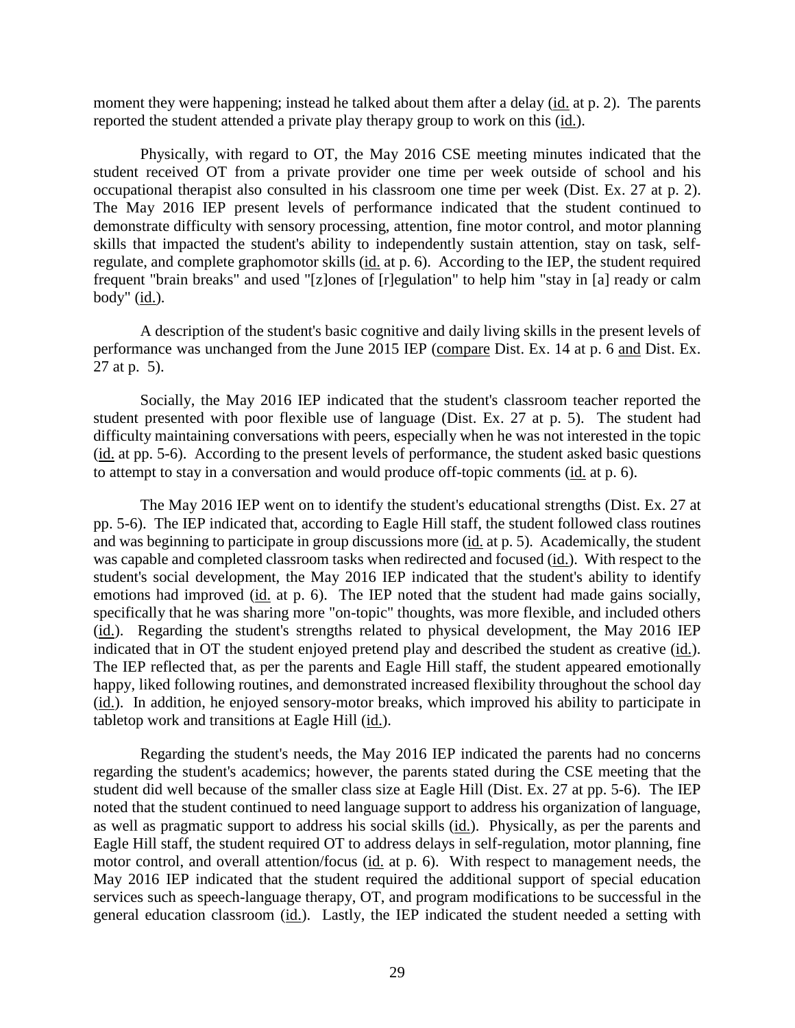moment they were happening; instead he talked about them after a delay (id. at p. 2). The parents reported the student attended a private play therapy group to work on this (id.).

Physically, with regard to OT, the May 2016 CSE meeting minutes indicated that the student received OT from a private provider one time per week outside of school and his occupational therapist also consulted in his classroom one time per week (Dist. Ex. 27 at p. 2). The May 2016 IEP present levels of performance indicated that the student continued to demonstrate difficulty with sensory processing, attention, fine motor control, and motor planning skills that impacted the student's ability to independently sustain attention, stay on task, self-regulate, and complete graphomotor skills (id. at p. 6). According to the IEP, the student required frequent "brain breaks" and used "[z]ones of [r]egulation" to help him "stay in [a] ready or calm body" (id.).

A description of the student's basic cognitive and daily living skills in the present levels of performance was unchanged from the June 2015 IEP (compare Dist. Ex. 14 at p. 6 and Dist. Ex. 27 at p. 5).

Socially, the May 2016 IEP indicated that the student's classroom teacher reported the student presented with poor flexible use of language (Dist. Ex. 27 at p. 5). The student had difficulty maintaining conversations with peers, especially when he was not interested in the topic (id. at pp. 5-6). According to the present levels of performance, the student asked basic questions to attempt to stay in a conversation and would produce off-topic comments (id. at p. 6).

The May 2016 IEP went on to identify the student's educational strengths (Dist. Ex. 27 at pp. 5-6). The IEP indicated that, according to Eagle Hill staff, the student followed class routines and was beginning to participate in group discussions more (id. at p. 5). Academically, the student was capable and completed classroom tasks when redirected and focused (id.). With respect to the student's social development, the May 2016 IEP indicated that the student's ability to identify emotions had improved (id. at p. 6). The IEP noted that the student had made gains socially, specifically that he was sharing more "on-topic" thoughts, was more flexible, and included others (id.). Regarding the student's strengths related to physical development, the May 2016 IEP indicated that in OT the student enjoyed pretend play and described the student as creative (id.). The IEP reflected that, as per the parents and Eagle Hill staff, the student appeared emotionally happy, liked following routines, and demonstrated increased flexibility throughout the school day (id.). In addition, he enjoyed sensory-motor breaks, which improved his ability to participate in tabletop work and transitions at Eagle Hill (id.).

Regarding the student's needs, the May 2016 IEP indicated the parents had no concerns regarding the student's academics; however, the parents stated during the CSE meeting that the student did well because of the smaller class size at Eagle Hill (Dist. Ex. 27 at pp. 5-6). The IEP noted that the student continued to need language support to address his organization of language, as well as pragmatic support to address his social skills (id.). Physically, as per the parents and Eagle Hill staff, the student required OT to address delays in self-regulation, motor planning, fine motor control, and overall attention/focus (id. at p. 6). With respect to management needs, the May 2016 IEP indicated that the student required the additional support of special education services such as speech-language therapy, OT, and program modifications to be successful in the general education classroom (id.). Lastly, the IEP indicated the student needed a setting with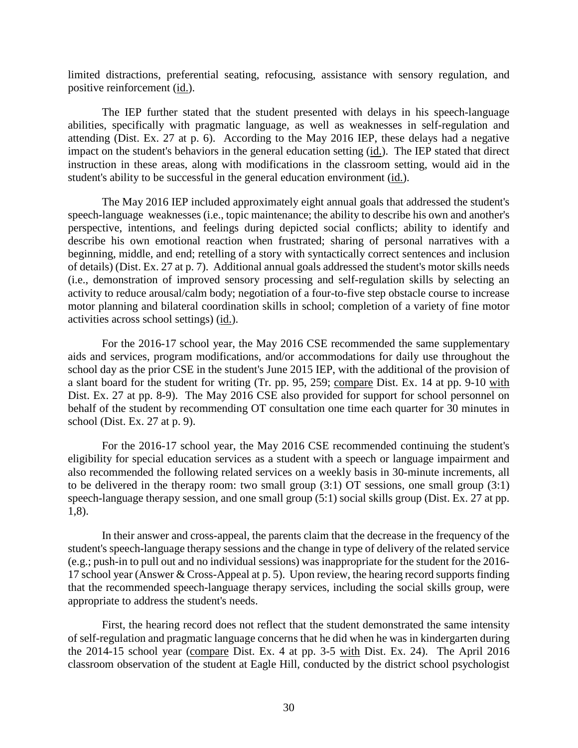limited distractions, preferential seating, refocusing, assistance with sensory regulation, and positive reinforcement (id.).

The IEP further stated that the student presented with delays in his speech-language abilities, specifically with pragmatic language, as well as weaknesses in self-regulation and attending (Dist. Ex. 27 at p. 6). According to the May 2016 IEP, these delays had a negative impact on the student's behaviors in the general education setting (id.). The IEP stated that direct instruction in these areas, along with modifications in the classroom setting, would aid in the student's ability to be successful in the general education environment (id.).

The May 2016 IEP included approximately eight annual goals that addressed the student's speech-language weaknesses (i.e., topic maintenance; the ability to describe his own and another's perspective, intentions, and feelings during depicted social conflicts; ability to identify and describe his own emotional reaction when frustrated; sharing of personal narratives with a beginning, middle, and end; retelling of a story with syntactically correct sentences and inclusion of details) (Dist. Ex. 27 at p. 7). Additional annual goals addressed the student's motor skills needs (i.e., demonstration of improved sensory processing and self-regulation skills by selecting an activity to reduce arousal/calm body; negotiation of a four-to-five step obstacle course to increase motor planning and bilateral coordination skills in school; completion of a variety of fine motor activities across school settings) (id.).

For the 2016-17 school year, the May 2016 CSE recommended the same supplementary aids and services, program modifications, and/or accommodations for daily use throughout the school day as the prior CSE in the student's June 2015 IEP, with the additional of the provision of a slant board for the student for writing (Tr. pp. 95, 259; compare Dist. Ex. 14 at pp. 9-10 with Dist. Ex. 27 at pp. 8-9). The May 2016 CSE also provided for support for school personnel on behalf of the student by recommending OT consultation one time each quarter for 30 minutes in school (Dist. Ex. 27 at p. 9).

For the 2016-17 school year, the May 2016 CSE recommended continuing the student's eligibility for special education services as a student with a speech or language impairment and also recommended the following related services on a weekly basis in 30-minute increments, all to be delivered in the therapy room: two small group (3:1) OT sessions, one small group (3:1) speech-language therapy session, and one small group (5:1) social skills group (Dist. Ex. 27 at pp. 1,8).

In their answer and cross-appeal, the parents claim that the decrease in the frequency of the student's speech-language therapy sessions and the change in type of delivery of the related service (e.g.; push-in to pull out and no individual sessions) was inappropriate for the student for the 2016-17 school year (Answer & Cross-Appeal at p. 5). Upon review, the hearing record supports finding that the recommended speech-language therapy services, including the social skills group, were appropriate to address the student's needs.

First, the hearing record does not reflect that the student demonstrated the same intensity of self-regulation and pragmatic language concerns that he did when he was in kindergarten during the 2014-15 school year (compare Dist. Ex. 4 at pp. 3-5 with Dist. Ex. 24). The April 2016 classroom observation of the student at Eagle Hill, conducted by the district school psychologist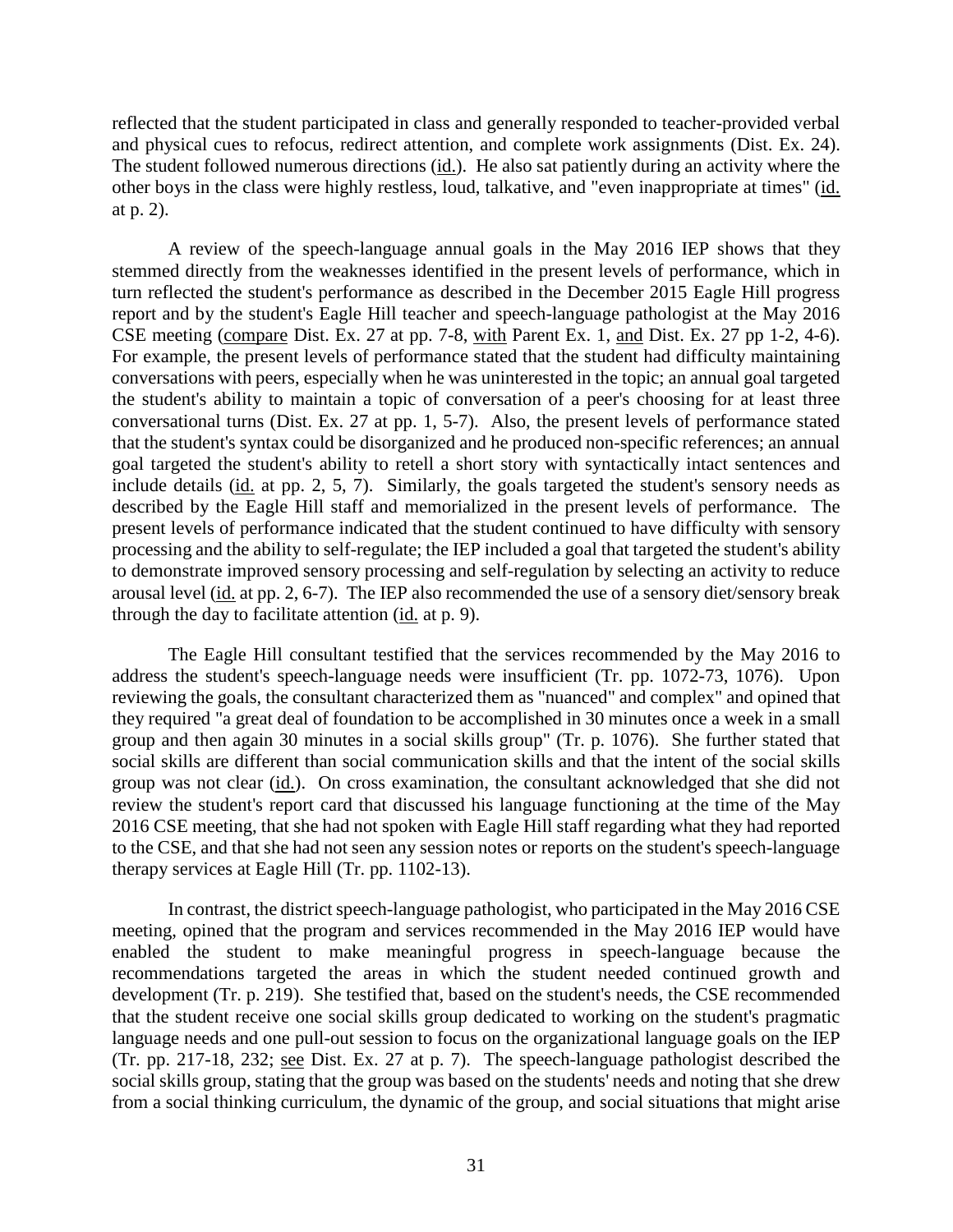reflected that the student participated in class and generally responded to teacher-provided verbal and physical cues to refocus, redirect attention, and complete work assignments (Dist. Ex. 24). The student followed numerous directions (id.). He also sat patiently during an activity where the other boys in the class were highly restless, loud, talkative, and "even inappropriate at times" (id. at p. 2).

A review of the speech-language annual goals in the May 2016 IEP shows that they stemmed directly from the weaknesses identified in the present levels of performance, which in turn reflected the student's performance as described in the December 2015 Eagle Hill progress report and by the student's Eagle Hill teacher and speech-language pathologist at the May 2016 CSE meeting (compare Dist. Ex. 27 at pp. 7-8, with Parent Ex. 1, and Dist. Ex. 27 pp 1-2, 4-6). For example, the present levels of performance stated that the student had difficulty maintaining conversations with peers, especially when he was uninterested in the topic; an annual goal targeted the student's ability to maintain a topic of conversation of a peer's choosing for at least three conversational turns (Dist. Ex. 27 at pp. 1, 5-7). Also, the present levels of performance stated that the student's syntax could be disorganized and he produced non-specific references; an annual goal targeted the student's ability to retell a short story with syntactically intact sentences and include details (id. at pp. 2, 5, 7). Similarly, the goals targeted the student's sensory needs as described by the Eagle Hill staff and memorialized in the present levels of performance. The present levels of performance indicated that the student continued to have difficulty with sensory processing and the ability to self-regulate; the IEP included a goal that targeted the student's ability to demonstrate improved sensory processing and self-regulation by selecting an activity to reduce arousal level (id. at pp. 2, 6-7). The IEP also recommended the use of a sensory diet/sensory break through the day to facilitate attention (id. at p. 9).

The Eagle Hill consultant testified that the services recommended by the May 2016 to address the student's speech-language needs were insufficient (Tr. pp. 1072-73, 1076). Upon reviewing the goals, the consultant characterized them as "nuanced" and complex" and opined that they required "a great deal of foundation to be accomplished in 30 minutes once a week in a small group and then again 30 minutes in a social skills group" (Tr. p. 1076). She further stated that social skills are different than social communication skills and that the intent of the social skills group was not clear (id.). On cross examination, the consultant acknowledged that she did not review the student's report card that discussed his language functioning at the time of the May 2016 CSE meeting, that she had not spoken with Eagle Hill staff regarding what they had reported to the CSE, and that she had not seen any session notes or reports on the student's speech-language therapy services at Eagle Hill (Tr. pp. 1102-13).

In contrast, the district speech-language pathologist, who participated in the May 2016 CSE meeting, opined that the program and services recommended in the May 2016 IEP would have enabled the student to make meaningful progress in speech-language because the recommendations targeted the areas in which the student needed continued growth and development (Tr. p. 219). She testified that, based on the student's needs, the CSE recommended that the student receive one social skills group dedicated to working on the student's pragmatic language needs and one pull-out session to focus on the organizational language goals on the IEP (Tr. pp. 217-18, 232; see Dist. Ex. 27 at p. 7). The speech-language pathologist described the social skills group, stating that the group was based on the students' needs and noting that she drew from a social thinking curriculum, the dynamic of the group, and social situations that might arise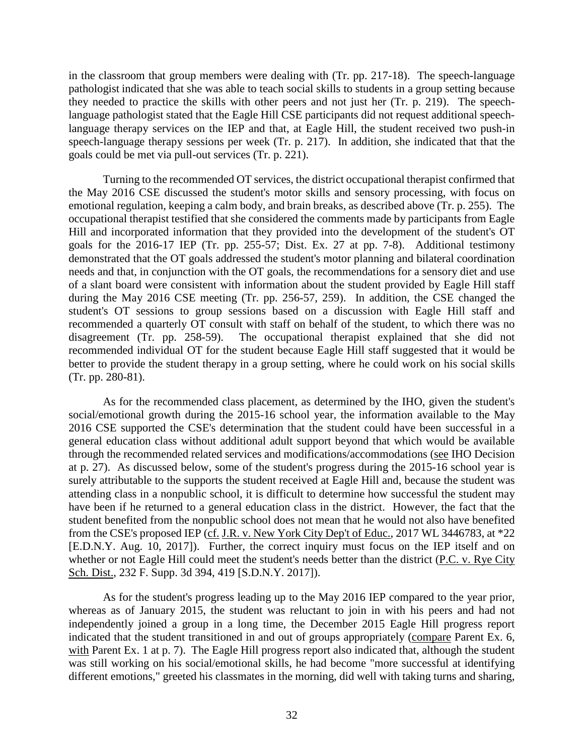in the classroom that group members were dealing with (Tr. pp. 217-18). The speech-language pathologist indicated that she was able to teach social skills to students in a group setting because they needed to practice the skills with other peers and not just her (Tr. p. 219). The speech-language pathologist stated that the Eagle Hill CSE participants did not request additional speech-language therapy services on the IEP and that, at Eagle Hill, the student received two push-in speech-language therapy sessions per week (Tr. p. 217). In addition, she indicated that that the goals could be met via pull-out services (Tr. p. 221).

Turning to the recommended OT services, the district occupational therapist confirmed that the May 2016 CSE discussed the student's motor skills and sensory processing, with focus on emotional regulation, keeping a calm body, and brain breaks, as described above (Tr. p. 255). The occupational therapist testified that she considered the comments made by participants from Eagle Hill and incorporated information that they provided into the development of the student's OT goals for the 2016-17 IEP (Tr. pp. 255-57; Dist. Ex. 27 at pp. 7-8). Additional testimony demonstrated that the OT goals addressed the student's motor planning and bilateral coordination needs and that, in conjunction with the OT goals, the recommendations for a sensory diet and use of a slant board were consistent with information about the student provided by Eagle Hill staff during the May 2016 CSE meeting (Tr. pp. 256-57, 259). In addition, the CSE changed the student's OT sessions to group sessions based on a discussion with Eagle Hill staff and recommended a quarterly OT consult with staff on behalf of the student, to which there was no disagreement (Tr. pp. 258-59). The occupational therapist explained that she did not recommended individual OT for the student because Eagle Hill staff suggested that it would be better to provide the student therapy in a group setting, where he could work on his social skills (Tr. pp. 280-81).

As for the recommended class placement, as determined by the IHO, given the student's social/emotional growth during the 2015-16 school year, the information available to the May 2016 CSE supported the CSE's determination that the student could have been successful in a general education class without additional adult support beyond that which would be available through the recommended related services and modifications/accommodations (see IHO Decision at p. 27). As discussed below, some of the student's progress during the 2015-16 school year is surely attributable to the supports the student received at Eagle Hill and, because the student was attending class in a nonpublic school, it is difficult to determine how successful the student may have been if he returned to a general education class in the district. However, the fact that the student benefited from the nonpublic school does not mean that he would not also have benefited from the CSE's proposed IEP (cf. J.R. v. New York City Dep't of Educ., 2017 WL 3446783, at *22 [E.D.N.Y. Aug. 10, 2017]). Further, the correct inquiry must focus on the IEP itself and on whether or not Eagle Hill could meet the student's needs better than the district (P.C. v. Rye City Sch. Dist., 232 F. Supp. 3d 394, 419 [S.D.N.Y. 2017]).

As for the student's progress leading up to the May 2016 IEP compared to the year prior, whereas as of January 2015, the student was reluctant to join in with his peers and had not independently joined a group in a long time, the December 2015 Eagle Hill progress report indicated that the student transitioned in and out of groups appropriately (compare Parent Ex. 6, with Parent Ex. 1 at p. 7). The Eagle Hill progress report also indicated that, although the student was still working on his social/emotional skills, he had become "more successful at identifying different emotions," greeted his classmates in the morning, did well with taking turns and sharing,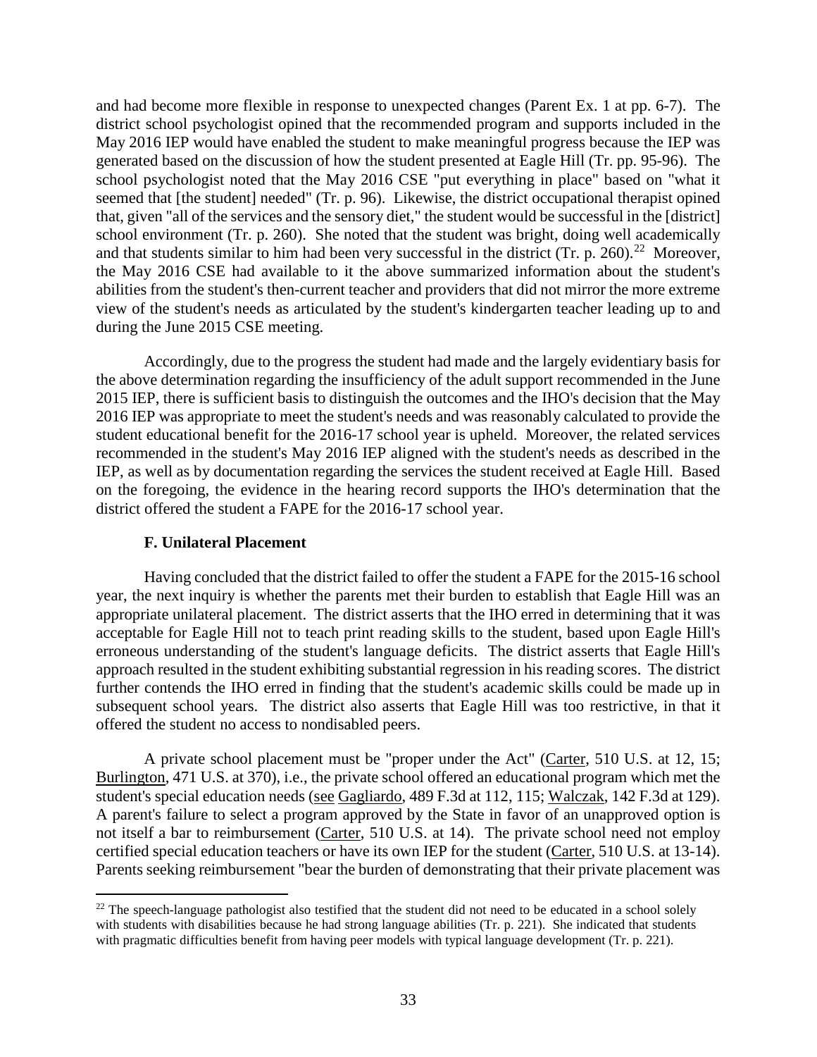and had become more flexible in response to unexpected changes (Parent Ex. 1 at pp. 6-7). The district school psychologist opined that the recommended program and supports included in the May 2016 IEP would have enabled the student to make meaningful progress because the IEP was generated based on the discussion of how the student presented at Eagle Hill (Tr. pp. 95-96). The school psychologist noted that the May 2016 CSE "put everything in place" based on "what it seemed that [the student] needed" (Tr. p. 96). Likewise, the district occupational therapist opined that, given "all of the services and the sensory diet," the student would be successful in the [district] school environment (Tr. p. 260). She noted that the student was bright, doing well academically and that students similar to him had been very successful in the district (Tr. p. 260).[22] Moreover, the May 2016 CSE had available to it the above summarized information about the student's abilities from the student's then-current teacher and providers that did not mirror the more extreme view of the student's needs as articulated by the student's kindergarten teacher leading up to and during the June 2015 CSE meeting.

Accordingly, due to the progress the student had made and the largely evidentiary basis for the above determination regarding the insufficiency of the adult support recommended in the June 2015 IEP, there is sufficient basis to distinguish the outcomes and the IHO's decision that the May 2016 IEP was appropriate to meet the student's needs and was reasonably calculated to provide the student educational benefit for the 2016-17 school year is upheld. Moreover, the related services recommended in the student's May 2016 IEP aligned with the student's needs as described in the IEP, as well as by documentation regarding the services the student received at Eagle Hill. Based on the foregoing, the evidence in the hearing record supports the IHO's determination that the district offered the student a FAPE for the 2016-17 school year.

### F. Unilateral Placement

Having concluded that the district failed to offer the student a FAPE for the 2015-16 school year, the next inquiry is whether the parents met their burden to establish that Eagle Hill was an appropriate unilateral placement. The district asserts that the IHO erred in determining that it was acceptable for Eagle Hill not to teach print reading skills to the student, based upon Eagle Hill's erroneous understanding of the student's language deficits. The district asserts that Eagle Hill's approach resulted in the student exhibiting substantial regression in his reading scores. The district further contends the IHO erred in finding that the student's academic skills could be made up in subsequent school years. The district also asserts that Eagle Hill was too restrictive, in that it offered the student no access to nondisabled peers.

A private school placement must be "proper under the Act" (Carter, 510 U.S. at 12, 15; Burlington, 471 U.S. at 370), i.e., the private school offered an educational program which met the student's special education needs (see Gagliardo, 489 F.3d at 112, 115; Walczak, 142 F.3d at 129). A parent's failure to select a program approved by the State in favor of an unapproved option is not itself a bar to reimbursement (Carter, 510 U.S. at 14). The private school need not employ certified special education teachers or have its own IEP for the student (Carter, 510 U.S. at 13-14). Parents seeking reimbursement "bear the burden of demonstrating that their private placement was

[22] The speech-language pathologist also testified that the student did not need to be educated in a school solely with students with disabilities because he had strong language abilities (Tr. p. 221). She indicated that students with pragmatic difficulties benefit from having peer models with typical language development (Tr. p. 221).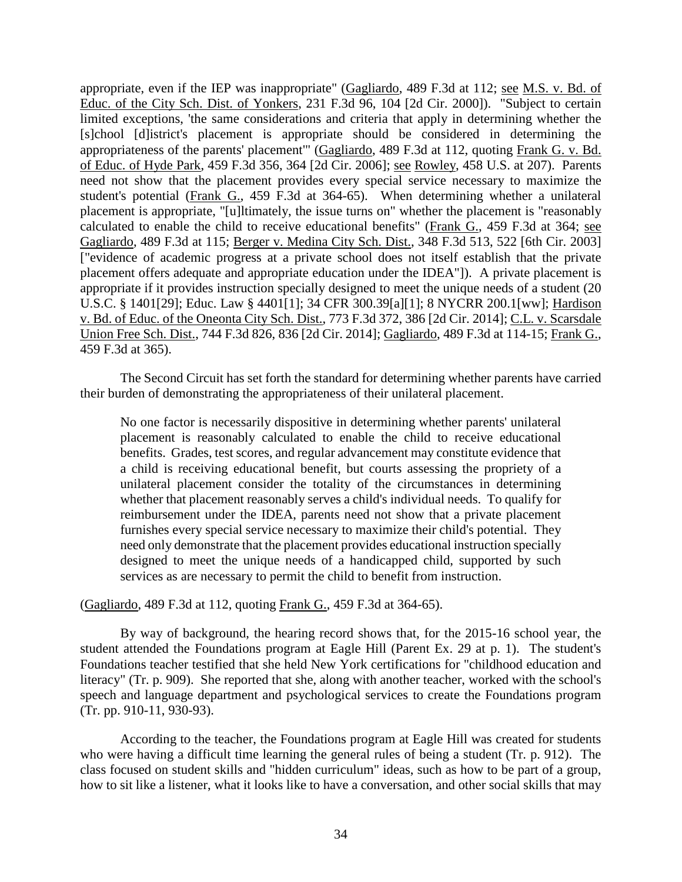appropriate, even if the IEP was inappropriate" (Gagliardo, 489 F.3d at 112; see M.S. v. Bd. of Educ. of the City Sch. Dist. of Yonkers, 231 F.3d 96, 104 [2d Cir. 2000]). "Subject to certain limited exceptions, 'the same considerations and criteria that apply in determining whether the [s]chool [d]istrict's placement is appropriate should be considered in determining the appropriateness of the parents' placement'" (Gagliardo, 489 F.3d at 112, quoting Frank G. v. Bd. of Educ. of Hyde Park, 459 F.3d 356, 364 [2d Cir. 2006]; see Rowley, 458 U.S. at 207). Parents need not show that the placement provides every special service necessary to maximize the student's potential (Frank G., 459 F.3d at 364-65). When determining whether a unilateral placement is appropriate, "[u]ltimately, the issue turns on" whether the placement is "reasonably calculated to enable the child to receive educational benefits" (Frank G., 459 F.3d at 364; see Gagliardo, 489 F.3d at 115; Berger v. Medina City Sch. Dist., 348 F.3d 513, 522 [6th Cir. 2003] ["evidence of academic progress at a private school does not itself establish that the private placement offers adequate and appropriate education under the IDEA"]). A private placement is appropriate if it provides instruction specially designed to meet the unique needs of a student (20 U.S.C. § 1401[29]; Educ. Law § 4401[1]; 34 CFR 300.39[a][1]; 8 NYCRR 200.1[ww]; Hardison v. Bd. of Educ. of the Oneonta City Sch. Dist., 773 F.3d 372, 386 [2d Cir. 2014]; C.L. v. Scarsdale Union Free Sch. Dist., 744 F.3d 826, 836 [2d Cir. 2014]; Gagliardo, 489 F.3d at 114-15; Frank G., 459 F.3d at 365).

The Second Circuit has set forth the standard for determining whether parents have carried their burden of demonstrating the appropriateness of their unilateral placement.

> No one factor is necessarily dispositive in determining whether parents' unilateral placement is reasonably calculated to enable the child to receive educational benefits. Grades, test scores, and regular advancement may constitute evidence that a child is receiving educational benefit, but courts assessing the propriety of a unilateral placement consider the totality of the circumstances in determining whether that placement reasonably serves a child's individual needs. To qualify for reimbursement under the IDEA, parents need not show that a private placement furnishes every special service necessary to maximize their child's potential. They need only demonstrate that the placement provides educational instruction specially designed to meet the unique needs of a handicapped child, supported by such services as are necessary to permit the child to benefit from instruction.

(Gagliardo, 489 F.3d at 112, quoting Frank G., 459 F.3d at 364-65).

By way of background, the hearing record shows that, for the 2015-16 school year, the student attended the Foundations program at Eagle Hill (Parent Ex. 29 at p. 1). The student's Foundations teacher testified that she held New York certifications for "childhood education and literacy" (Tr. p. 909). She reported that she, along with another teacher, worked with the school's speech and language department and psychological services to create the Foundations program (Tr. pp. 910-11, 930-93).

According to the teacher, the Foundations program at Eagle Hill was created for students who were having a difficult time learning the general rules of being a student (Tr. p. 912). The class focused on student skills and "hidden curriculum" ideas, such as how to be part of a group, how to sit like a listener, what it looks like to have a conversation, and other social skills that may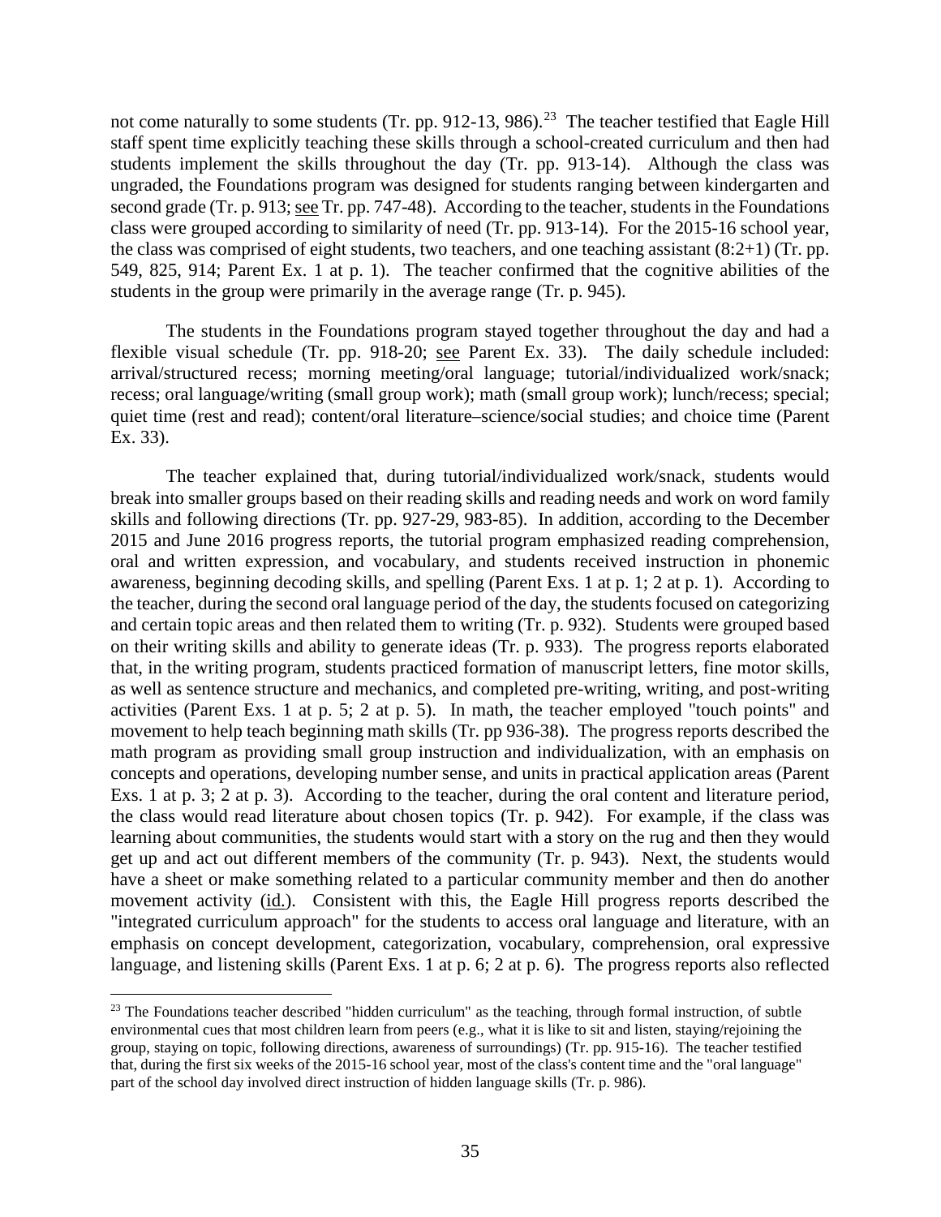not come naturally to some students (Tr. pp. 912-13, 986).[23] The teacher testified that Eagle Hill staff spent time explicitly teaching these skills through a school-created curriculum and then had students implement the skills throughout the day (Tr. pp. 913-14). Although the class was ungraded, the Foundations program was designed for students ranging between kindergarten and second grade (Tr. p. 913; see Tr. pp. 747-48). According to the teacher, students in the Foundations class were grouped according to similarity of need (Tr. pp. 913-14). For the 2015-16 school year, the class was comprised of eight students, two teachers, and one teaching assistant (8:2+1) (Tr. pp. 549, 825, 914; Parent Ex. 1 at p. 1). The teacher confirmed that the cognitive abilities of the students in the group were primarily in the average range (Tr. p. 945).

The students in the Foundations program stayed together throughout the day and had a flexible visual schedule (Tr. pp. 918-20; see Parent Ex. 33). The daily schedule included: arrival/structured recess; morning meeting/oral language; tutorial/individualized work/snack; recess; oral language/writing (small group work); math (small group work); lunch/recess; special; quiet time (rest and read); content/oral literature–science/social studies; and choice time (Parent Ex. 33).

The teacher explained that, during tutorial/individualized work/snack, students would break into smaller groups based on their reading skills and reading needs and work on word family skills and following directions (Tr. pp. 927-29, 983-85). In addition, according to the December 2015 and June 2016 progress reports, the tutorial program emphasized reading comprehension, oral and written expression, and vocabulary, and students received instruction in phonemic awareness, beginning decoding skills, and spelling (Parent Exs. 1 at p. 1; 2 at p. 1). According to the teacher, during the second oral language period of the day, the students focused on categorizing and certain topic areas and then related them to writing (Tr. p. 932). Students were grouped based on their writing skills and ability to generate ideas (Tr. p. 933). The progress reports elaborated that, in the writing program, students practiced formation of manuscript letters, fine motor skills, as well as sentence structure and mechanics, and completed pre-writing, writing, and post-writing activities (Parent Exs. 1 at p. 5; 2 at p. 5). In math, the teacher employed "touch points" and movement to help teach beginning math skills (Tr. pp 936-38). The progress reports described the math program as providing small group instruction and individualization, with an emphasis on concepts and operations, developing number sense, and units in practical application areas (Parent Exs. 1 at p. 3; 2 at p. 3). According to the teacher, during the oral content and literature period, the class would read literature about chosen topics (Tr. p. 942). For example, if the class was learning about communities, the students would start with a story on the rug and then they would get up and act out different members of the community (Tr. p. 943). Next, the students would have a sheet or make something related to a particular community member and then do another movement activity (id.). Consistent with this, the Eagle Hill progress reports described the "integrated curriculum approach" for the students to access oral language and literature, with an emphasis on concept development, categorization, vocabulary, comprehension, oral expressive language, and listening skills (Parent Exs. 1 at p. 6; 2 at p. 6). The progress reports also reflected

[23] The Foundations teacher described "hidden curriculum" as the teaching, through formal instruction, of subtle environmental cues that most children learn from peers (e.g., what it is like to sit and listen, staying/rejoining the group, staying on topic, following directions, awareness of surroundings) (Tr. pp. 915-16). The teacher testified that, during the first six weeks of the 2015-16 school year, most of the class's content time and the "oral language" part of the school day involved direct instruction of hidden language skills (Tr. p. 986).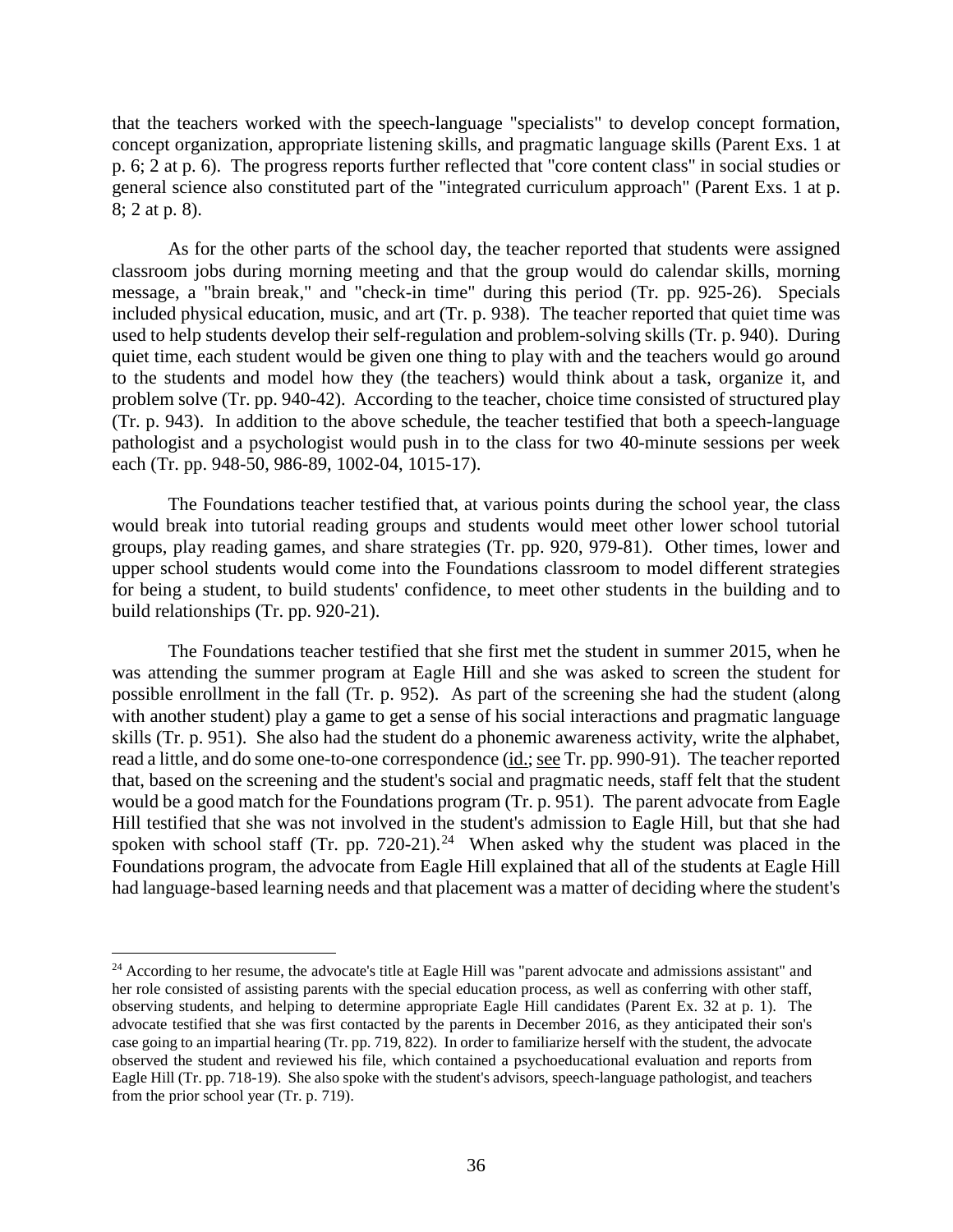that the teachers worked with the speech-language "specialists" to develop concept formation, concept organization, appropriate listening skills, and pragmatic language skills (Parent Exs. 1 at p. 6; 2 at p. 6). The progress reports further reflected that "core content class" in social studies or general science also constituted part of the "integrated curriculum approach" (Parent Exs. 1 at p. 8; 2 at p. 8).

As for the other parts of the school day, the teacher reported that students were assigned classroom jobs during morning meeting and that the group would do calendar skills, morning message, a "brain break," and "check-in time" during this period (Tr. pp. 925-26). Specials included physical education, music, and art (Tr. p. 938). The teacher reported that quiet time was used to help students develop their self-regulation and problem-solving skills (Tr. p. 940). During quiet time, each student would be given one thing to play with and the teachers would go around to the students and model how they (the teachers) would think about a task, organize it, and problem solve (Tr. pp. 940-42). According to the teacher, choice time consisted of structured play (Tr. p. 943). In addition to the above schedule, the teacher testified that both a speech-language pathologist and a psychologist would push in to the class for two 40-minute sessions per week each (Tr. pp. 948-50, 986-89, 1002-04, 1015-17).

The Foundations teacher testified that, at various points during the school year, the class would break into tutorial reading groups and students would meet other lower school tutorial groups, play reading games, and share strategies (Tr. pp. 920, 979-81). Other times, lower and upper school students would come into the Foundations classroom to model different strategies for being a student, to build students' confidence, to meet other students in the building and to build relationships (Tr. pp. 920-21).

The Foundations teacher testified that she first met the student in summer 2015, when he was attending the summer program at Eagle Hill and she was asked to screen the student for possible enrollment in the fall (Tr. p. 952). As part of the screening she had the student (along with another student) play a game to get a sense of his social interactions and pragmatic language skills (Tr. p. 951). She also had the student do a phonemic awareness activity, write the alphabet, read a little, and do some one-to-one correspondence (id.; see Tr. pp. 990-91). The teacher reported that, based on the screening and the student's social and pragmatic needs, staff felt that the student would be a good match for the Foundations program (Tr. p. 951). The parent advocate from Eagle Hill testified that she was not involved in the student's admission to Eagle Hill, but that she had spoken with school staff (Tr. pp. 720-21).[24] When asked why the student was placed in the Foundations program, the advocate from Eagle Hill explained that all of the students at Eagle Hill had language-based learning needs and that placement was a matter of deciding where the student's

---

[24] According to her resume, the advocate's title at Eagle Hill was "parent advocate and admissions assistant" and her role consisted of assisting parents with the special education process, as well as conferring with other staff, observing students, and helping to determine appropriate Eagle Hill candidates (Parent Ex. 32 at p. 1). The advocate testified that she was first contacted by the parents in December 2016, as they anticipated their son's case going to an impartial hearing (Tr. pp. 719, 822). In order to familiarize herself with the student, the advocate observed the student and reviewed his file, which contained a psychoeducational evaluation and reports from Eagle Hill (Tr. pp. 718-19). She also spoke with the student's advisors, speech-language pathologist, and teachers from the prior school year (Tr. p. 719).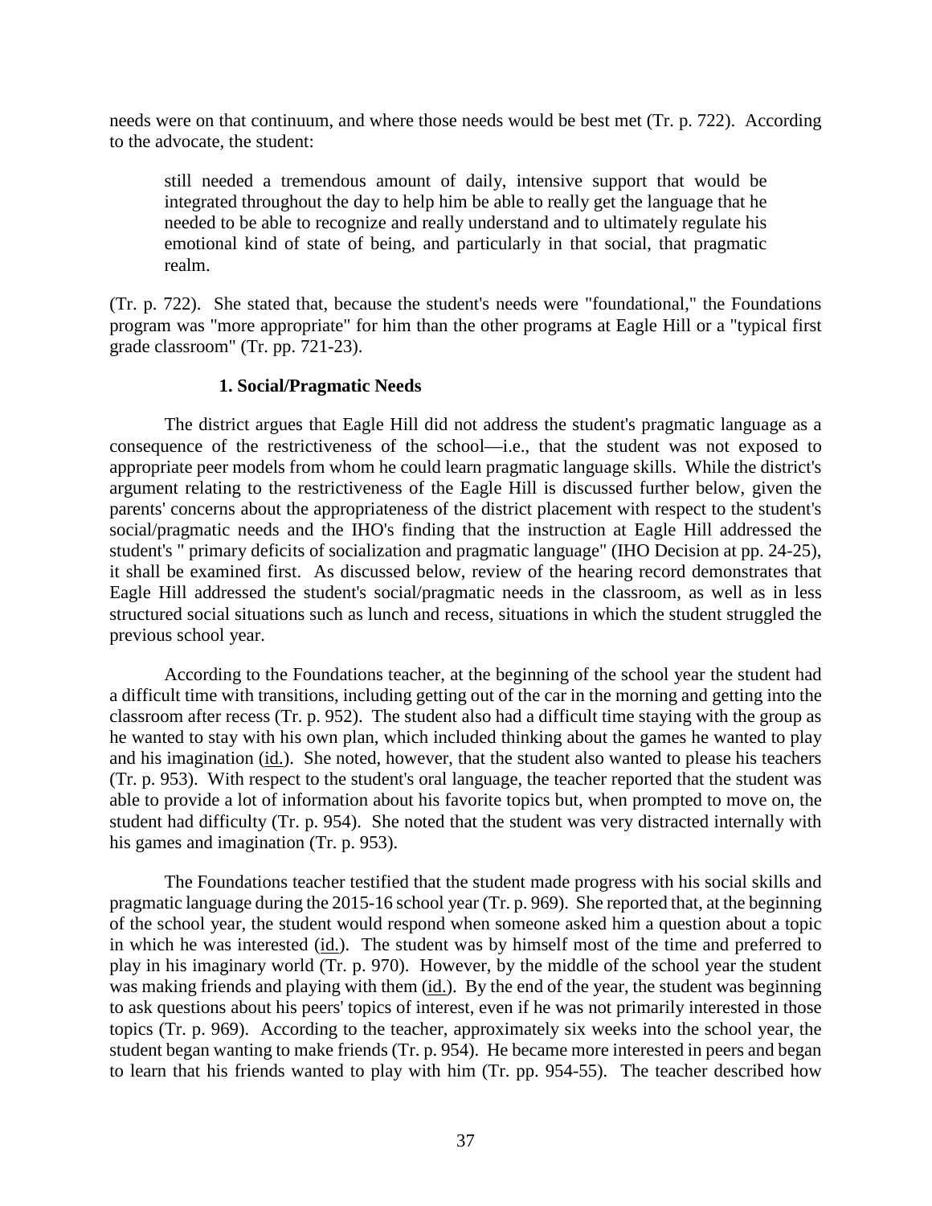needs were on that continuum, and where those needs would be best met (Tr. p. 722). According to the advocate, the student:

> still needed a tremendous amount of daily, intensive support that would be integrated throughout the day to help him be able to really get the language that he needed to be able to recognize and really understand and to ultimately regulate his emotional kind of state of being, and particularly in that social, that pragmatic realm.

(Tr. p. 722). She stated that, because the student's needs were "foundational," the Foundations program was "more appropriate" for him than the other programs at Eagle Hill or a "typical first grade classroom" (Tr. pp. 721-23).

### 1. Social/Pragmatic Needs

The district argues that Eagle Hill did not address the student's pragmatic language as a consequence of the restrictiveness of the school—i.e., that the student was not exposed to appropriate peer models from whom he could learn pragmatic language skills. While the district's argument relating to the restrictiveness of the Eagle Hill is discussed further below, given the parents' concerns about the appropriateness of the district placement with respect to the student's social/pragmatic needs and the IHO's finding that the instruction at Eagle Hill addressed the student's " primary deficits of socialization and pragmatic language" (IHO Decision at pp. 24-25), it shall be examined first. As discussed below, review of the hearing record demonstrates that Eagle Hill addressed the student's social/pragmatic needs in the classroom, as well as in less structured social situations such as lunch and recess, situations in which the student struggled the previous school year.

According to the Foundations teacher, at the beginning of the school year the student had a difficult time with transitions, including getting out of the car in the morning and getting into the classroom after recess (Tr. p. 952). The student also had a difficult time staying with the group as he wanted to stay with his own plan, which included thinking about the games he wanted to play and his imagination (id.). She noted, however, that the student also wanted to please his teachers (Tr. p. 953). With respect to the student's oral language, the teacher reported that the student was able to provide a lot of information about his favorite topics but, when prompted to move on, the student had difficulty (Tr. p. 954). She noted that the student was very distracted internally with his games and imagination (Tr. p. 953).

The Foundations teacher testified that the student made progress with his social skills and pragmatic language during the 2015-16 school year (Tr. p. 969). She reported that, at the beginning of the school year, the student would respond when someone asked him a question about a topic in which he was interested (id.). The student was by himself most of the time and preferred to play in his imaginary world (Tr. p. 970). However, by the middle of the school year the student was making friends and playing with them (id.). By the end of the year, the student was beginning to ask questions about his peers' topics of interest, even if he was not primarily interested in those topics (Tr. p. 969). According to the teacher, approximately six weeks into the school year, the student began wanting to make friends (Tr. p. 954). He became more interested in peers and began to learn that his friends wanted to play with him (Tr. pp. 954-55). The teacher described how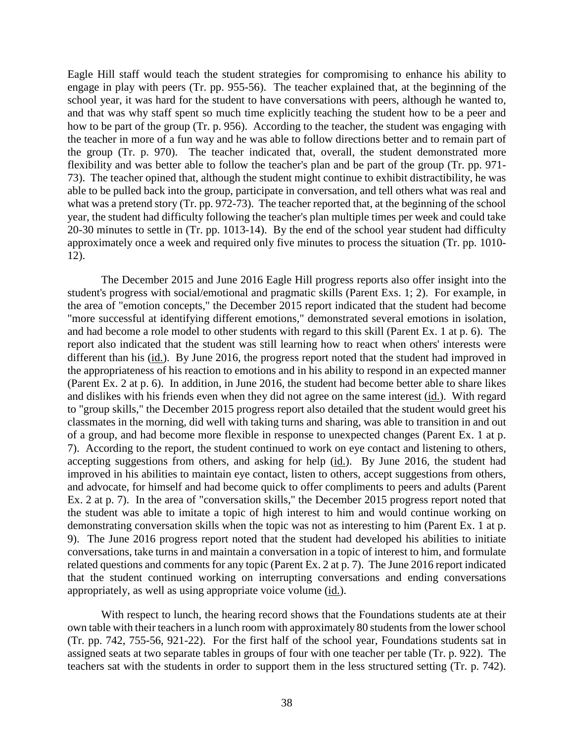Eagle Hill staff would teach the student strategies for compromising to enhance his ability to engage in play with peers (Tr. pp. 955-56). The teacher explained that, at the beginning of the school year, it was hard for the student to have conversations with peers, although he wanted to, and that was why staff spent so much time explicitly teaching the student how to be a peer and how to be part of the group (Tr. p. 956). According to the teacher, the student was engaging with the teacher in more of a fun way and he was able to follow directions better and to remain part of the group (Tr. p. 970). The teacher indicated that, overall, the student demonstrated more flexibility and was better able to follow the teacher's plan and be part of the group (Tr. pp. 971-73). The teacher opined that, although the student might continue to exhibit distractibility, he was able to be pulled back into the group, participate in conversation, and tell others what was real and what was a pretend story (Tr. pp. 972-73). The teacher reported that, at the beginning of the school year, the student had difficulty following the teacher's plan multiple times per week and could take 20-30 minutes to settle in (Tr. pp. 1013-14). By the end of the school year student had difficulty approximately once a week and required only five minutes to process the situation (Tr. pp. 1010-12).

The December 2015 and June 2016 Eagle Hill progress reports also offer insight into the student's progress with social/emotional and pragmatic skills (Parent Exs. 1; 2). For example, in the area of "emotion concepts," the December 2015 report indicated that the student had become "more successful at identifying different emotions," demonstrated several emotions in isolation, and had become a role model to other students with regard to this skill (Parent Ex. 1 at p. 6). The report also indicated that the student was still learning how to react when others' interests were different than his (id.). By June 2016, the progress report noted that the student had improved in the appropriateness of his reaction to emotions and in his ability to respond in an expected manner (Parent Ex. 2 at p. 6). In addition, in June 2016, the student had become better able to share likes and dislikes with his friends even when they did not agree on the same interest (id.). With regard to "group skills," the December 2015 progress report also detailed that the student would greet his classmates in the morning, did well with taking turns and sharing, was able to transition in and out of a group, and had become more flexible in response to unexpected changes (Parent Ex. 1 at p. 7). According to the report, the student continued to work on eye contact and listening to others, accepting suggestions from others, and asking for help (id.). By June 2016, the student had improved in his abilities to maintain eye contact, listen to others, accept suggestions from others, and advocate, for himself and had become quick to offer compliments to peers and adults (Parent Ex. 2 at p. 7). In the area of "conversation skills," the December 2015 progress report noted that the student was able to imitate a topic of high interest to him and would continue working on demonstrating conversation skills when the topic was not as interesting to him (Parent Ex. 1 at p. 9). The June 2016 progress report noted that the student had developed his abilities to initiate conversations, take turns in and maintain a conversation in a topic of interest to him, and formulate related questions and comments for any topic (Parent Ex. 2 at p. 7). The June 2016 report indicated that the student continued working on interrupting conversations and ending conversations appropriately, as well as using appropriate voice volume (id.).

With respect to lunch, the hearing record shows that the Foundations students ate at their own table with their teachers in a lunch room with approximately 80 students from the lower school (Tr. pp. 742, 755-56, 921-22). For the first half of the school year, Foundations students sat in assigned seats at two separate tables in groups of four with one teacher per table (Tr. p. 922). The teachers sat with the students in order to support them in the less structured setting (Tr. p. 742).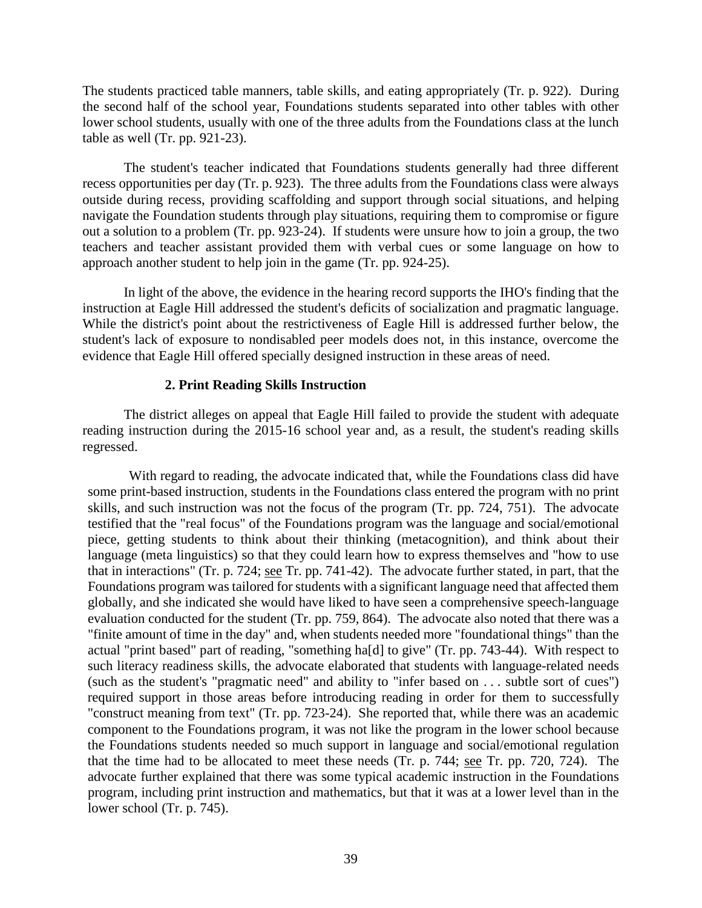The students practiced table manners, table skills, and eating appropriately (Tr. p. 922). During the second half of the school year, Foundations students separated into other tables with other lower school students, usually with one of the three adults from the Foundations class at the lunch table as well (Tr. pp. 921-23).

The student's teacher indicated that Foundations students generally had three different recess opportunities per day (Tr. p. 923). The three adults from the Foundations class were always outside during recess, providing scaffolding and support through social situations, and helping navigate the Foundation students through play situations, requiring them to compromise or figure out a solution to a problem (Tr. pp. 923-24). If students were unsure how to join a group, the two teachers and teacher assistant provided them with verbal cues or some language on how to approach another student to help join in the game (Tr. pp. 924-25).

In light of the above, the evidence in the hearing record supports the IHO's finding that the instruction at Eagle Hill addressed the student's deficits of socialization and pragmatic language. While the district's point about the restrictiveness of Eagle Hill is addressed further below, the student's lack of exposure to nondisabled peer models does not, in this instance, overcome the evidence that Eagle Hill offered specially designed instruction in these areas of need.

**2. Print Reading Skills Instruction**

The district alleges on appeal that Eagle Hill failed to provide the student with adequate reading instruction during the 2015-16 school year and, as a result, the student's reading skills regressed.

With regard to reading, the advocate indicated that, while the Foundations class did have some print-based instruction, students in the Foundations class entered the program with no print skills, and such instruction was not the focus of the program (Tr. pp. 724, 751). The advocate testified that the "real focus" of the Foundations program was the language and social/emotional piece, getting students to think about their thinking (metacognition), and think about their language (meta linguistics) so that they could learn how to express themselves and "how to use that in interactions" (Tr. p. 724; see Tr. pp. 741-42). The advocate further stated, in part, that the Foundations program was tailored for students with a significant language need that affected them globally, and she indicated she would have liked to have seen a comprehensive speech-language evaluation conducted for the student (Tr. pp. 759, 864). The advocate also noted that there was a "finite amount of time in the day" and, when students needed more "foundational things" than the actual "print based" part of reading, "something ha[d] to give" (Tr. pp. 743-44). With respect to such literacy readiness skills, the advocate elaborated that students with language-related needs (such as the student's "pragmatic need" and ability to "infer based on . . . subtle sort of cues") required support in those areas before introducing reading in order for them to successfully "construct meaning from text" (Tr. pp. 723-24). She reported that, while there was an academic component to the Foundations program, it was not like the program in the lower school because the Foundations students needed so much support in language and social/emotional regulation that the time had to be allocated to meet these needs (Tr. p. 744; see Tr. pp. 720, 724). The advocate further explained that there was some typical academic instruction in the Foundations program, including print instruction and mathematics, but that it was at a lower level than in the lower school (Tr. p. 745).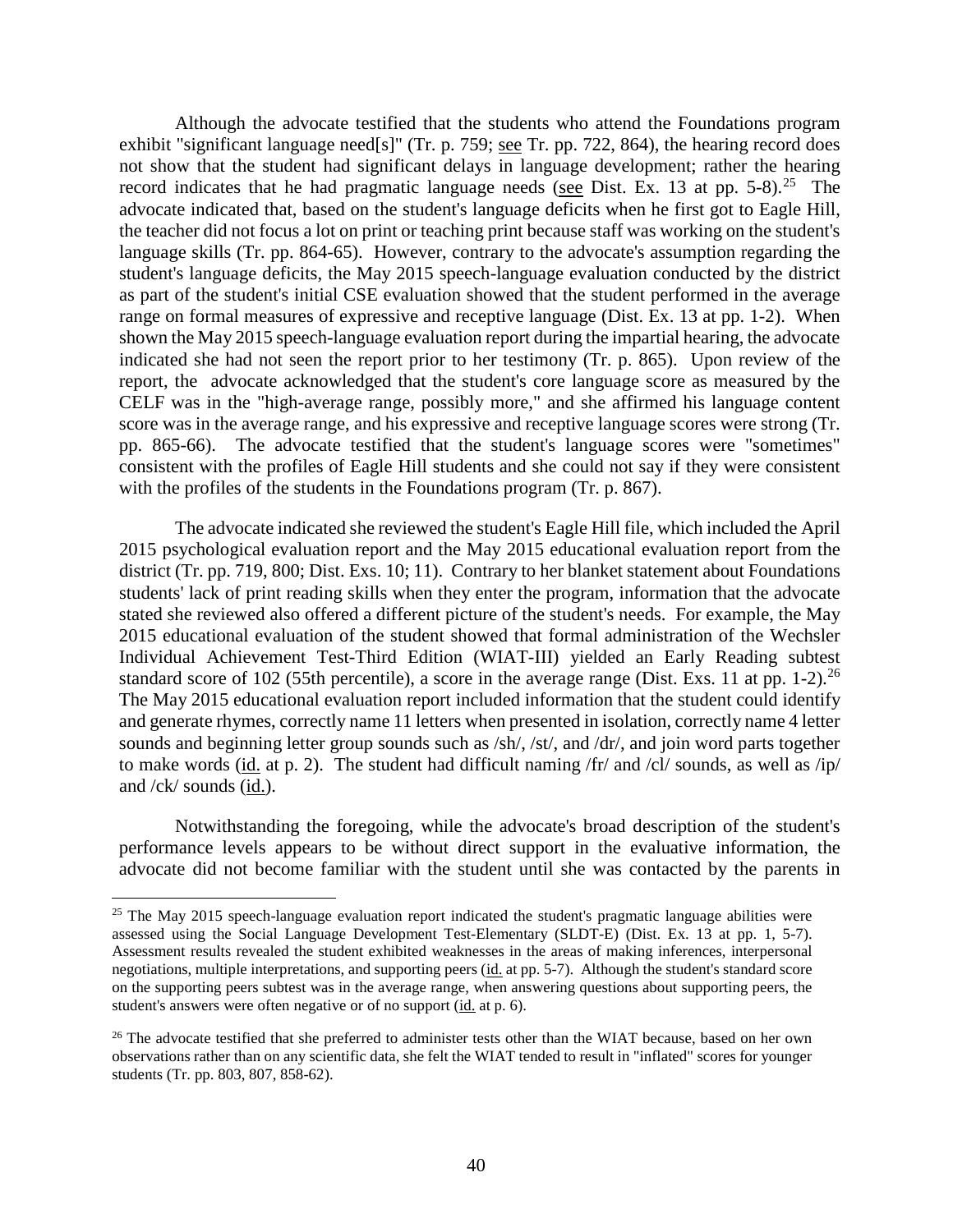Although the advocate testified that the students who attend the Foundations program exhibit "significant language need[s]" (Tr. p. 759; see Tr. pp. 722, 864), the hearing record does not show that the student had significant delays in language development; rather the hearing record indicates that he had pragmatic language needs (see Dist. Ex. 13 at pp. 5-8).[25] The advocate indicated that, based on the student's language deficits when he first got to Eagle Hill, the teacher did not focus a lot on print or teaching print because staff was working on the student's language skills (Tr. pp. 864-65). However, contrary to the advocate's assumption regarding the student's language deficits, the May 2015 speech-language evaluation conducted by the district as part of the student's initial CSE evaluation showed that the student performed in the average range on formal measures of expressive and receptive language (Dist. Ex. 13 at pp. 1-2). When shown the May 2015 speech-language evaluation report during the impartial hearing, the advocate indicated she had not seen the report prior to her testimony (Tr. p. 865). Upon review of the report, the advocate acknowledged that the student's core language score as measured by the CELF was in the "high-average range, possibly more," and she affirmed his language content score was in the average range, and his expressive and receptive language scores were strong (Tr. pp. 865-66). The advocate testified that the student's language scores were "sometimes" consistent with the profiles of Eagle Hill students and she could not say if they were consistent with the profiles of the students in the Foundations program (Tr. p. 867).

The advocate indicated she reviewed the student's Eagle Hill file, which included the April 2015 psychological evaluation report and the May 2015 educational evaluation report from the district (Tr. pp. 719, 800; Dist. Exs. 10; 11). Contrary to her blanket statement about Foundations students' lack of print reading skills when they enter the program, information that the advocate stated she reviewed also offered a different picture of the student's needs. For example, the May 2015 educational evaluation of the student showed that formal administration of the Wechsler Individual Achievement Test-Third Edition (WIAT-III) yielded an Early Reading subtest standard score of 102 (55th percentile), a score in the average range (Dist. Exs. 11 at pp. 1-2).[26] The May 2015 educational evaluation report included information that the student could identify and generate rhymes, correctly name 11 letters when presented in isolation, correctly name 4 letter sounds and beginning letter group sounds such as /sh/, /st/, and /dr/, and join word parts together to make words (id. at p. 2). The student had difficult naming /fr/ and /cl/ sounds, as well as /ip/ and /ck/ sounds (id.).

Notwithstanding the foregoing, while the advocate's broad description of the student's performance levels appears to be without direct support in the evaluative information, the advocate did not become familiar with the student until she was contacted by the parents in

---

[25] The May 2015 speech-language evaluation report indicated the student's pragmatic language abilities were assessed using the Social Language Development Test-Elementary (SLDT-E) (Dist. Ex. 13 at pp. 1, 5-7). Assessment results revealed the student exhibited weaknesses in the areas of making inferences, interpersonal negotiations, multiple interpretations, and supporting peers (id. at pp. 5-7). Although the student's standard score on the supporting peers subtest was in the average range, when answering questions about supporting peers, the student's answers were often negative or of no support (id. at p. 6).

[26] The advocate testified that she preferred to administer tests other than the WIAT because, based on her own observations rather than on any scientific data, she felt the WIAT tended to result in "inflated" scores for younger students (Tr. pp. 803, 807, 858-62).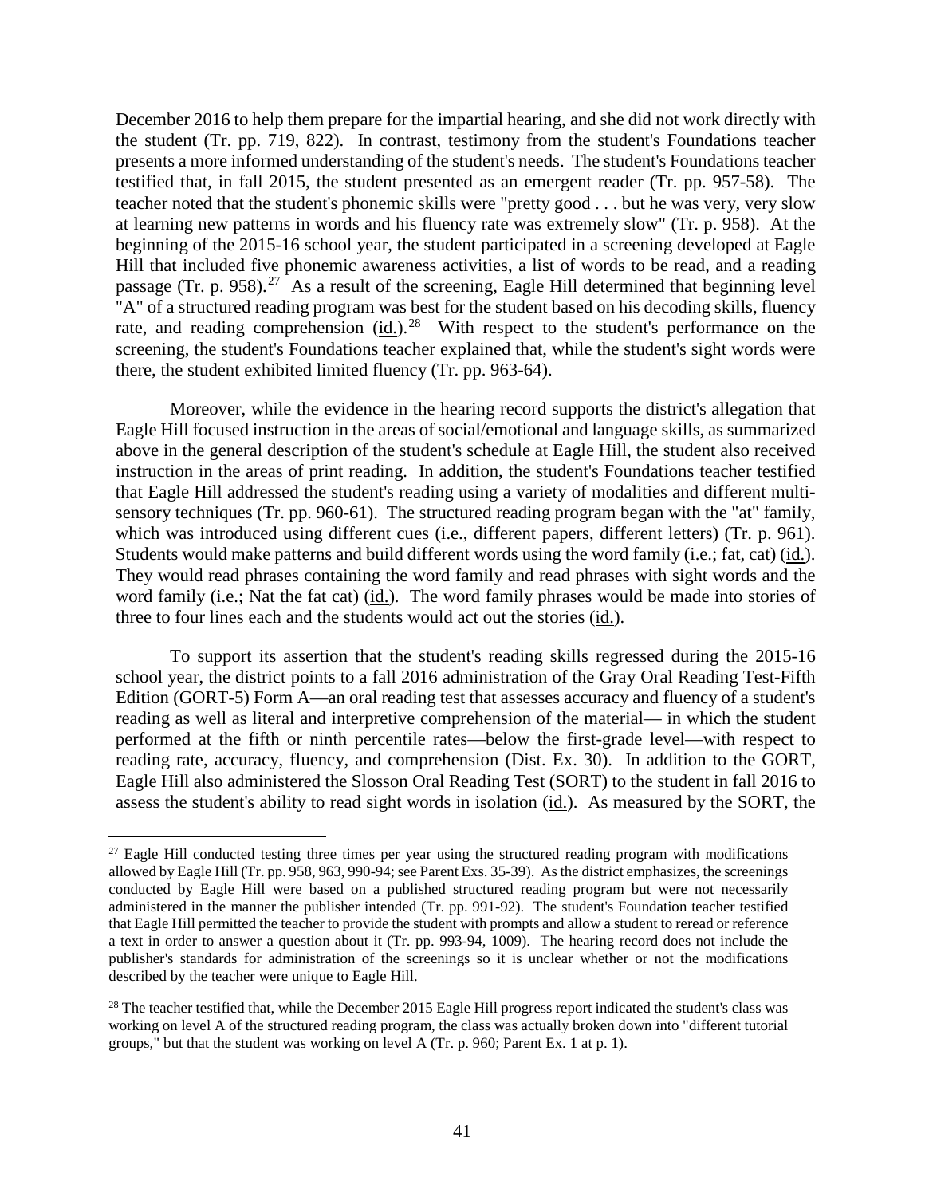December 2016 to help them prepare for the impartial hearing, and she did not work directly with the student (Tr. pp. 719, 822). In contrast, testimony from the student's Foundations teacher presents a more informed understanding of the student's needs. The student's Foundations teacher testified that, in fall 2015, the student presented as an emergent reader (Tr. pp. 957-58). The teacher noted that the student's phonemic skills were "pretty good . . . but he was very, very slow at learning new patterns in words and his fluency rate was extremely slow" (Tr. p. 958). At the beginning of the 2015-16 school year, the student participated in a screening developed at Eagle Hill that included five phonemic awareness activities, a list of words to be read, and a reading passage (Tr. p. 958).[27] As a result of the screening, Eagle Hill determined that beginning level "A" of a structured reading program was best for the student based on his decoding skills, fluency rate, and reading comprehension (id.).[28] With respect to the student's performance on the screening, the student's Foundations teacher explained that, while the student's sight words were there, the student exhibited limited fluency (Tr. pp. 963-64).

Moreover, while the evidence in the hearing record supports the district's allegation that Eagle Hill focused instruction in the areas of social/emotional and language skills, as summarized above in the general description of the student's schedule at Eagle Hill, the student also received instruction in the areas of print reading. In addition, the student's Foundations teacher testified that Eagle Hill addressed the student's reading using a variety of modalities and different multi-sensory techniques (Tr. pp. 960-61). The structured reading program began with the "at" family, which was introduced using different cues (i.e., different papers, different letters) (Tr. p. 961). Students would make patterns and build different words using the word family (i.e.; fat, cat) (id.). They would read phrases containing the word family and read phrases with sight words and the word family (i.e.; Nat the fat cat) (id.). The word family phrases would be made into stories of three to four lines each and the students would act out the stories (id.).

To support its assertion that the student's reading skills regressed during the 2015-16 school year, the district points to a fall 2016 administration of the Gray Oral Reading Test-Fifth Edition (GORT-5) Form A—an oral reading test that assesses accuracy and fluency of a student's reading as well as literal and interpretive comprehension of the material— in which the student performed at the fifth or ninth percentile rates—below the first-grade level—with respect to reading rate, accuracy, fluency, and comprehension (Dist. Ex. 30). In addition to the GORT, Eagle Hill also administered the Slosson Oral Reading Test (SORT) to the student in fall 2016 to assess the student's ability to read sight words in isolation (id.). As measured by the SORT, the

---

[27] Eagle Hill conducted testing three times per year using the structured reading program with modifications allowed by Eagle Hill (Tr. pp. 958, 963, 990-94; see Parent Exs. 35-39). As the district emphasizes, the screenings conducted by Eagle Hill were based on a published structured reading program but were not necessarily administered in the manner the publisher intended (Tr. pp. 991-92). The student's Foundation teacher testified that Eagle Hill permitted the teacher to provide the student with prompts and allow a student to reread or reference a text in order to answer a question about it (Tr. pp. 993-94, 1009). The hearing record does not include the publisher's standards for administration of the screenings so it is unclear whether or not the modifications described by the teacher were unique to Eagle Hill.

[28] The teacher testified that, while the December 2015 Eagle Hill progress report indicated the student's class was working on level A of the structured reading program, the class was actually broken down into "different tutorial groups," but that the student was working on level A (Tr. p. 960; Parent Ex. 1 at p. 1).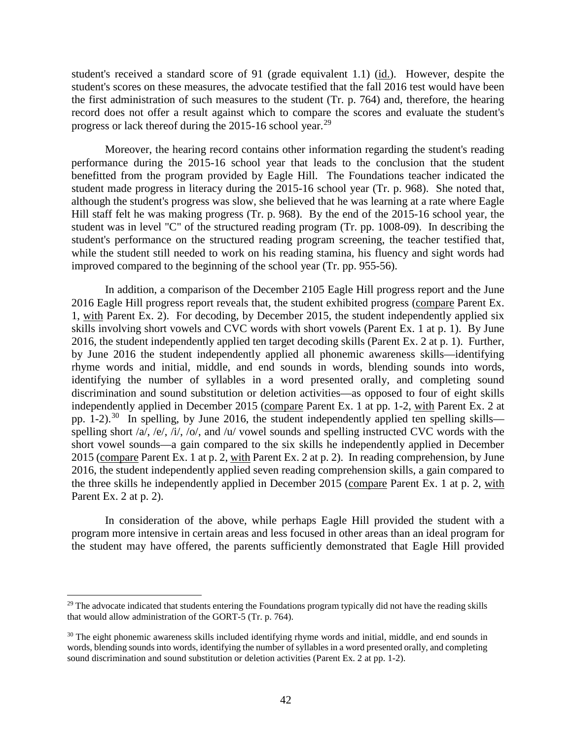student's received a standard score of 91 (grade equivalent 1.1) (id.). However, despite the student's scores on these measures, the advocate testified that the fall 2016 test would have been the first administration of such measures to the student (Tr. p. 764) and, therefore, the hearing record does not offer a result against which to compare the scores and evaluate the student's progress or lack thereof during the 2015-16 school year.[29]

Moreover, the hearing record contains other information regarding the student's reading performance during the 2015-16 school year that leads to the conclusion that the student benefitted from the program provided by Eagle Hill. The Foundations teacher indicated the student made progress in literacy during the 2015-16 school year (Tr. p. 968). She noted that, although the student's progress was slow, she believed that he was learning at a rate where Eagle Hill staff felt he was making progress (Tr. p. 968). By the end of the 2015-16 school year, the student was in level "C" of the structured reading program (Tr. pp. 1008-09). In describing the student's performance on the structured reading program screening, the teacher testified that, while the student still needed to work on his reading stamina, his fluency and sight words had improved compared to the beginning of the school year (Tr. pp. 955-56).

In addition, a comparison of the December 2105 Eagle Hill progress report and the June 2016 Eagle Hill progress report reveals that, the student exhibited progress (compare Parent Ex. 1, with Parent Ex. 2). For decoding, by December 2015, the student independently applied six skills involving short vowels and CVC words with short vowels (Parent Ex. 1 at p. 1). By June 2016, the student independently applied ten target decoding skills (Parent Ex. 2 at p. 1). Further, by June 2016 the student independently applied all phonemic awareness skills—identifying rhyme words and initial, middle, and end sounds in words, blending sounds into words, identifying the number of syllables in a word presented orally, and completing sound discrimination and sound substitution or deletion activities—as opposed to four of eight skills independently applied in December 2015 (compare Parent Ex. 1 at pp. 1-2, with Parent Ex. 2 at pp. 1-2).[30] In spelling, by June 2016, the student independently applied ten spelling skills—spelling short /a/, /e/, /i/, /o/, and /u/ vowel sounds and spelling instructed CVC words with the short vowel sounds—a gain compared to the six skills he independently applied in December 2015 (compare Parent Ex. 1 at p. 2, with Parent Ex. 2 at p. 2). In reading comprehension, by June 2016, the student independently applied seven reading comprehension skills, a gain compared to the three skills he independently applied in December 2015 (compare Parent Ex. 1 at p. 2, with Parent Ex. 2 at p. 2).

In consideration of the above, while perhaps Eagle Hill provided the student with a program more intensive in certain areas and less focused in other areas than an ideal program for the student may have offered, the parents sufficiently demonstrated that Eagle Hill provided

---

[29] The advocate indicated that students entering the Foundations program typically did not have the reading skills that would allow administration of the GORT-5 (Tr. p. 764).

[30] The eight phonemic awareness skills included identifying rhyme words and initial, middle, and end sounds in words, blending sounds into words, identifying the number of syllables in a word presented orally, and completing sound discrimination and sound substitution or deletion activities (Parent Ex. 2 at pp. 1-2).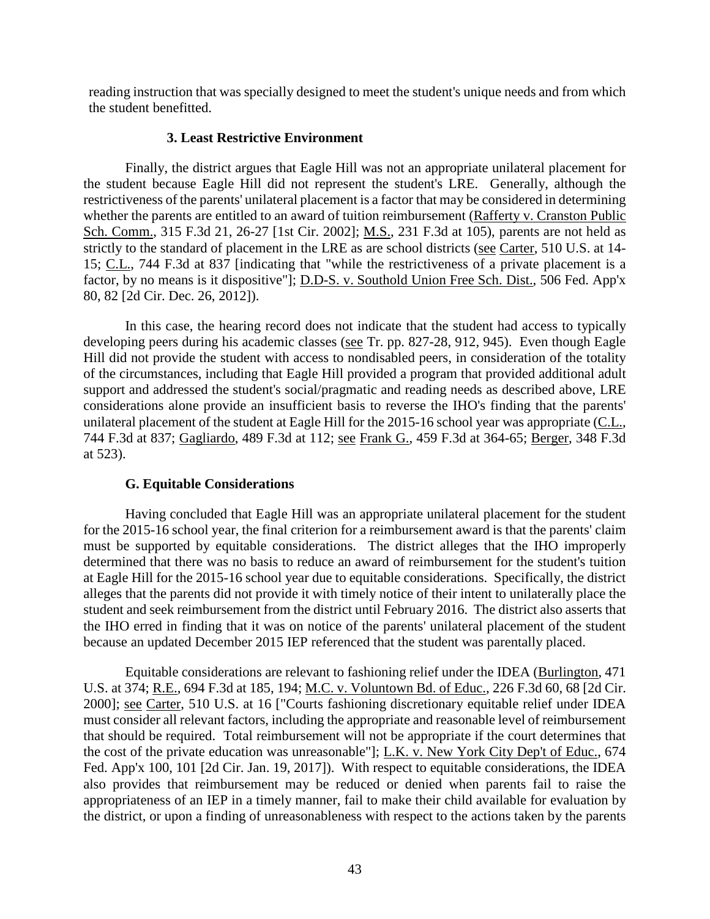reading instruction that was specially designed to meet the student's unique needs and from which the student benefitted.

### 3. Least Restrictive Environment

Finally, the district argues that Eagle Hill was not an appropriate unilateral placement for the student because Eagle Hill did not represent the student's LRE. Generally, although the restrictiveness of the parents' unilateral placement is a factor that may be considered in determining whether the parents are entitled to an award of tuition reimbursement (Rafferty v. Cranston Public Sch. Comm., 315 F.3d 21, 26-27 [1st Cir. 2002]; M.S., 231 F.3d at 105), parents are not held as strictly to the standard of placement in the LRE as are school districts (see Carter, 510 U.S. at 14-15; C.L., 744 F.3d at 837 [indicating that "while the restrictiveness of a private placement is a factor, by no means is it dispositive"]; D.D-S. v. Southold Union Free Sch. Dist., 506 Fed. App'x 80, 82 [2d Cir. Dec. 26, 2012]).

In this case, the hearing record does not indicate that the student had access to typically developing peers during his academic classes (see Tr. pp. 827-28, 912, 945). Even though Eagle Hill did not provide the student with access to nondisabled peers, in consideration of the totality of the circumstances, including that Eagle Hill provided a program that provided additional adult support and addressed the student's social/pragmatic and reading needs as described above, LRE considerations alone provide an insufficient basis to reverse the IHO's finding that the parents' unilateral placement of the student at Eagle Hill for the 2015-16 school year was appropriate (C.L., 744 F.3d at 837; Gagliardo, 489 F.3d at 112; see Frank G., 459 F.3d at 364-65; Berger, 348 F.3d at 523).

### G. Equitable Considerations

Having concluded that Eagle Hill was an appropriate unilateral placement for the student for the 2015-16 school year, the final criterion for a reimbursement award is that the parents' claim must be supported by equitable considerations. The district alleges that the IHO improperly determined that there was no basis to reduce an award of reimbursement for the student's tuition at Eagle Hill for the 2015-16 school year due to equitable considerations. Specifically, the district alleges that the parents did not provide it with timely notice of their intent to unilaterally place the student and seek reimbursement from the district until February 2016. The district also asserts that the IHO erred in finding that it was on notice of the parents' unilateral placement of the student because an updated December 2015 IEP referenced that the student was parentally placed.

Equitable considerations are relevant to fashioning relief under the IDEA (Burlington, 471 U.S. at 374; R.E., 694 F.3d at 185, 194; M.C. v. Voluntown Bd. of Educ., 226 F.3d 60, 68 [2d Cir. 2000]; see Carter, 510 U.S. at 16 ["Courts fashioning discretionary equitable relief under IDEA must consider all relevant factors, including the appropriate and reasonable level of reimbursement that should be required. Total reimbursement will not be appropriate if the court determines that the cost of the private education was unreasonable"]; L.K. v. New York City Dep't of Educ., 674 Fed. App'x 100, 101 [2d Cir. Jan. 19, 2017]). With respect to equitable considerations, the IDEA also provides that reimbursement may be reduced or denied when parents fail to raise the appropriateness of an IEP in a timely manner, fail to make their child available for evaluation by the district, or upon a finding of unreasonableness with respect to the actions taken by the parents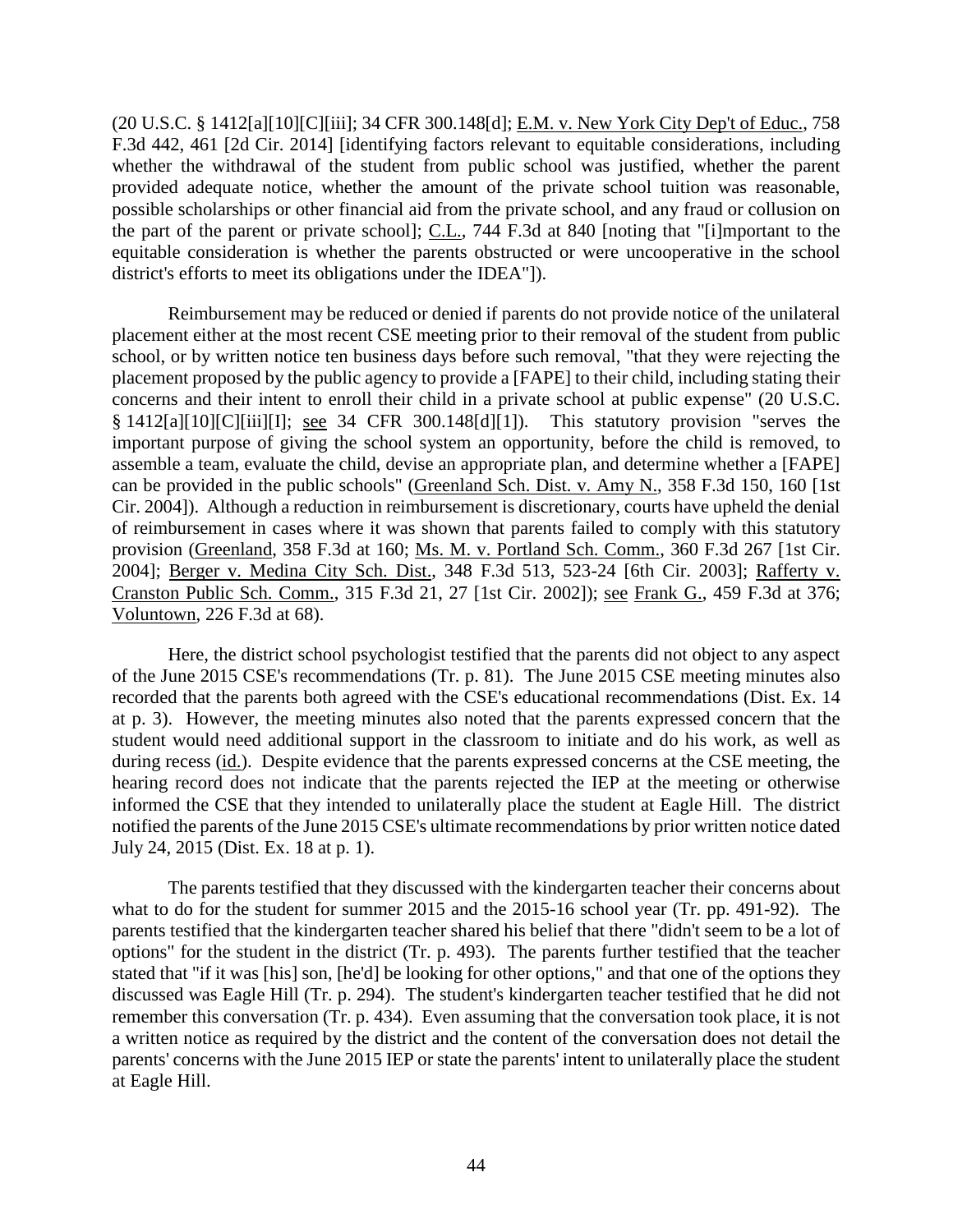(20 U.S.C. § 1412[a][10][C][iii]; 34 CFR 300.148[d]; E.M. v. New York City Dep't of Educ., 758 F.3d 442, 461 [2d Cir. 2014] [identifying factors relevant to equitable considerations, including whether the withdrawal of the student from public school was justified, whether the parent provided adequate notice, whether the amount of the private school tuition was reasonable, possible scholarships or other financial aid from the private school, and any fraud or collusion on the part of the parent or private school]; C.L., 744 F.3d at 840 [noting that "[i]mportant to the equitable consideration is whether the parents obstructed or were uncooperative in the school district's efforts to meet its obligations under the IDEA"]).

Reimbursement may be reduced or denied if parents do not provide notice of the unilateral placement either at the most recent CSE meeting prior to their removal of the student from public school, or by written notice ten business days before such removal, "that they were rejecting the placement proposed by the public agency to provide a [FAPE] to their child, including stating their concerns and their intent to enroll their child in a private school at public expense" (20 U.S.C. § 1412[a][10][C][iii][I]; see 34 CFR 300.148[d][1]). This statutory provision "serves the important purpose of giving the school system an opportunity, before the child is removed, to assemble a team, evaluate the child, devise an appropriate plan, and determine whether a [FAPE] can be provided in the public schools" (Greenland Sch. Dist. v. Amy N., 358 F.3d 150, 160 [1st Cir. 2004]). Although a reduction in reimbursement is discretionary, courts have upheld the denial of reimbursement in cases where it was shown that parents failed to comply with this statutory provision (Greenland, 358 F.3d at 160; Ms. M. v. Portland Sch. Comm., 360 F.3d 267 [1st Cir. 2004]; Berger v. Medina City Sch. Dist., 348 F.3d 513, 523-24 [6th Cir. 2003]; Rafferty v. Cranston Public Sch. Comm., 315 F.3d 21, 27 [1st Cir. 2002]); see Frank G., 459 F.3d at 376; Voluntown, 226 F.3d at 68).

Here, the district school psychologist testified that the parents did not object to any aspect of the June 2015 CSE's recommendations (Tr. p. 81). The June 2015 CSE meeting minutes also recorded that the parents both agreed with the CSE's educational recommendations (Dist. Ex. 14 at p. 3). However, the meeting minutes also noted that the parents expressed concern that the student would need additional support in the classroom to initiate and do his work, as well as during recess (id.). Despite evidence that the parents expressed concerns at the CSE meeting, the hearing record does not indicate that the parents rejected the IEP at the meeting or otherwise informed the CSE that they intended to unilaterally place the student at Eagle Hill. The district notified the parents of the June 2015 CSE's ultimate recommendations by prior written notice dated July 24, 2015 (Dist. Ex. 18 at p. 1).

The parents testified that they discussed with the kindergarten teacher their concerns about what to do for the student for summer 2015 and the 2015-16 school year (Tr. pp. 491-92). The parents testified that the kindergarten teacher shared his belief that there "didn't seem to be a lot of options" for the student in the district (Tr. p. 493). The parents further testified that the teacher stated that "if it was [his] son, [he'd] be looking for other options," and that one of the options they discussed was Eagle Hill (Tr. p. 294). The student's kindergarten teacher testified that he did not remember this conversation (Tr. p. 434). Even assuming that the conversation took place, it is not a written notice as required by the district and the content of the conversation does not detail the parents' concerns with the June 2015 IEP or state the parents' intent to unilaterally place the student at Eagle Hill.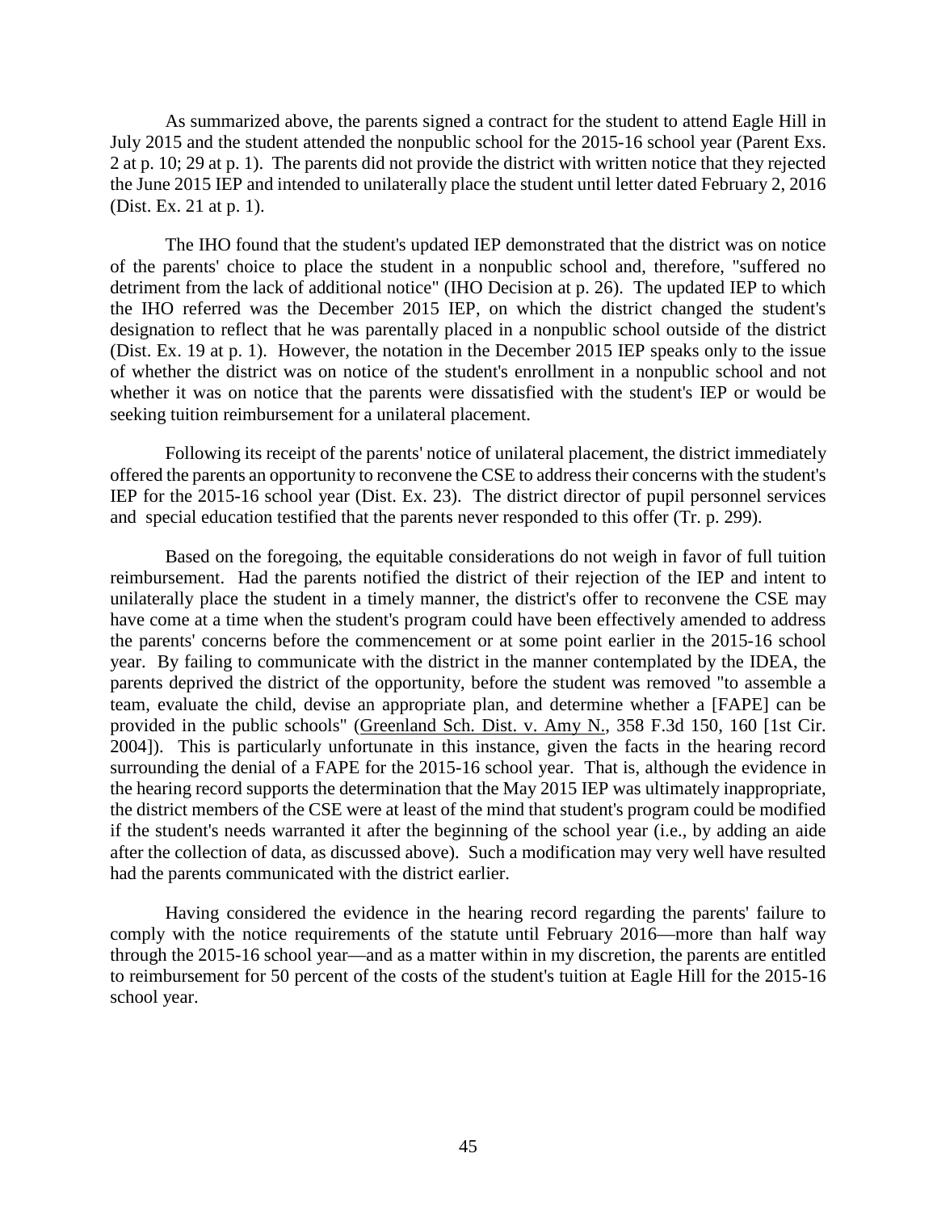As summarized above, the parents signed a contract for the student to attend Eagle Hill in July 2015 and the student attended the nonpublic school for the 2015-16 school year (Parent Exs. 2 at p. 10; 29 at p. 1). The parents did not provide the district with written notice that they rejected the June 2015 IEP and intended to unilaterally place the student until letter dated February 2, 2016 (Dist. Ex. 21 at p. 1).

The IHO found that the student's updated IEP demonstrated that the district was on notice of the parents' choice to place the student in a nonpublic school and, therefore, "suffered no detriment from the lack of additional notice" (IHO Decision at p. 26). The updated IEP to which the IHO referred was the December 2015 IEP, on which the district changed the student's designation to reflect that he was parentally placed in a nonpublic school outside of the district (Dist. Ex. 19 at p. 1). However, the notation in the December 2015 IEP speaks only to the issue of whether the district was on notice of the student's enrollment in a nonpublic school and not whether it was on notice that the parents were dissatisfied with the student's IEP or would be seeking tuition reimbursement for a unilateral placement.

Following its receipt of the parents' notice of unilateral placement, the district immediately offered the parents an opportunity to reconvene the CSE to address their concerns with the student's IEP for the 2015-16 school year (Dist. Ex. 23). The district director of pupil personnel services and special education testified that the parents never responded to this offer (Tr. p. 299).

Based on the foregoing, the equitable considerations do not weigh in favor of full tuition reimbursement. Had the parents notified the district of their rejection of the IEP and intent to unilaterally place the student in a timely manner, the district's offer to reconvene the CSE may have come at a time when the student's program could have been effectively amended to address the parents' concerns before the commencement or at some point earlier in the 2015-16 school year. By failing to communicate with the district in the manner contemplated by the IDEA, the parents deprived the district of the opportunity, before the student was removed "to assemble a team, evaluate the child, devise an appropriate plan, and determine whether a [FAPE] can be provided in the public schools" (Greenland Sch. Dist. v. Amy N., 358 F.3d 150, 160 [1st Cir. 2004]). This is particularly unfortunate in this instance, given the facts in the hearing record surrounding the denial of a FAPE for the 2015-16 school year. That is, although the evidence in the hearing record supports the determination that the May 2015 IEP was ultimately inappropriate, the district members of the CSE were at least of the mind that student's program could be modified if the student's needs warranted it after the beginning of the school year (i.e., by adding an aide after the collection of data, as discussed above). Such a modification may very well have resulted had the parents communicated with the district earlier.

Having considered the evidence in the hearing record regarding the parents' failure to comply with the notice requirements of the statute until February 2016—more than half way through the 2015-16 school year—and as a matter within in my discretion, the parents are entitled to reimbursement for 50 percent of the costs of the student's tuition at Eagle Hill for the 2015-16 school year.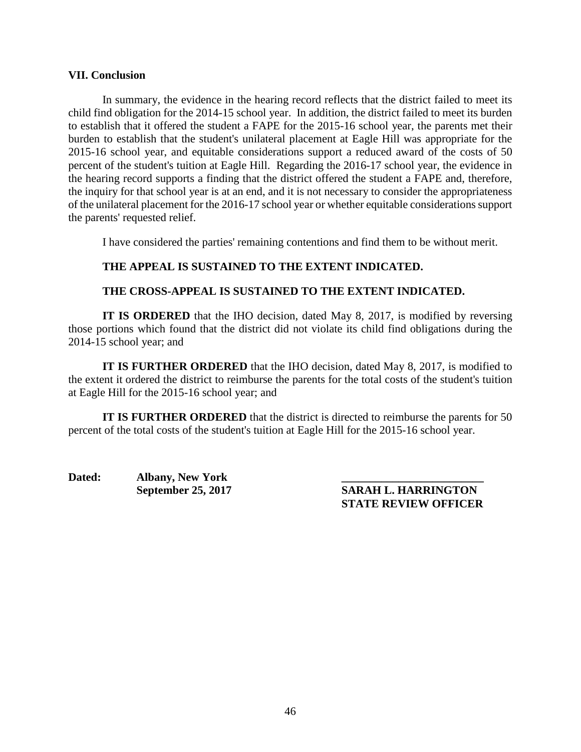## VII. Conclusion

In summary, the evidence in the hearing record reflects that the district failed to meet its child find obligation for the 2014-15 school year. In addition, the district failed to meet its burden to establish that it offered the student a FAPE for the 2015-16 school year, the parents met their burden to establish that the student's unilateral placement at Eagle Hill was appropriate for the 2015-16 school year, and equitable considerations support a reduced award of the costs of 50 percent of the student's tuition at Eagle Hill. Regarding the 2016-17 school year, the evidence in the hearing record supports a finding that the district offered the student a FAPE and, therefore, the inquiry for that school year is at an end, and it is not necessary to consider the appropriateness of the unilateral placement for the 2016-17 school year or whether equitable considerations support the parents' requested relief.

I have considered the parties' remaining contentions and find them to be without merit.

**THE APPEAL IS SUSTAINED TO THE EXTENT INDICATED.**

**THE CROSS-APPEAL IS SUSTAINED TO THE EXTENT INDICATED.**

**IT IS ORDERED** that the IHO decision, dated May 8, 2017, is modified by reversing those portions which found that the district did not violate its child find obligations during the 2014-15 school year; and

**IT IS FURTHER ORDERED** that the IHO decision, dated May 8, 2017, is modified to the extent it ordered the district to reimburse the parents for the total costs of the student's tuition at Eagle Hill for the 2015-16 school year; and

**IT IS FURTHER ORDERED** that the district is directed to reimburse the parents for 50 percent of the total costs of the student's tuition at Eagle Hill for the 2015-16 school year.

**Dated: Albany, New York**
**September 25, 2017**

_________________________
**SARAH L. HARRINGTON**
**STATE REVIEW OFFICER**